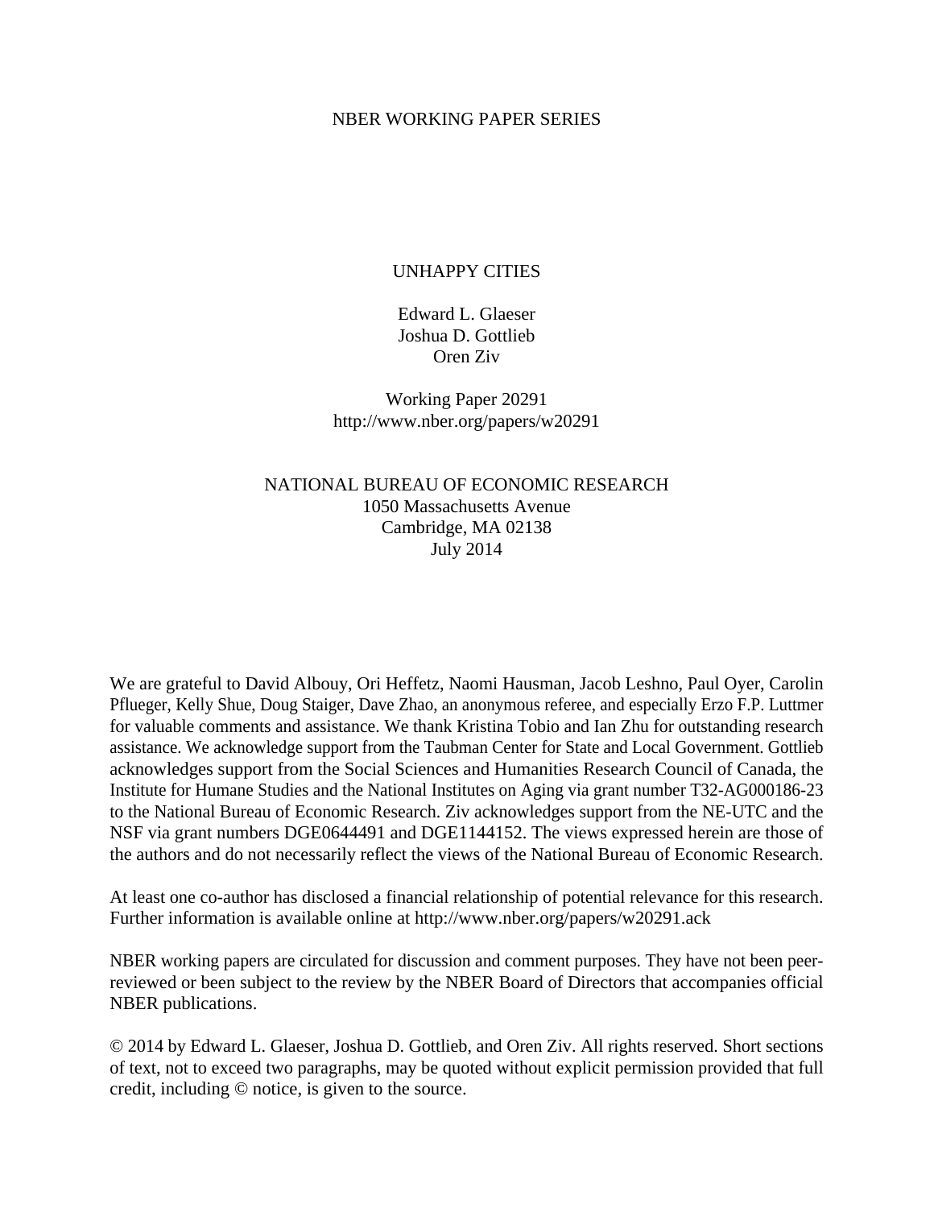NBER WORKING PAPER SERIES

# UNHAPPY CITIES

Edward L. Glaeser
Joshua D. Gottlieb
Oren Ziv

Working Paper 20291
http://www.nber.org/papers/w20291

NATIONAL BUREAU OF ECONOMIC RESEARCH
1050 Massachusetts Avenue
Cambridge, MA 02138
July 2014

We are grateful to David Albouy, Ori Heffetz, Naomi Hausman, Jacob Leshno, Paul Oyer, Carolin Pflueger, Kelly Shue, Doug Staiger, Dave Zhao, an anonymous referee, and especially Erzo F.P. Luttmer for valuable comments and assistance. We thank Kristina Tobio and Ian Zhu for outstanding research assistance. We acknowledge support from the Taubman Center for State and Local Government. Gottlieb acknowledges support from the Social Sciences and Humanities Research Council of Canada, the Institute for Humane Studies and the National Institutes on Aging via grant number T32-AG000186-23 to the National Bureau of Economic Research. Ziv acknowledges support from the NE-UTC and the NSF via grant numbers DGE0644491 and DGE1144152. The views expressed herein are those of the authors and do not necessarily reflect the views of the National Bureau of Economic Research.

At least one co-author has disclosed a financial relationship of potential relevance for this research. Further information is available online at http://www.nber.org/papers/w20291.ack

NBER working papers are circulated for discussion and comment purposes. They have not been peer-reviewed or been subject to the review by the NBER Board of Directors that accompanies official NBER publications.

© 2014 by Edward L. Glaeser, Joshua D. Gottlieb, and Oren Ziv. All rights reserved. Short sections of text, not to exceed two paragraphs, may be quoted without explicit permission provided that full credit, including © notice, is given to the source.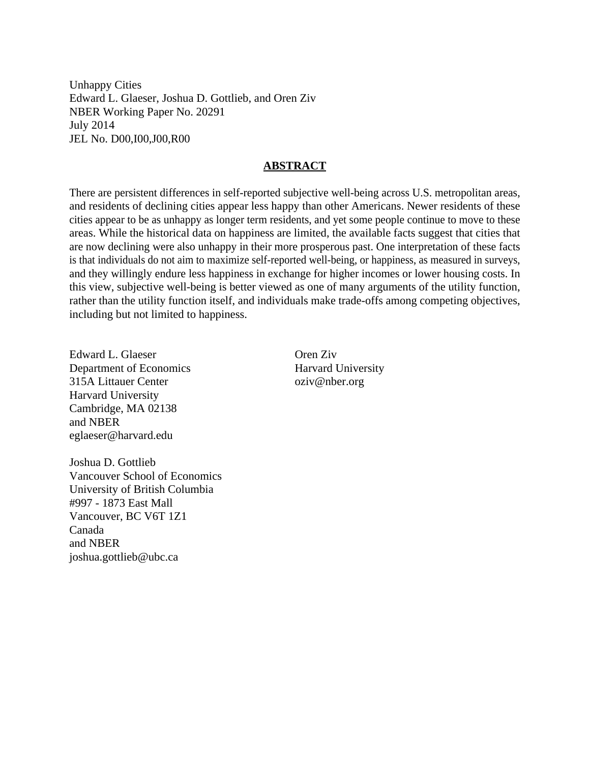Unhappy Cities
Edward L. Glaeser, Joshua D. Gottlieb, and Oren Ziv
NBER Working Paper No. 20291
July 2014
JEL No. D00,I00,J00,R00

## ABSTRACT

There are persistent differences in self-reported subjective well-being across U.S. metropolitan areas, and residents of declining cities appear less happy than other Americans. Newer residents of these cities appear to be as unhappy as longer term residents, and yet some people continue to move to these areas. While the historical data on happiness are limited, the available facts suggest that cities that are now declining were also unhappy in their more prosperous past. One interpretation of these facts is that individuals do not aim to maximize self-reported well-being, or happiness, as measured in surveys, and they willingly endure less happiness in exchange for higher incomes or lower housing costs. In this view, subjective well-being is better viewed as one of many arguments of the utility function, rather than the utility function itself, and individuals make trade-offs among competing objectives, including but not limited to happiness.

Edward L. Glaeser
Department of Economics
315A Littauer Center
Harvard University
Cambridge, MA 02138
and NBER
eglaeser@harvard.edu

Joshua D. Gottlieb
Vancouver School of Economics
University of British Columbia
#997 - 1873 East Mall
Vancouver, BC V6T 1Z1
Canada
and NBER
joshua.gottlieb@ubc.ca

Oren Ziv
Harvard University
oziv@nber.org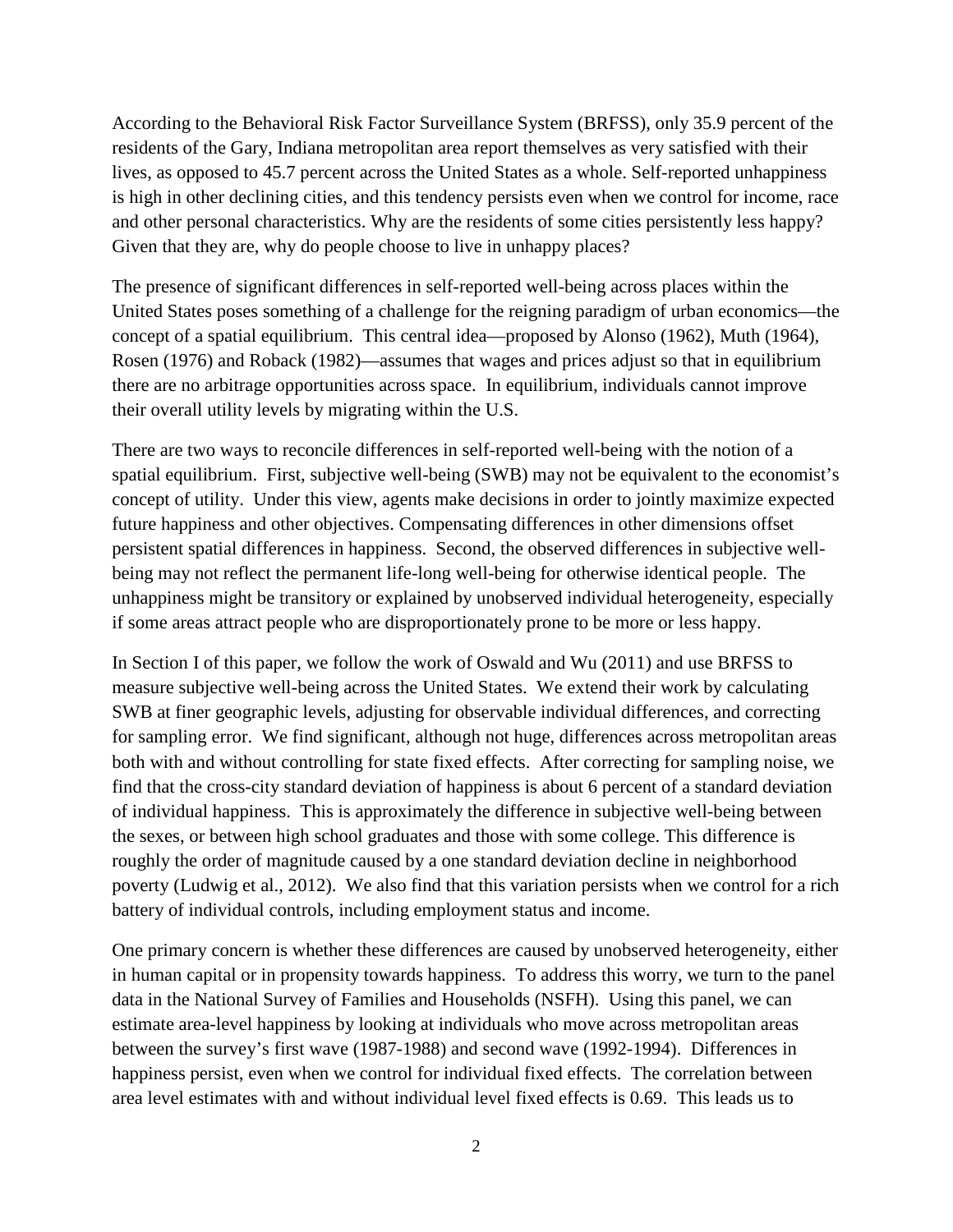According to the Behavioral Risk Factor Surveillance System (BRFSS), only 35.9 percent of the residents of the Gary, Indiana metropolitan area report themselves as very satisfied with their lives, as opposed to 45.7 percent across the United States as a whole. Self-reported unhappiness is high in other declining cities, and this tendency persists even when we control for income, race and other personal characteristics. Why are the residents of some cities persistently less happy? Given that they are, why do people choose to live in unhappy places?

The presence of significant differences in self-reported well-being across places within the United States poses something of a challenge for the reigning paradigm of urban economics—the concept of a spatial equilibrium. This central idea—proposed by Alonso (1962), Muth (1964), Rosen (1976) and Roback (1982)—assumes that wages and prices adjust so that in equilibrium there are no arbitrage opportunities across space. In equilibrium, individuals cannot improve their overall utility levels by migrating within the U.S.

There are two ways to reconcile differences in self-reported well-being with the notion of a spatial equilibrium. First, subjective well-being (SWB) may not be equivalent to the economist's concept of utility. Under this view, agents make decisions in order to jointly maximize expected future happiness and other objectives. Compensating differences in other dimensions offset persistent spatial differences in happiness. Second, the observed differences in subjective well-being may not reflect the permanent life-long well-being for otherwise identical people. The unhappiness might be transitory or explained by unobserved individual heterogeneity, especially if some areas attract people who are disproportionately prone to be more or less happy.

In Section I of this paper, we follow the work of Oswald and Wu (2011) and use BRFSS to measure subjective well-being across the United States. We extend their work by calculating SWB at finer geographic levels, adjusting for observable individual differences, and correcting for sampling error. We find significant, although not huge, differences across metropolitan areas both with and without controlling for state fixed effects. After correcting for sampling noise, we find that the cross-city standard deviation of happiness is about 6 percent of a standard deviation of individual happiness. This is approximately the difference in subjective well-being between the sexes, or between high school graduates and those with some college. This difference is roughly the order of magnitude caused by a one standard deviation decline in neighborhood poverty (Ludwig et al., 2012). We also find that this variation persists when we control for a rich battery of individual controls, including employment status and income.

One primary concern is whether these differences are caused by unobserved heterogeneity, either in human capital or in propensity towards happiness. To address this worry, we turn to the panel data in the National Survey of Families and Households (NSFH). Using this panel, we can estimate area-level happiness by looking at individuals who move across metropolitan areas between the survey's first wave (1987-1988) and second wave (1992-1994). Differences in happiness persist, even when we control for individual fixed effects. The correlation between area level estimates with and without individual level fixed effects is 0.69. This leads us to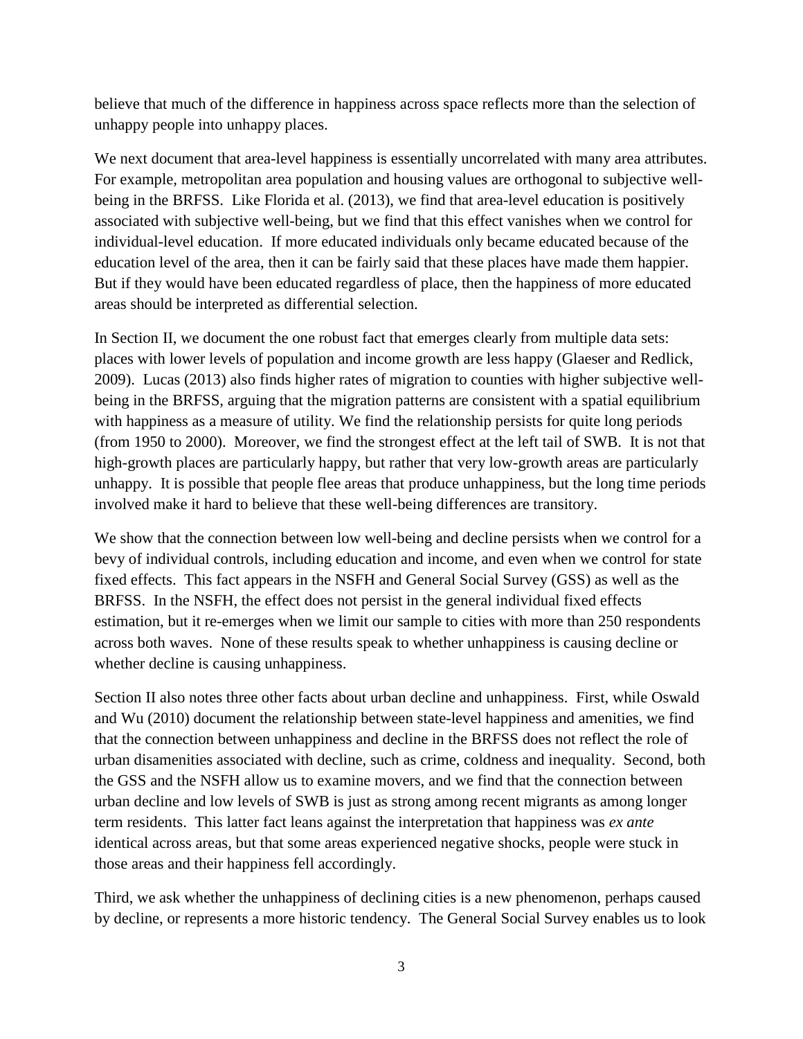believe that much of the difference in happiness across space reflects more than the selection of unhappy people into unhappy places.

We next document that area-level happiness is essentially uncorrelated with many area attributes. For example, metropolitan area population and housing values are orthogonal to subjective well-being in the BRFSS. Like Florida et al. (2013), we find that area-level education is positively associated with subjective well-being, but we find that this effect vanishes when we control for individual-level education. If more educated individuals only became educated because of the education level of the area, then it can be fairly said that these places have made them happier. But if they would have been educated regardless of place, then the happiness of more educated areas should be interpreted as differential selection.

In Section II, we document the one robust fact that emerges clearly from multiple data sets: places with lower levels of population and income growth are less happy (Glaeser and Redlick, 2009). Lucas (2013) also finds higher rates of migration to counties with higher subjective well-being in the BRFSS, arguing that the migration patterns are consistent with a spatial equilibrium with happiness as a measure of utility. We find the relationship persists for quite long periods (from 1950 to 2000). Moreover, we find the strongest effect at the left tail of SWB. It is not that high-growth places are particularly happy, but rather that very low-growth areas are particularly unhappy. It is possible that people flee areas that produce unhappiness, but the long time periods involved make it hard to believe that these well-being differences are transitory.

We show that the connection between low well-being and decline persists when we control for a bevy of individual controls, including education and income, and even when we control for state fixed effects. This fact appears in the NSFH and General Social Survey (GSS) as well as the BRFSS. In the NSFH, the effect does not persist in the general individual fixed effects estimation, but it re-emerges when we limit our sample to cities with more than 250 respondents across both waves. None of these results speak to whether unhappiness is causing decline or whether decline is causing unhappiness.

Section II also notes three other facts about urban decline and unhappiness. First, while Oswald and Wu (2010) document the relationship between state-level happiness and amenities, we find that the connection between unhappiness and decline in the BRFSS does not reflect the role of urban disamenities associated with decline, such as crime, coldness and inequality. Second, both the GSS and the NSFH allow us to examine movers, and we find that the connection between urban decline and low levels of SWB is just as strong among recent migrants as among longer term residents. This latter fact leans against the interpretation that happiness was *ex ante* identical across areas, but that some areas experienced negative shocks, people were stuck in those areas and their happiness fell accordingly.

Third, we ask whether the unhappiness of declining cities is a new phenomenon, perhaps caused by decline, or represents a more historic tendency. The General Social Survey enables us to look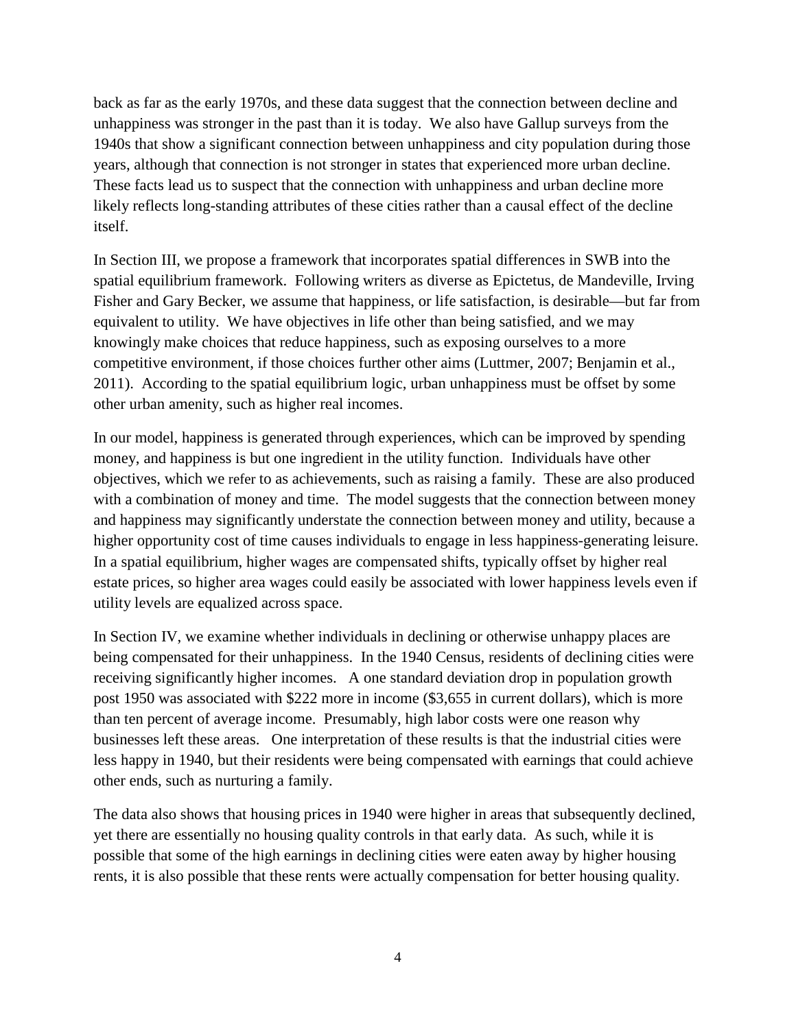back as far as the early 1970s, and these data suggest that the connection between decline and unhappiness was stronger in the past than it is today. We also have Gallup surveys from the 1940s that show a significant connection between unhappiness and city population during those years, although that connection is not stronger in states that experienced more urban decline. These facts lead us to suspect that the connection with unhappiness and urban decline more likely reflects long-standing attributes of these cities rather than a causal effect of the decline itself.

In Section III, we propose a framework that incorporates spatial differences in SWB into the spatial equilibrium framework. Following writers as diverse as Epictetus, de Mandeville, Irving Fisher and Gary Becker, we assume that happiness, or life satisfaction, is desirable—but far from equivalent to utility. We have objectives in life other than being satisfied, and we may knowingly make choices that reduce happiness, such as exposing ourselves to a more competitive environment, if those choices further other aims (Luttmer, 2007; Benjamin et al., 2011). According to the spatial equilibrium logic, urban unhappiness must be offset by some other urban amenity, such as higher real incomes.

In our model, happiness is generated through experiences, which can be improved by spending money, and happiness is but one ingredient in the utility function. Individuals have other objectives, which we refer to as achievements, such as raising a family. These are also produced with a combination of money and time. The model suggests that the connection between money and happiness may significantly understate the connection between money and utility, because a higher opportunity cost of time causes individuals to engage in less happiness-generating leisure. In a spatial equilibrium, higher wages are compensated shifts, typically offset by higher real estate prices, so higher area wages could easily be associated with lower happiness levels even if utility levels are equalized across space.

In Section IV, we examine whether individuals in declining or otherwise unhappy places are being compensated for their unhappiness. In the 1940 Census, residents of declining cities were receiving significantly higher incomes. A one standard deviation drop in population growth post 1950 was associated with $222 more in income ($3,655 in current dollars), which is more than ten percent of average income. Presumably, high labor costs were one reason why businesses left these areas. One interpretation of these results is that the industrial cities were less happy in 1940, but their residents were being compensated with earnings that could achieve other ends, such as nurturing a family.

The data also shows that housing prices in 1940 were higher in areas that subsequently declined, yet there are essentially no housing quality controls in that early data. As such, while it is possible that some of the high earnings in declining cities were eaten away by higher housing rents, it is also possible that these rents were actually compensation for better housing quality.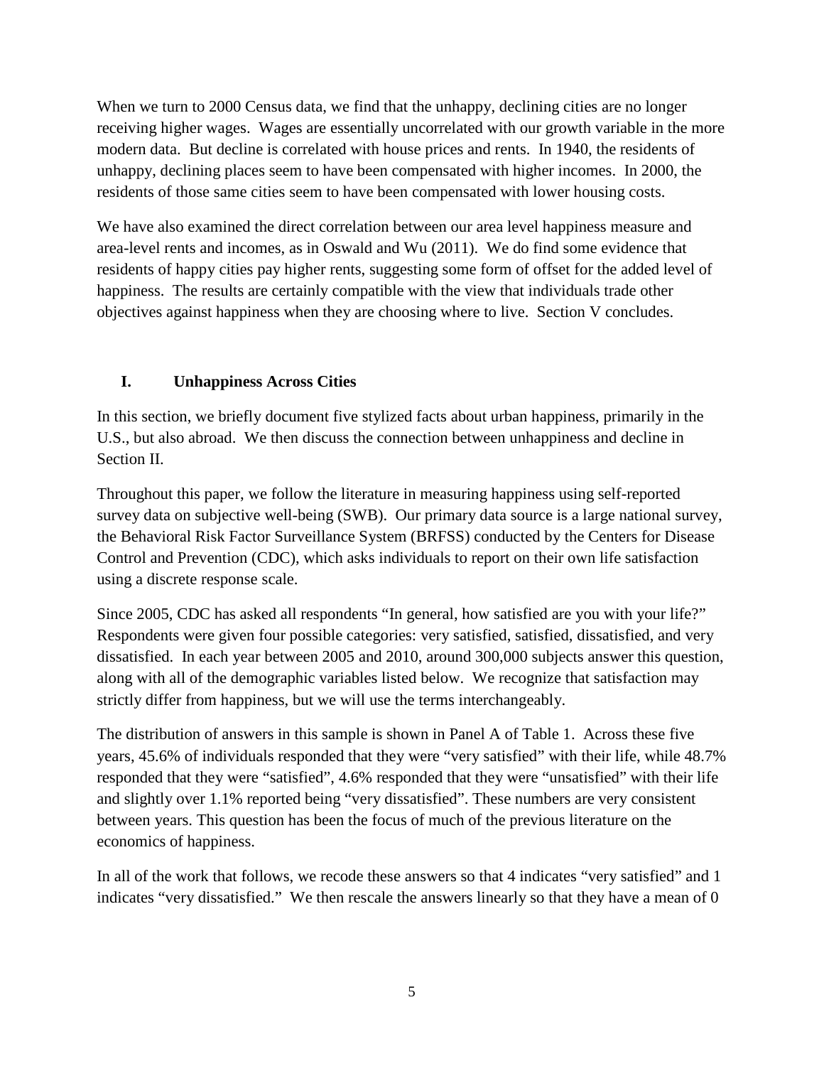When we turn to 2000 Census data, we find that the unhappy, declining cities are no longer receiving higher wages. Wages are essentially uncorrelated with our growth variable in the more modern data. But decline is correlated with house prices and rents. In 1940, the residents of unhappy, declining places seem to have been compensated with higher incomes. In 2000, the residents of those same cities seem to have been compensated with lower housing costs.

We have also examined the direct correlation between our area level happiness measure and area-level rents and incomes, as in Oswald and Wu (2011). We do find some evidence that residents of happy cities pay higher rents, suggesting some form of offset for the added level of happiness. The results are certainly compatible with the view that individuals trade other objectives against happiness when they are choosing where to live. Section V concludes.

## I. Unhappiness Across Cities

In this section, we briefly document five stylized facts about urban happiness, primarily in the U.S., but also abroad. We then discuss the connection between unhappiness and decline in Section II.

Throughout this paper, we follow the literature in measuring happiness using self-reported survey data on subjective well-being (SWB). Our primary data source is a large national survey, the Behavioral Risk Factor Surveillance System (BRFSS) conducted by the Centers for Disease Control and Prevention (CDC), which asks individuals to report on their own life satisfaction using a discrete response scale.

Since 2005, CDC has asked all respondents "In general, how satisfied are you with your life?" Respondents were given four possible categories: very satisfied, satisfied, dissatisfied, and very dissatisfied. In each year between 2005 and 2010, around 300,000 subjects answer this question, along with all of the demographic variables listed below. We recognize that satisfaction may strictly differ from happiness, but we will use the terms interchangeably.

The distribution of answers in this sample is shown in Panel A of Table 1. Across these five years, 45.6% of individuals responded that they were "very satisfied" with their life, while 48.7% responded that they were "satisfied", 4.6% responded that they were "unsatisfied" with their life and slightly over 1.1% reported being "very dissatisfied". These numbers are very consistent between years. This question has been the focus of much of the previous literature on the economics of happiness.

In all of the work that follows, we recode these answers so that 4 indicates "very satisfied" and 1 indicates "very dissatisfied." We then rescale the answers linearly so that they have a mean of 0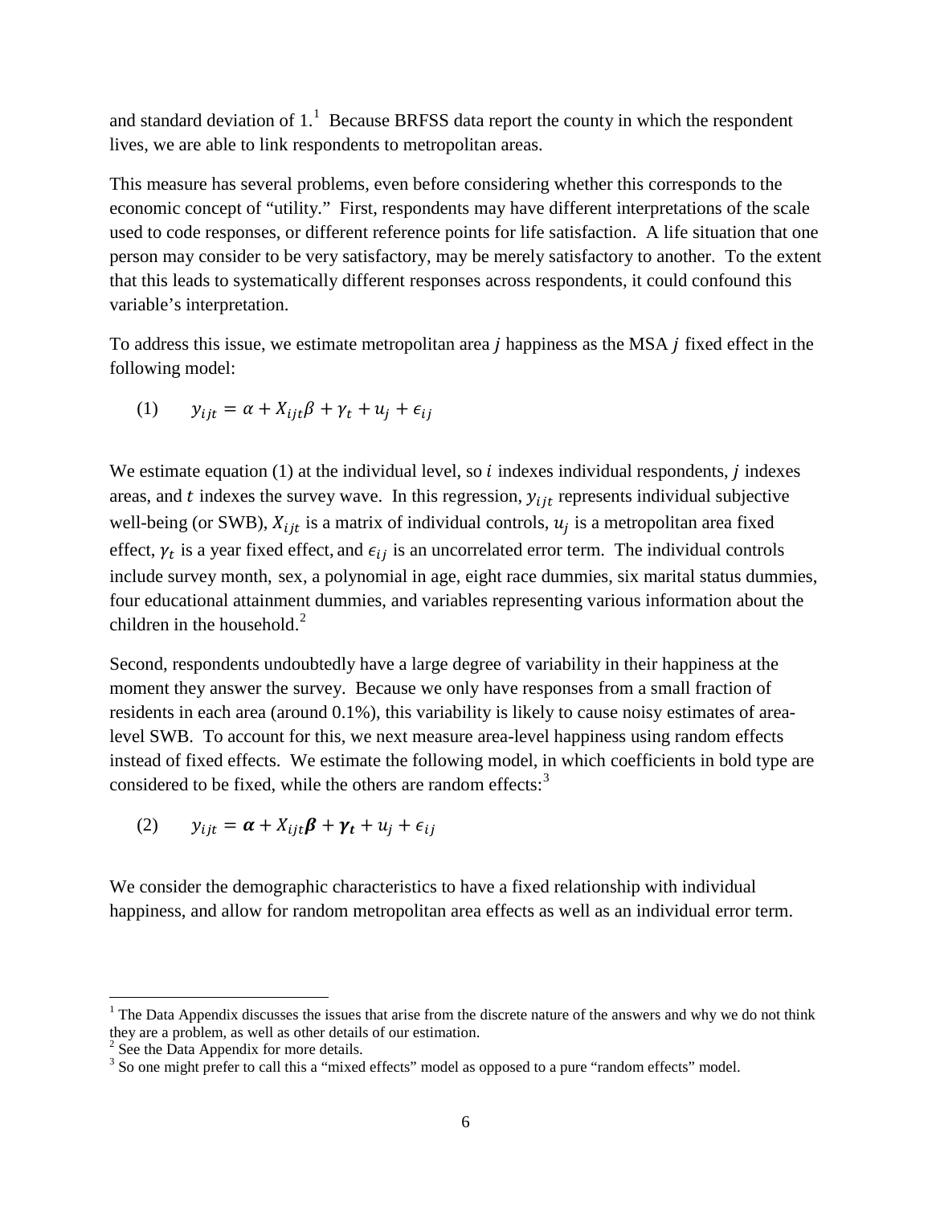and standard deviation of 1.[1] Because BRFSS data report the county in which the respondent lives, we are able to link respondents to metropolitan areas.

This measure has several problems, even before considering whether this corresponds to the economic concept of "utility." First, respondents may have different interpretations of the scale used to code responses, or different reference points for life satisfaction. A life situation that one person may consider to be very satisfactory, may be merely satisfactory to another. To the extent that this leads to systematically different responses across respondents, it could confound this variable's interpretation.

To address this issue, we estimate metropolitan area $j$ happiness as the MSA $j$ fixed effect in the following model:

$$(1) \qquad y_{ijt} = \alpha + X_{ijt}\beta + \gamma_t + u_j + \epsilon_{ij}$$

We estimate equation (1) at the individual level, so $i$ indexes individual respondents, $j$ indexes areas, and $t$ indexes the survey wave. In this regression, $y_{ijt}$ represents individual subjective well-being (or SWB), $X_{ijt}$ is a matrix of individual controls, $u_j$ is a metropolitan area fixed effect, $\gamma_t$ is a year fixed effect, and $\epsilon_{ij}$ is an uncorrelated error term. The individual controls include survey month, sex, a polynomial in age, eight race dummies, six marital status dummies, four educational attainment dummies, and variables representing various information about the children in the household.[2]

Second, respondents undoubtedly have a large degree of variability in their happiness at the moment they answer the survey. Because we only have responses from a small fraction of residents in each area (around 0.1%), this variability is likely to cause noisy estimates of area-level SWB. To account for this, we next measure area-level happiness using random effects instead of fixed effects. We estimate the following model, in which coefficients in bold type are considered to be fixed, while the others are random effects:[3]

$$(2) \qquad y_{ijt} = \boldsymbol{\alpha} + X_{ijt}\boldsymbol{\beta} + \boldsymbol{\gamma_t} + u_j + \epsilon_{ij}$$

We consider the demographic characteristics to have a fixed relationship with individual happiness, and allow for random metropolitan area effects as well as an individual error term.

---

[1] The Data Appendix discusses the issues that arise from the discrete nature of the answers and why we do not think they are a problem, as well as other details of our estimation.

[2] See the Data Appendix for more details.

[3] So one might prefer to call this a "mixed effects" model as opposed to a pure "random effects" model.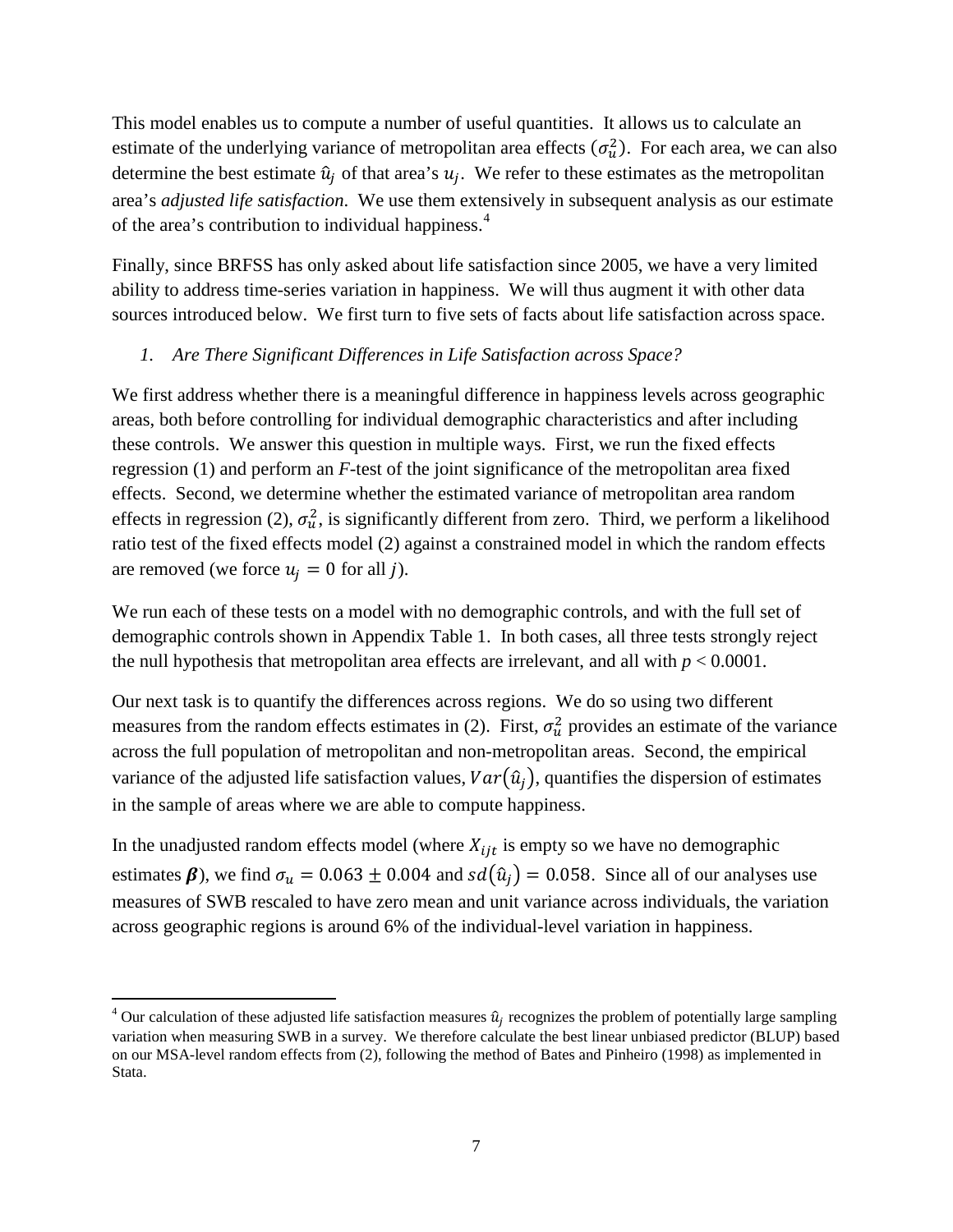This model enables us to compute a number of useful quantities. It allows us to calculate an estimate of the underlying variance of metropolitan area effects ($\sigma_u^2$). For each area, we can also determine the best estimate $\hat{u}_j$ of that area's $u_j$. We refer to these estimates as the metropolitan area's *adjusted life satisfaction*. We use them extensively in subsequent analysis as our estimate of the area's contribution to individual happiness.[4]

Finally, since BRFSS has only asked about life satisfaction since 2005, we have a very limited ability to address time-series variation in happiness. We will thus augment it with other data sources introduced below. We first turn to five sets of facts about life satisfaction across space.

### 1. *Are There Significant Differences in Life Satisfaction across Space?*

We first address whether there is a meaningful difference in happiness levels across geographic areas, both before controlling for individual demographic characteristics and after including these controls. We answer this question in multiple ways. First, we run the fixed effects regression (1) and perform an *F*-test of the joint significance of the metropolitan area fixed effects. Second, we determine whether the estimated variance of metropolitan area random effects in regression (2), $\sigma_u^2$, is significantly different from zero. Third, we perform a likelihood ratio test of the fixed effects model (2) against a constrained model in which the random effects are removed (we force $u_j = 0$ for all $j$).

We run each of these tests on a model with no demographic controls, and with the full set of demographic controls shown in Appendix Table 1. In both cases, all three tests strongly reject the null hypothesis that metropolitan area effects are irrelevant, and all with $p < 0.0001$.

Our next task is to quantify the differences across regions. We do so using two different measures from the random effects estimates in (2). First, $\sigma_u^2$ provides an estimate of the variance across the full population of metropolitan and non-metropolitan areas. Second, the empirical variance of the adjusted life satisfaction values, $Var(\hat{u}_j)$, quantifies the dispersion of estimates in the sample of areas where we are able to compute happiness.

In the unadjusted random effects model (where $X_{ijt}$ is empty so we have no demographic estimates $\boldsymbol{\beta}$), we find $\sigma_u = 0.063 \pm 0.004$ and $sd(\hat{u}_j) = 0.058$. Since all of our analyses use measures of SWB rescaled to have zero mean and unit variance across individuals, the variation across geographic regions is around 6% of the individual-level variation in happiness.

[4] Our calculation of these adjusted life satisfaction measures $\hat{u}_j$ recognizes the problem of potentially large sampling variation when measuring SWB in a survey. We therefore calculate the best linear unbiased predictor (BLUP) based on our MSA-level random effects from (2), following the method of Bates and Pinheiro (1998) as implemented in Stata.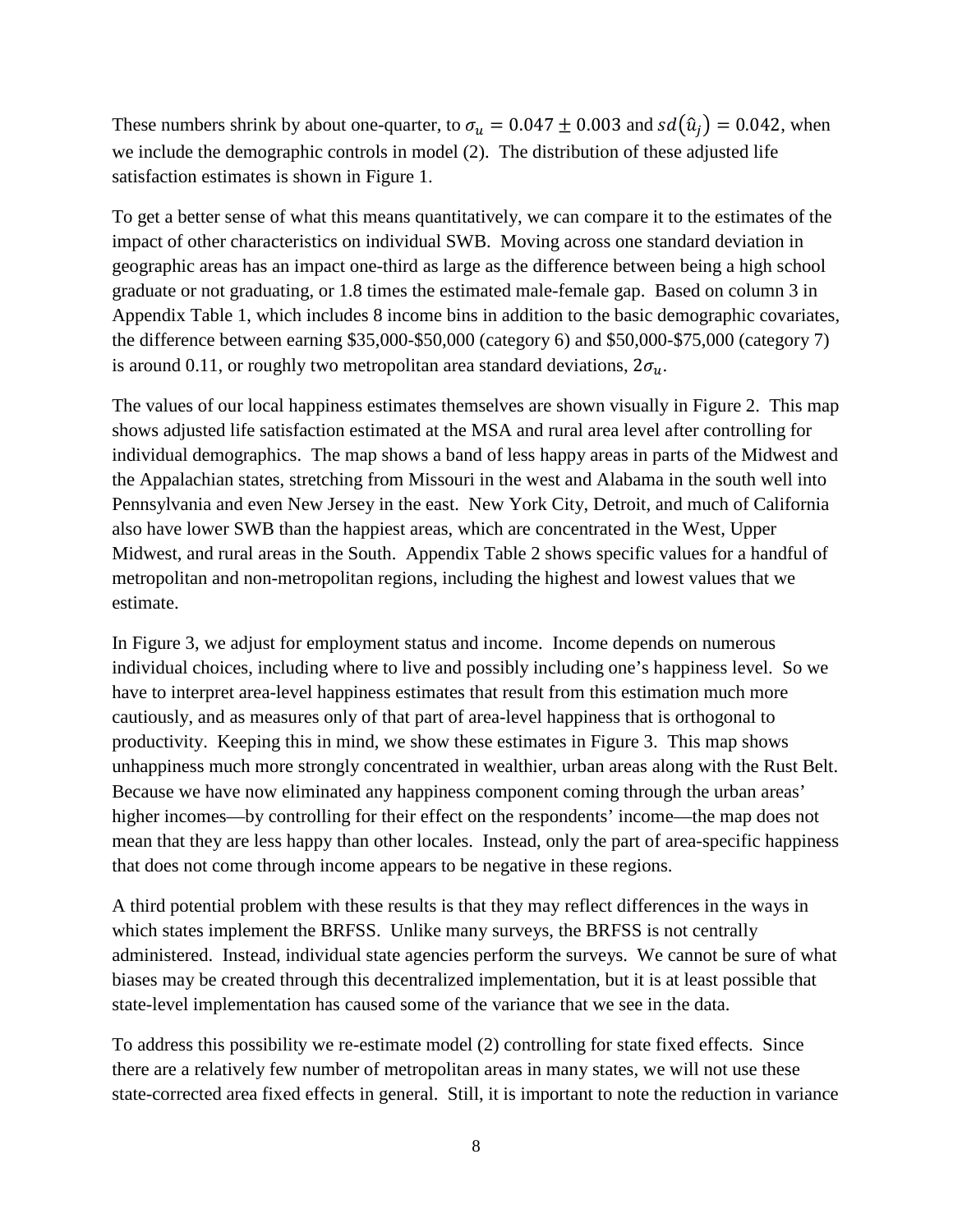These numbers shrink by about one-quarter, to $\sigma_u = 0.047 \pm 0.003$ and $sd(\hat{u}_j) = 0.042$, when we include the demographic controls in model (2). The distribution of these adjusted life satisfaction estimates is shown in Figure 1.

To get a better sense of what this means quantitatively, we can compare it to the estimates of the impact of other characteristics on individual SWB. Moving across one standard deviation in geographic areas has an impact one-third as large as the difference between being a high school graduate or not graduating, or 1.8 times the estimated male-female gap. Based on column 3 in Appendix Table 1, which includes 8 income bins in addition to the basic demographic covariates, the difference between earning \$35,000-\$50,000 (category 6) and \$50,000-\$75,000 (category 7) is around 0.11, or roughly two metropolitan area standard deviations, $2\sigma_u$.

The values of our local happiness estimates themselves are shown visually in Figure 2. This map shows adjusted life satisfaction estimated at the MSA and rural area level after controlling for individual demographics. The map shows a band of less happy areas in parts of the Midwest and the Appalachian states, stretching from Missouri in the west and Alabama in the south well into Pennsylvania and even New Jersey in the east. New York City, Detroit, and much of California also have lower SWB than the happiest areas, which are concentrated in the West, Upper Midwest, and rural areas in the South. Appendix Table 2 shows specific values for a handful of metropolitan and non-metropolitan regions, including the highest and lowest values that we estimate.

In Figure 3, we adjust for employment status and income. Income depends on numerous individual choices, including where to live and possibly including one's happiness level. So we have to interpret area-level happiness estimates that result from this estimation much more cautiously, and as measures only of that part of area-level happiness that is orthogonal to productivity. Keeping this in mind, we show these estimates in Figure 3. This map shows unhappiness much more strongly concentrated in wealthier, urban areas along with the Rust Belt. Because we have now eliminated any happiness component coming through the urban areas' higher incomes—by controlling for their effect on the respondents' income—the map does not mean that they are less happy than other locales. Instead, only the part of area-specific happiness that does not come through income appears to be negative in these regions.

A third potential problem with these results is that they may reflect differences in the ways in which states implement the BRFSS. Unlike many surveys, the BRFSS is not centrally administered. Instead, individual state agencies perform the surveys. We cannot be sure of what biases may be created through this decentralized implementation, but it is at least possible that state-level implementation has caused some of the variance that we see in the data.

To address this possibility we re-estimate model (2) controlling for state fixed effects. Since there are a relatively few number of metropolitan areas in many states, we will not use these state-corrected area fixed effects in general. Still, it is important to note the reduction in variance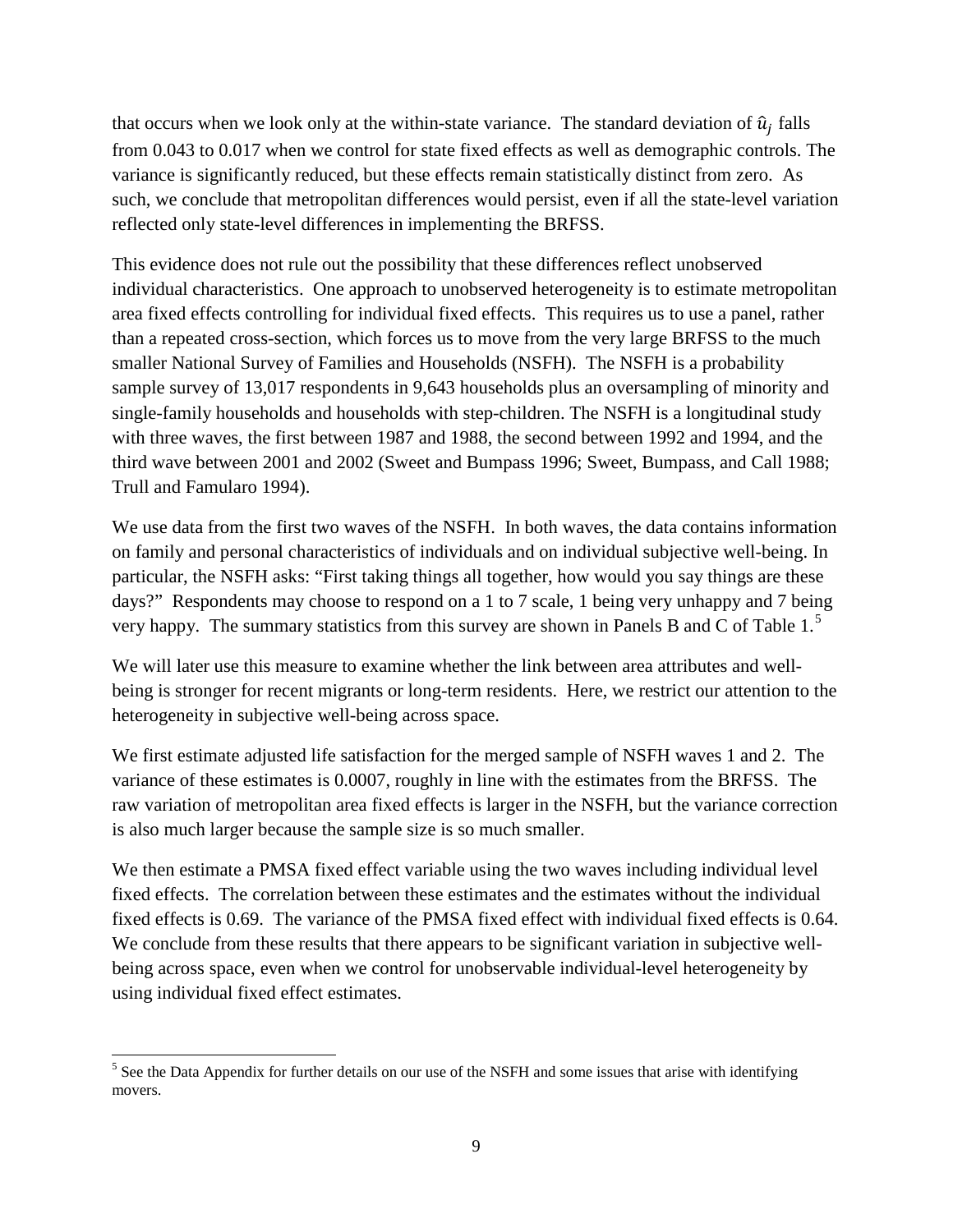that occurs when we look only at the within-state variance. The standard deviation of $\hat{u}_j$ falls from 0.043 to 0.017 when we control for state fixed effects as well as demographic controls. The variance is significantly reduced, but these effects remain statistically distinct from zero. As such, we conclude that metropolitan differences would persist, even if all the state-level variation reflected only state-level differences in implementing the BRFSS.

This evidence does not rule out the possibility that these differences reflect unobserved individual characteristics. One approach to unobserved heterogeneity is to estimate metropolitan area fixed effects controlling for individual fixed effects. This requires us to use a panel, rather than a repeated cross-section, which forces us to move from the very large BRFSS to the much smaller National Survey of Families and Households (NSFH). The NSFH is a probability sample survey of 13,017 respondents in 9,643 households plus an oversampling of minority and single-family households and households with step-children. The NSFH is a longitudinal study with three waves, the first between 1987 and 1988, the second between 1992 and 1994, and the third wave between 2001 and 2002 (Sweet and Bumpass 1996; Sweet, Bumpass, and Call 1988; Trull and Famularo 1994).

We use data from the first two waves of the NSFH. In both waves, the data contains information on family and personal characteristics of individuals and on individual subjective well-being. In particular, the NSFH asks: "First taking things all together, how would you say things are these days?" Respondents may choose to respond on a 1 to 7 scale, 1 being very unhappy and 7 being very happy. The summary statistics from this survey are shown in Panels B and C of Table 1.[5]

We will later use this measure to examine whether the link between area attributes and well-being is stronger for recent migrants or long-term residents. Here, we restrict our attention to the heterogeneity in subjective well-being across space.

We first estimate adjusted life satisfaction for the merged sample of NSFH waves 1 and 2. The variance of these estimates is 0.0007, roughly in line with the estimates from the BRFSS. The raw variation of metropolitan area fixed effects is larger in the NSFH, but the variance correction is also much larger because the sample size is so much smaller.

We then estimate a PMSA fixed effect variable using the two waves including individual level fixed effects. The correlation between these estimates and the estimates without the individual fixed effects is 0.69. The variance of the PMSA fixed effect with individual fixed effects is 0.64. We conclude from these results that there appears to be significant variation in subjective well-being across space, even when we control for unobservable individual-level heterogeneity by using individual fixed effect estimates.

[5] See the Data Appendix for further details on our use of the NSFH and some issues that arise with identifying movers.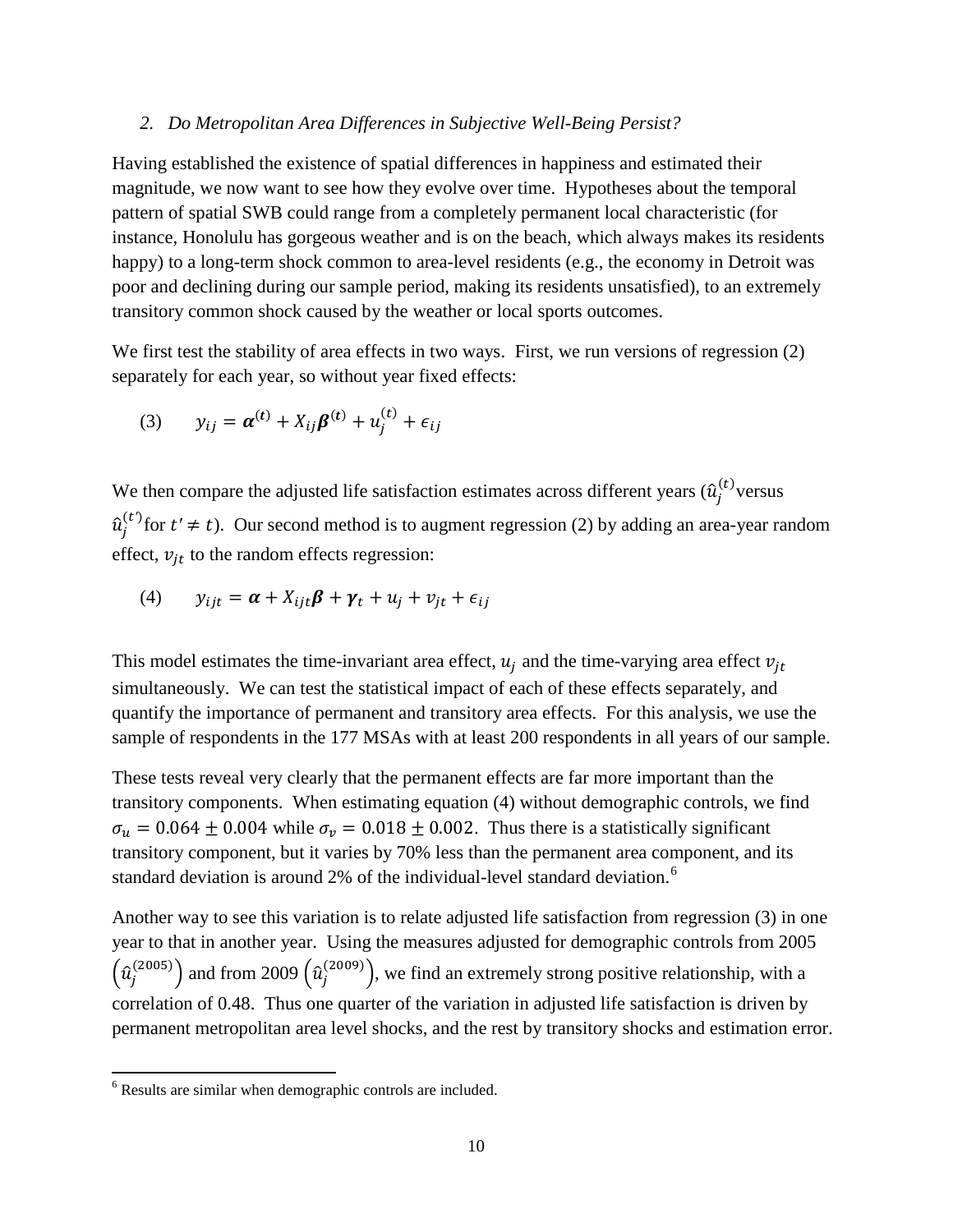### *2. Do Metropolitan Area Differences in Subjective Well-Being Persist?*

Having established the existence of spatial differences in happiness and estimated their magnitude, we now want to see how they evolve over time. Hypotheses about the temporal pattern of spatial SWB could range from a completely permanent local characteristic (for instance, Honolulu has gorgeous weather and is on the beach, which always makes its residents happy) to a long-term shock common to area-level residents (e.g., the economy in Detroit was poor and declining during our sample period, making its residents unsatisfied), to an extremely transitory common shock caused by the weather or local sports outcomes.

We first test the stability of area effects in two ways. First, we run versions of regression (2) separately for each year, so without year fixed effects:

$$(3) \qquad y_{ij} = \boldsymbol{\alpha}^{(t)} + X_{ij}\boldsymbol{\beta}^{(t)} + u_j^{(t)} + \epsilon_{ij}$$

We then compare the adjusted life satisfaction estimates across different years ($\hat{u}_j^{(t)}$versus $\hat{u}_j^{(t')}$for $t' \neq t$). Our second method is to augment regression (2) by adding an area-year random effect, $v_{jt}$ to the random effects regression:

$$(4) \qquad y_{ijt} = \boldsymbol{\alpha} + X_{ijt}\boldsymbol{\beta} + \boldsymbol{\gamma}_t + u_j + v_{jt} + \epsilon_{ij}$$

This model estimates the time-invariant area effect, $u_j$ and the time-varying area effect $v_{jt}$ simultaneously. We can test the statistical impact of each of these effects separately, and quantify the importance of permanent and transitory area effects. For this analysis, we use the sample of respondents in the 177 MSAs with at least 200 respondents in all years of our sample.

These tests reveal very clearly that the permanent effects are far more important than the transitory components. When estimating equation (4) without demographic controls, we find $\sigma_u = 0.064 \pm 0.004$ while $\sigma_v = 0.018 \pm 0.002$. Thus there is a statistically significant transitory component, but it varies by 70% less than the permanent area component, and its standard deviation is around 2% of the individual-level standard deviation.[6]

Another way to see this variation is to relate adjusted life satisfaction from regression (3) in one year to that in another year. Using the measures adjusted for demographic controls from 2005 $\left(\hat{u}_j^{(2005)}\right)$ and from 2009 $\left(\hat{u}_j^{(2009)}\right)$, we find an extremely strong positive relationship, with a correlation of 0.48. Thus one quarter of the variation in adjusted life satisfaction is driven by permanent metropolitan area level shocks, and the rest by transitory shocks and estimation error.

[6] Results are similar when demographic controls are included.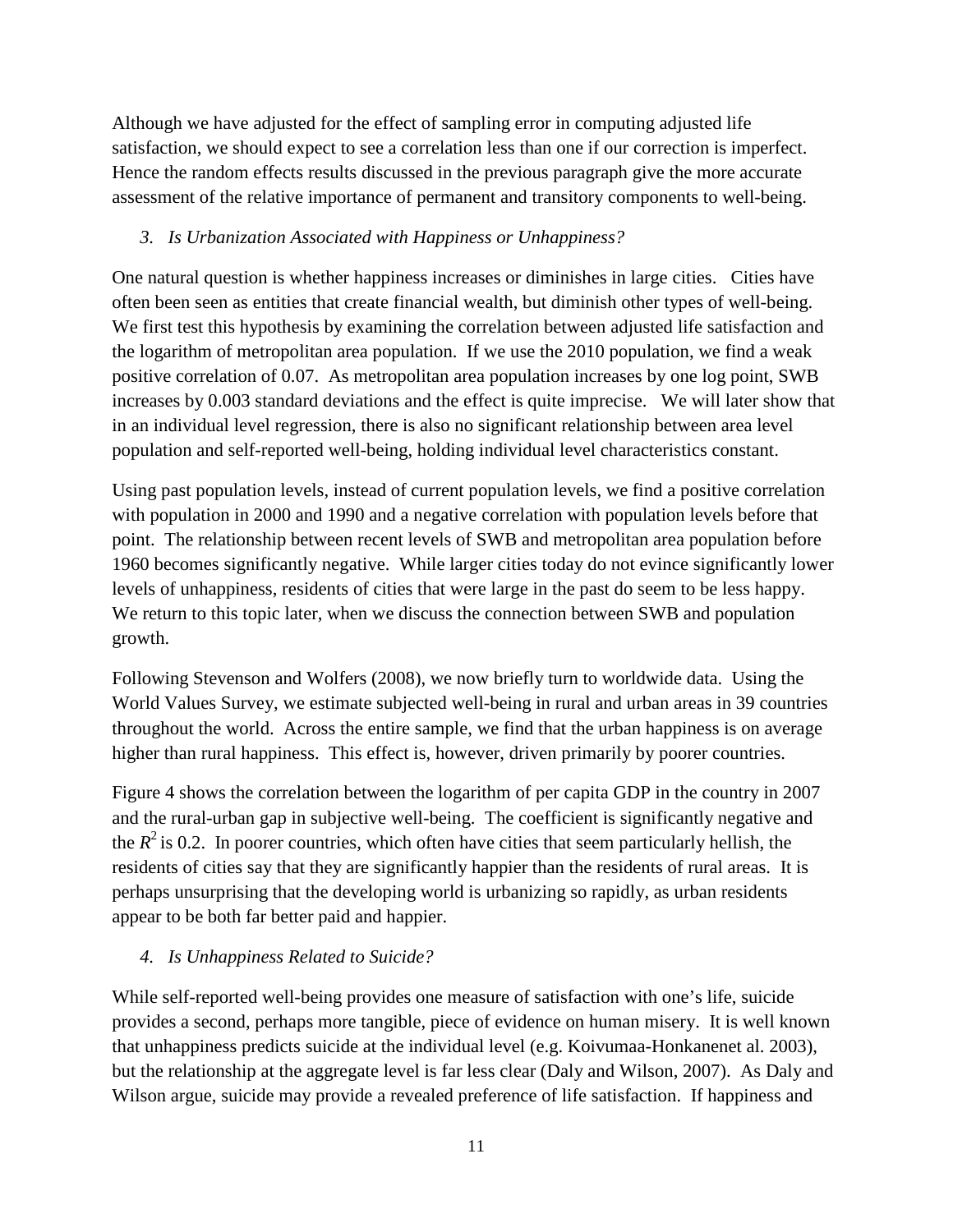Although we have adjusted for the effect of sampling error in computing adjusted life satisfaction, we should expect to see a correlation less than one if our correction is imperfect. Hence the random effects results discussed in the previous paragraph give the more accurate assessment of the relative importance of permanent and transitory components to well-being.

### *3. Is Urbanization Associated with Happiness or Unhappiness?*

One natural question is whether happiness increases or diminishes in large cities. Cities have often been seen as entities that create financial wealth, but diminish other types of well-being. We first test this hypothesis by examining the correlation between adjusted life satisfaction and the logarithm of metropolitan area population. If we use the 2010 population, we find a weak positive correlation of 0.07. As metropolitan area population increases by one log point, SWB increases by 0.003 standard deviations and the effect is quite imprecise. We will later show that in an individual level regression, there is also no significant relationship between area level population and self-reported well-being, holding individual level characteristics constant.

Using past population levels, instead of current population levels, we find a positive correlation with population in 2000 and 1990 and a negative correlation with population levels before that point. The relationship between recent levels of SWB and metropolitan area population before 1960 becomes significantly negative. While larger cities today do not evince significantly lower levels of unhappiness, residents of cities that were large in the past do seem to be less happy. We return to this topic later, when we discuss the connection between SWB and population growth.

Following Stevenson and Wolfers (2008), we now briefly turn to worldwide data. Using the World Values Survey, we estimate subjected well-being in rural and urban areas in 39 countries throughout the world. Across the entire sample, we find that the urban happiness is on average higher than rural happiness. This effect is, however, driven primarily by poorer countries.

Figure 4 shows the correlation between the logarithm of per capita GDP in the country in 2007 and the rural-urban gap in subjective well-being. The coefficient is significantly negative and the $R^2$ is 0.2. In poorer countries, which often have cities that seem particularly hellish, the residents of cities say that they are significantly happier than the residents of rural areas. It is perhaps unsurprising that the developing world is urbanizing so rapidly, as urban residents appear to be both far better paid and happier.

### *4. Is Unhappiness Related to Suicide?*

While self-reported well-being provides one measure of satisfaction with one's life, suicide provides a second, perhaps more tangible, piece of evidence on human misery. It is well known that unhappiness predicts suicide at the individual level (e.g. Koivumaa-Honkanenet al. 2003), but the relationship at the aggregate level is far less clear (Daly and Wilson, 2007). As Daly and Wilson argue, suicide may provide a revealed preference of life satisfaction. If happiness and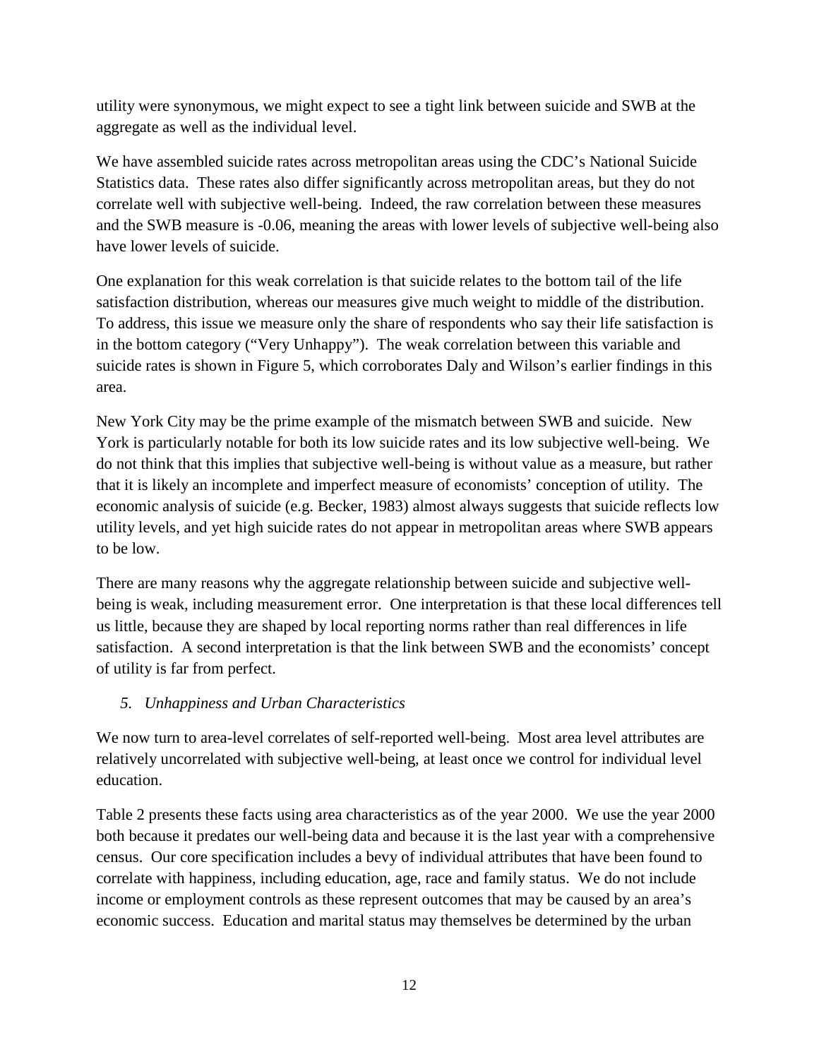utility were synonymous, we might expect to see a tight link between suicide and SWB at the aggregate as well as the individual level.

We have assembled suicide rates across metropolitan areas using the CDC's National Suicide Statistics data. These rates also differ significantly across metropolitan areas, but they do not correlate well with subjective well-being. Indeed, the raw correlation between these measures and the SWB measure is -0.06, meaning the areas with lower levels of subjective well-being also have lower levels of suicide.

One explanation for this weak correlation is that suicide relates to the bottom tail of the life satisfaction distribution, whereas our measures give much weight to middle of the distribution. To address, this issue we measure only the share of respondents who say their life satisfaction is in the bottom category ("Very Unhappy"). The weak correlation between this variable and suicide rates is shown in Figure 5, which corroborates Daly and Wilson's earlier findings in this area.

New York City may be the prime example of the mismatch between SWB and suicide. New York is particularly notable for both its low suicide rates and its low subjective well-being. We do not think that this implies that subjective well-being is without value as a measure, but rather that it is likely an incomplete and imperfect measure of economists' conception of utility. The economic analysis of suicide (e.g. Becker, 1983) almost always suggests that suicide reflects low utility levels, and yet high suicide rates do not appear in metropolitan areas where SWB appears to be low.

There are many reasons why the aggregate relationship between suicide and subjective well-being is weak, including measurement error. One interpretation is that these local differences tell us little, because they are shaped by local reporting norms rather than real differences in life satisfaction. A second interpretation is that the link between SWB and the economists' concept of utility is far from perfect.

## *5. Unhappiness and Urban Characteristics*

We now turn to area-level correlates of self-reported well-being. Most area level attributes are relatively uncorrelated with subjective well-being, at least once we control for individual level education.

Table 2 presents these facts using area characteristics as of the year 2000. We use the year 2000 both because it predates our well-being data and because it is the last year with a comprehensive census. Our core specification includes a bevy of individual attributes that have been found to correlate with happiness, including education, age, race and family status. We do not include income or employment controls as these represent outcomes that may be caused by an area's economic success. Education and marital status may themselves be determined by the urban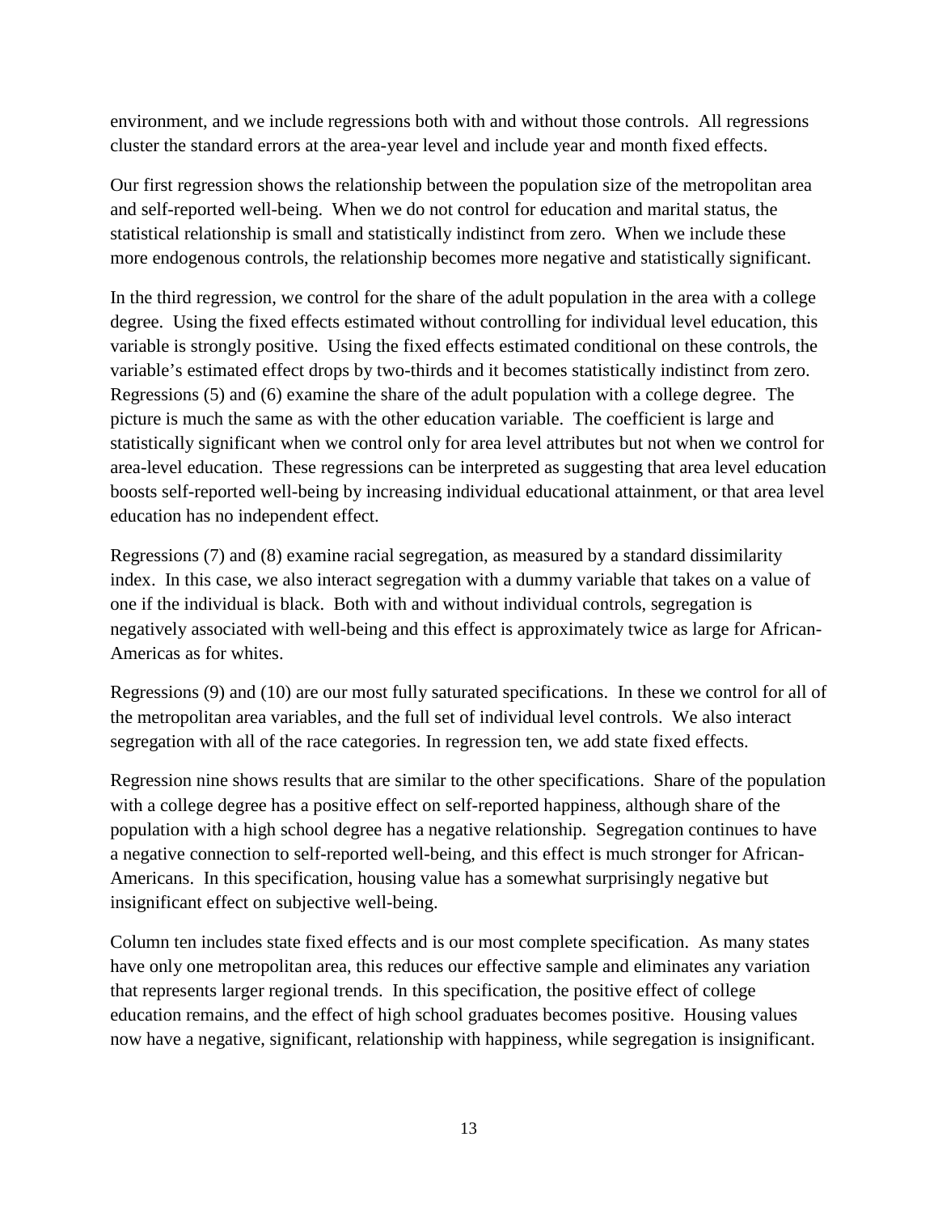environment, and we include regressions both with and without those controls. All regressions cluster the standard errors at the area-year level and include year and month fixed effects.

Our first regression shows the relationship between the population size of the metropolitan area and self-reported well-being. When we do not control for education and marital status, the statistical relationship is small and statistically indistinct from zero. When we include these more endogenous controls, the relationship becomes more negative and statistically significant.

In the third regression, we control for the share of the adult population in the area with a college degree. Using the fixed effects estimated without controlling for individual level education, this variable is strongly positive. Using the fixed effects estimated conditional on these controls, the variable's estimated effect drops by two-thirds and it becomes statistically indistinct from zero. Regressions (5) and (6) examine the share of the adult population with a college degree. The picture is much the same as with the other education variable. The coefficient is large and statistically significant when we control only for area level attributes but not when we control for area-level education. These regressions can be interpreted as suggesting that area level education boosts self-reported well-being by increasing individual educational attainment, or that area level education has no independent effect.

Regressions (7) and (8) examine racial segregation, as measured by a standard dissimilarity index. In this case, we also interact segregation with a dummy variable that takes on a value of one if the individual is black. Both with and without individual controls, segregation is negatively associated with well-being and this effect is approximately twice as large for African-Americas as for whites.

Regressions (9) and (10) are our most fully saturated specifications. In these we control for all of the metropolitan area variables, and the full set of individual level controls. We also interact segregation with all of the race categories. In regression ten, we add state fixed effects.

Regression nine shows results that are similar to the other specifications. Share of the population with a college degree has a positive effect on self-reported happiness, although share of the population with a high school degree has a negative relationship. Segregation continues to have a negative connection to self-reported well-being, and this effect is much stronger for African-Americans. In this specification, housing value has a somewhat surprisingly negative but insignificant effect on subjective well-being.

Column ten includes state fixed effects and is our most complete specification. As many states have only one metropolitan area, this reduces our effective sample and eliminates any variation that represents larger regional trends. In this specification, the positive effect of college education remains, and the effect of high school graduates becomes positive. Housing values now have a negative, significant, relationship with happiness, while segregation is insignificant.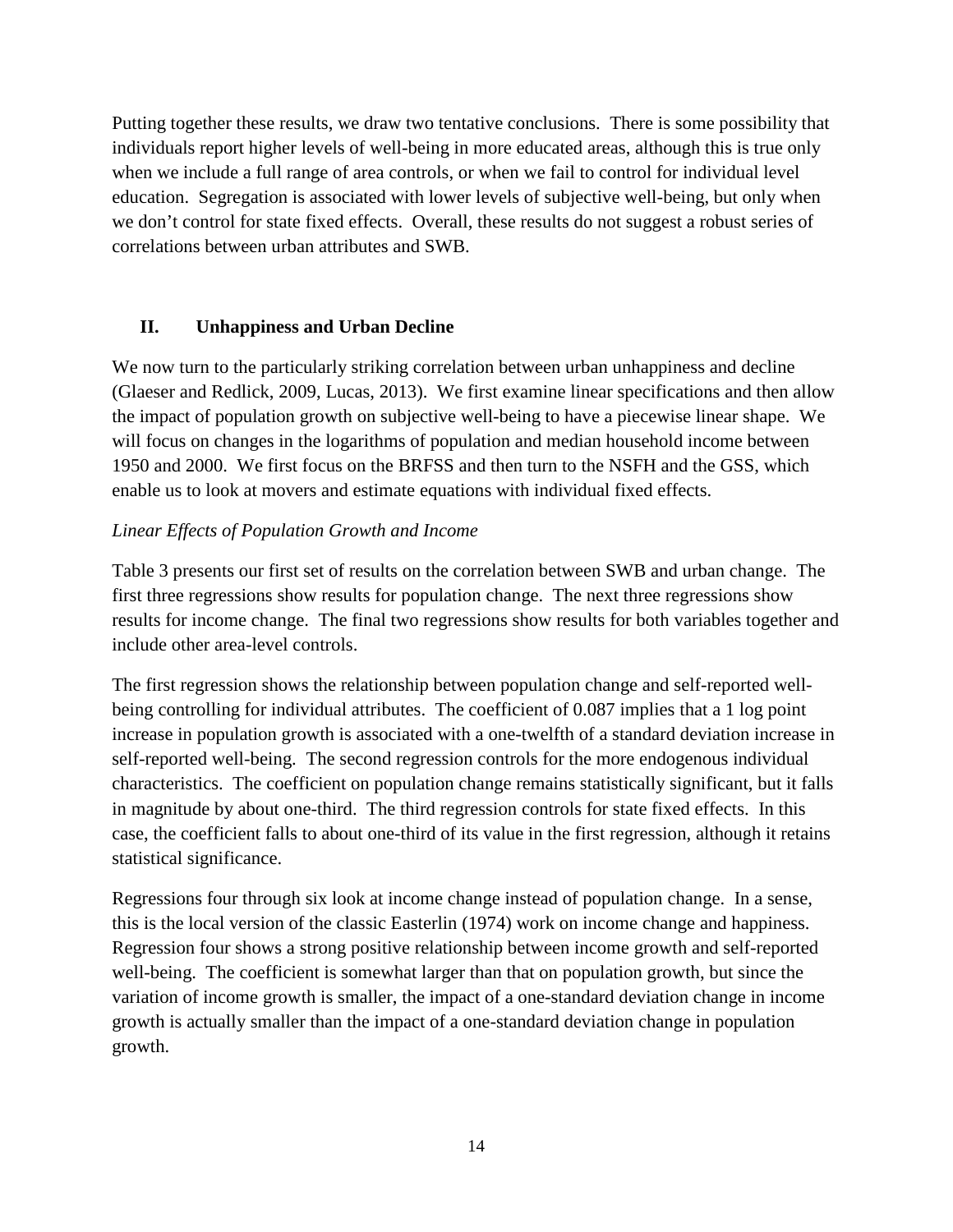Putting together these results, we draw two tentative conclusions. There is some possibility that individuals report higher levels of well-being in more educated areas, although this is true only when we include a full range of area controls, or when we fail to control for individual level education. Segregation is associated with lower levels of subjective well-being, but only when we don't control for state fixed effects. Overall, these results do not suggest a robust series of correlations between urban attributes and SWB.

## II. Unhappiness and Urban Decline

We now turn to the particularly striking correlation between urban unhappiness and decline (Glaeser and Redlick, 2009, Lucas, 2013). We first examine linear specifications and then allow the impact of population growth on subjective well-being to have a piecewise linear shape. We will focus on changes in the logarithms of population and median household income between 1950 and 2000. We first focus on the BRFSS and then turn to the NSFH and the GSS, which enable us to look at movers and estimate equations with individual fixed effects.

*Linear Effects of Population Growth and Income*

Table 3 presents our first set of results on the correlation between SWB and urban change. The first three regressions show results for population change. The next three regressions show results for income change. The final two regressions show results for both variables together and include other area-level controls.

The first regression shows the relationship between population change and self-reported well-being controlling for individual attributes. The coefficient of 0.087 implies that a 1 log point increase in population growth is associated with a one-twelfth of a standard deviation increase in self-reported well-being. The second regression controls for the more endogenous individual characteristics. The coefficient on population change remains statistically significant, but it falls in magnitude by about one-third. The third regression controls for state fixed effects. In this case, the coefficient falls to about one-third of its value in the first regression, although it retains statistical significance.

Regressions four through six look at income change instead of population change. In a sense, this is the local version of the classic Easterlin (1974) work on income change and happiness. Regression four shows a strong positive relationship between income growth and self-reported well-being. The coefficient is somewhat larger than that on population growth, but since the variation of income growth is smaller, the impact of a one-standard deviation change in income growth is actually smaller than the impact of a one-standard deviation change in population growth.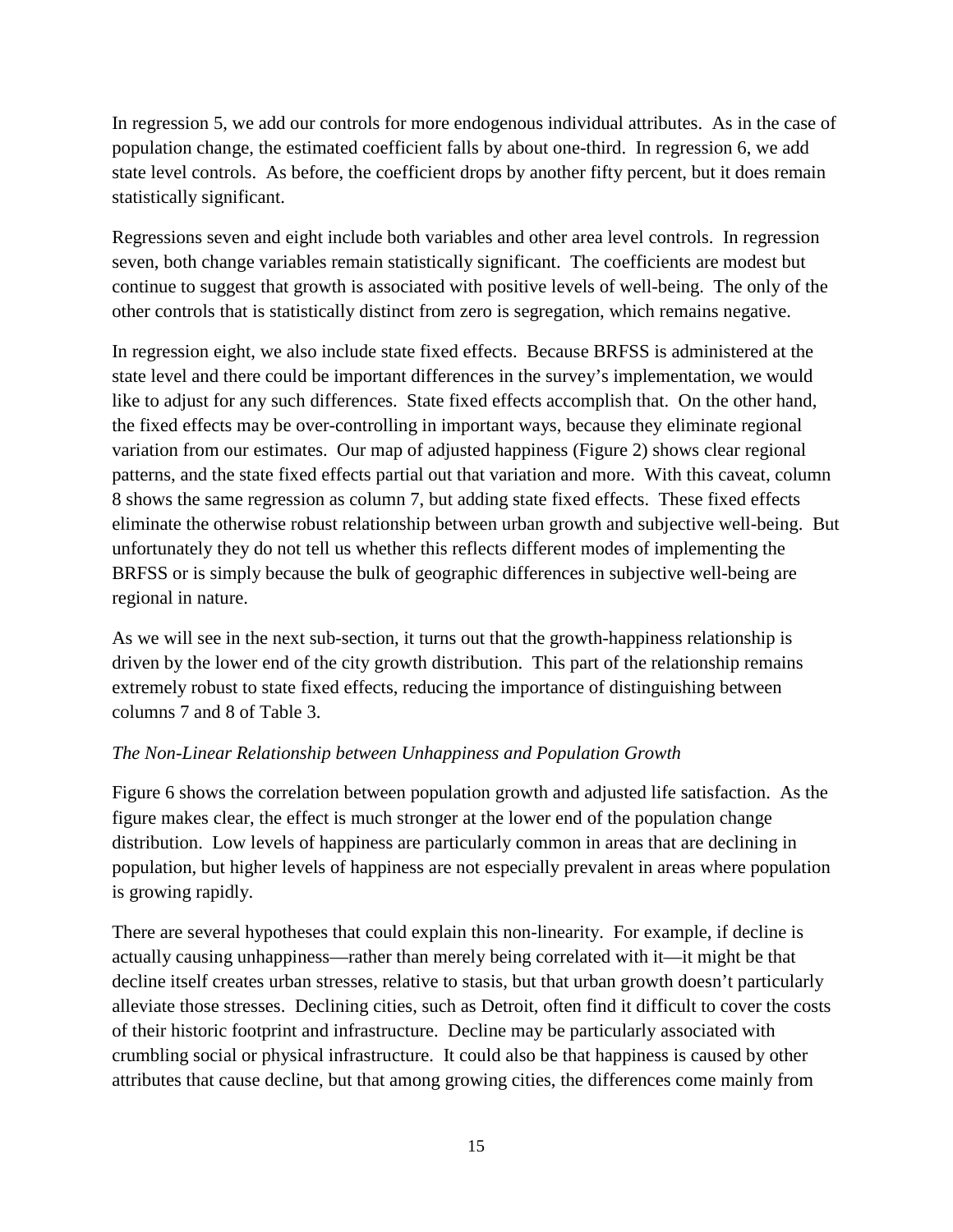In regression 5, we add our controls for more endogenous individual attributes. As in the case of population change, the estimated coefficient falls by about one-third. In regression 6, we add state level controls. As before, the coefficient drops by another fifty percent, but it does remain statistically significant.

Regressions seven and eight include both variables and other area level controls. In regression seven, both change variables remain statistically significant. The coefficients are modest but continue to suggest that growth is associated with positive levels of well-being. The only of the other controls that is statistically distinct from zero is segregation, which remains negative.

In regression eight, we also include state fixed effects. Because BRFSS is administered at the state level and there could be important differences in the survey's implementation, we would like to adjust for any such differences. State fixed effects accomplish that. On the other hand, the fixed effects may be over-controlling in important ways, because they eliminate regional variation from our estimates. Our map of adjusted happiness (Figure 2) shows clear regional patterns, and the state fixed effects partial out that variation and more. With this caveat, column 8 shows the same regression as column 7, but adding state fixed effects. These fixed effects eliminate the otherwise robust relationship between urban growth and subjective well-being. But unfortunately they do not tell us whether this reflects different modes of implementing the BRFSS or is simply because the bulk of geographic differences in subjective well-being are regional in nature.

As we will see in the next sub-section, it turns out that the growth-happiness relationship is driven by the lower end of the city growth distribution. This part of the relationship remains extremely robust to state fixed effects, reducing the importance of distinguishing between columns 7 and 8 of Table 3.

*The Non-Linear Relationship between Unhappiness and Population Growth*

Figure 6 shows the correlation between population growth and adjusted life satisfaction. As the figure makes clear, the effect is much stronger at the lower end of the population change distribution. Low levels of happiness are particularly common in areas that are declining in population, but higher levels of happiness are not especially prevalent in areas where population is growing rapidly.

There are several hypotheses that could explain this non-linearity. For example, if decline is actually causing unhappiness—rather than merely being correlated with it—it might be that decline itself creates urban stresses, relative to stasis, but that urban growth doesn't particularly alleviate those stresses. Declining cities, such as Detroit, often find it difficult to cover the costs of their historic footprint and infrastructure. Decline may be particularly associated with crumbling social or physical infrastructure. It could also be that happiness is caused by other attributes that cause decline, but that among growing cities, the differences come mainly from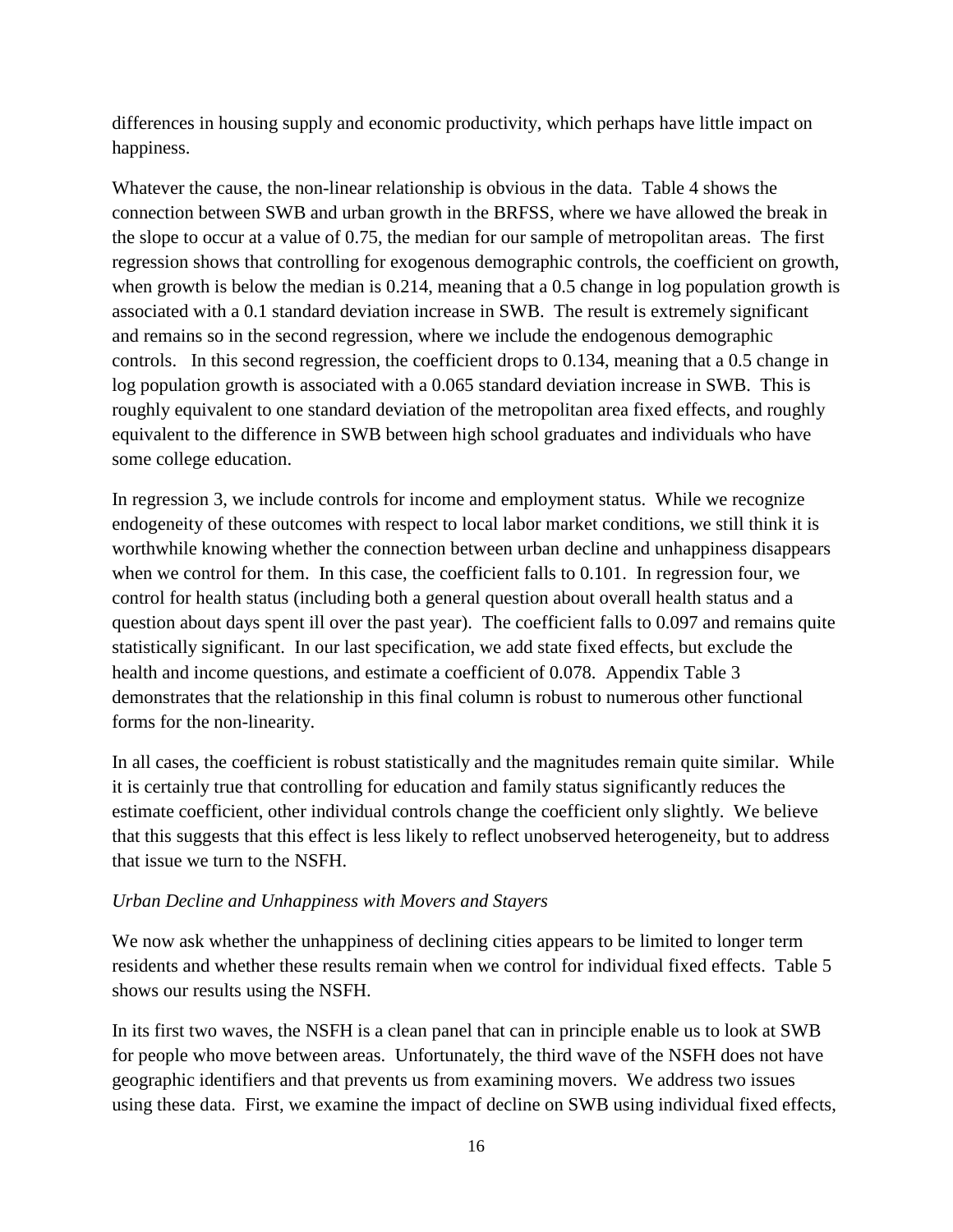differences in housing supply and economic productivity, which perhaps have little impact on happiness.

Whatever the cause, the non-linear relationship is obvious in the data. Table 4 shows the connection between SWB and urban growth in the BRFSS, where we have allowed the break in the slope to occur at a value of 0.75, the median for our sample of metropolitan areas. The first regression shows that controlling for exogenous demographic controls, the coefficient on growth, when growth is below the median is 0.214, meaning that a 0.5 change in log population growth is associated with a 0.1 standard deviation increase in SWB. The result is extremely significant and remains so in the second regression, where we include the endogenous demographic controls. In this second regression, the coefficient drops to 0.134, meaning that a 0.5 change in log population growth is associated with a 0.065 standard deviation increase in SWB. This is roughly equivalent to one standard deviation of the metropolitan area fixed effects, and roughly equivalent to the difference in SWB between high school graduates and individuals who have some college education.

In regression 3, we include controls for income and employment status. While we recognize endogeneity of these outcomes with respect to local labor market conditions, we still think it is worthwhile knowing whether the connection between urban decline and unhappiness disappears when we control for them. In this case, the coefficient falls to 0.101. In regression four, we control for health status (including both a general question about overall health status and a question about days spent ill over the past year). The coefficient falls to 0.097 and remains quite statistically significant. In our last specification, we add state fixed effects, but exclude the health and income questions, and estimate a coefficient of 0.078. Appendix Table 3 demonstrates that the relationship in this final column is robust to numerous other functional forms for the non-linearity.

In all cases, the coefficient is robust statistically and the magnitudes remain quite similar. While it is certainly true that controlling for education and family status significantly reduces the estimate coefficient, other individual controls change the coefficient only slightly. We believe that this suggests that this effect is less likely to reflect unobserved heterogeneity, but to address that issue we turn to the NSFH.

*Urban Decline and Unhappiness with Movers and Stayers*

We now ask whether the unhappiness of declining cities appears to be limited to longer term residents and whether these results remain when we control for individual fixed effects. Table 5 shows our results using the NSFH.

In its first two waves, the NSFH is a clean panel that can in principle enable us to look at SWB for people who move between areas. Unfortunately, the third wave of the NSFH does not have geographic identifiers and that prevents us from examining movers. We address two issues using these data. First, we examine the impact of decline on SWB using individual fixed effects,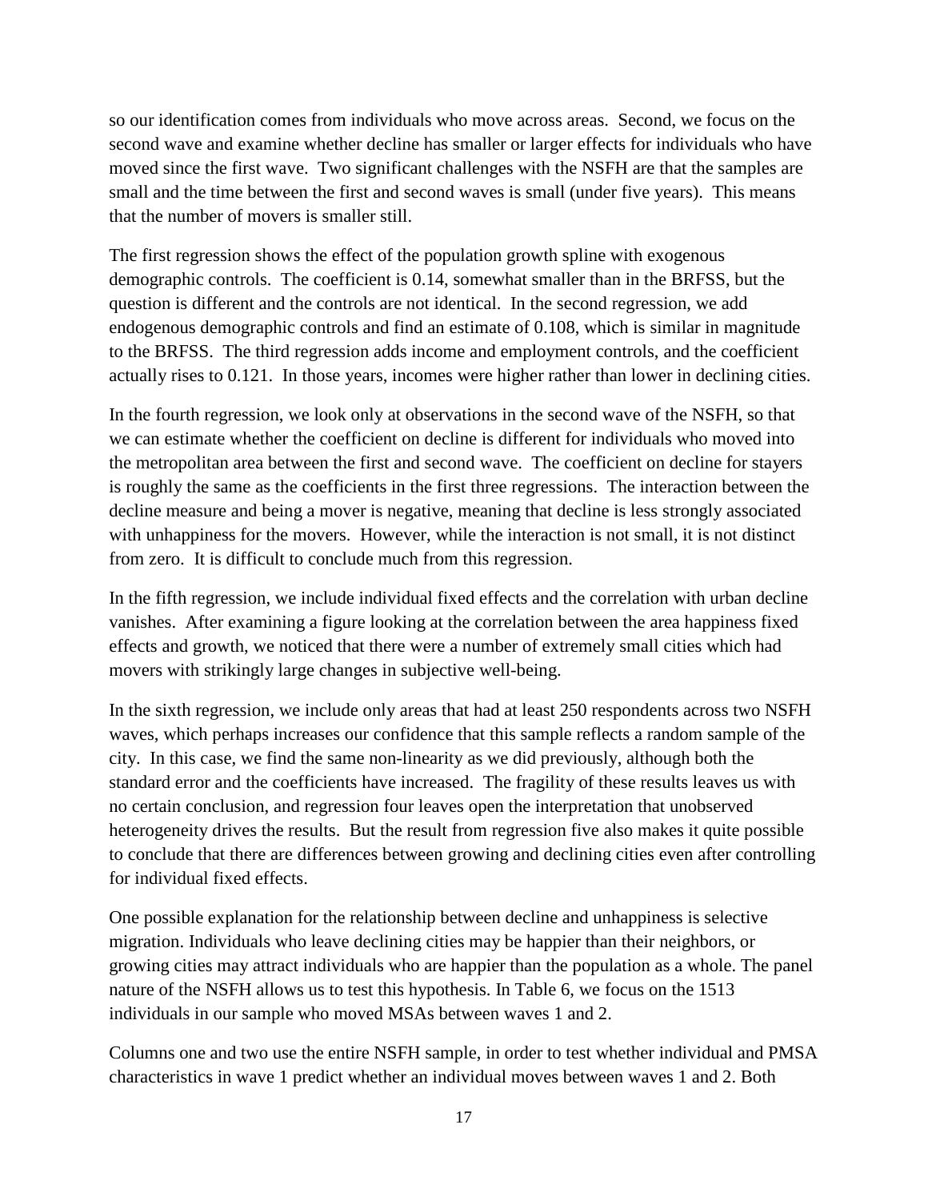so our identification comes from individuals who move across areas. Second, we focus on the second wave and examine whether decline has smaller or larger effects for individuals who have moved since the first wave. Two significant challenges with the NSFH are that the samples are small and the time between the first and second waves is small (under five years). This means that the number of movers is smaller still.

The first regression shows the effect of the population growth spline with exogenous demographic controls. The coefficient is 0.14, somewhat smaller than in the BRFSS, but the question is different and the controls are not identical. In the second regression, we add endogenous demographic controls and find an estimate of 0.108, which is similar in magnitude to the BRFSS. The third regression adds income and employment controls, and the coefficient actually rises to 0.121. In those years, incomes were higher rather than lower in declining cities.

In the fourth regression, we look only at observations in the second wave of the NSFH, so that we can estimate whether the coefficient on decline is different for individuals who moved into the metropolitan area between the first and second wave. The coefficient on decline for stayers is roughly the same as the coefficients in the first three regressions. The interaction between the decline measure and being a mover is negative, meaning that decline is less strongly associated with unhappiness for the movers. However, while the interaction is not small, it is not distinct from zero. It is difficult to conclude much from this regression.

In the fifth regression, we include individual fixed effects and the correlation with urban decline vanishes. After examining a figure looking at the correlation between the area happiness fixed effects and growth, we noticed that there were a number of extremely small cities which had movers with strikingly large changes in subjective well-being.

In the sixth regression, we include only areas that had at least 250 respondents across two NSFH waves, which perhaps increases our confidence that this sample reflects a random sample of the city. In this case, we find the same non-linearity as we did previously, although both the standard error and the coefficients have increased. The fragility of these results leaves us with no certain conclusion, and regression four leaves open the interpretation that unobserved heterogeneity drives the results. But the result from regression five also makes it quite possible to conclude that there are differences between growing and declining cities even after controlling for individual fixed effects.

One possible explanation for the relationship between decline and unhappiness is selective migration. Individuals who leave declining cities may be happier than their neighbors, or growing cities may attract individuals who are happier than the population as a whole. The panel nature of the NSFH allows us to test this hypothesis. In Table 6, we focus on the 1513 individuals in our sample who moved MSAs between waves 1 and 2.

Columns one and two use the entire NSFH sample, in order to test whether individual and PMSA characteristics in wave 1 predict whether an individual moves between waves 1 and 2. Both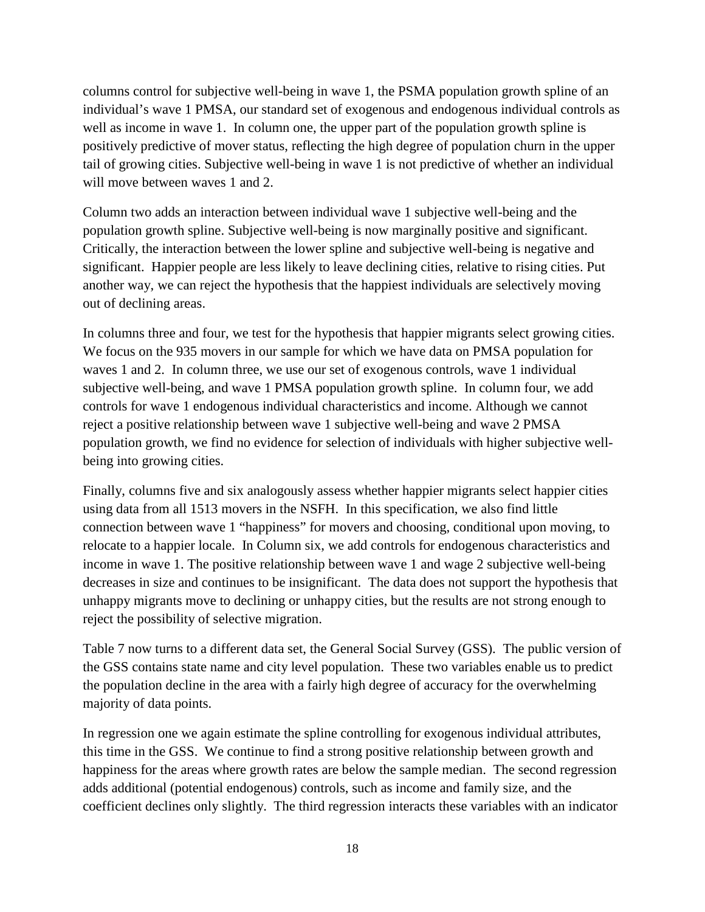columns control for subjective well-being in wave 1, the PSMA population growth spline of an individual's wave 1 PMSA, our standard set of exogenous and endogenous individual controls as well as income in wave 1. In column one, the upper part of the population growth spline is positively predictive of mover status, reflecting the high degree of population churn in the upper tail of growing cities. Subjective well-being in wave 1 is not predictive of whether an individual will move between waves 1 and 2.

Column two adds an interaction between individual wave 1 subjective well-being and the population growth spline. Subjective well-being is now marginally positive and significant. Critically, the interaction between the lower spline and subjective well-being is negative and significant. Happier people are less likely to leave declining cities, relative to rising cities. Put another way, we can reject the hypothesis that the happiest individuals are selectively moving out of declining areas.

In columns three and four, we test for the hypothesis that happier migrants select growing cities. We focus on the 935 movers in our sample for which we have data on PMSA population for waves 1 and 2. In column three, we use our set of exogenous controls, wave 1 individual subjective well-being, and wave 1 PMSA population growth spline. In column four, we add controls for wave 1 endogenous individual characteristics and income. Although we cannot reject a positive relationship between wave 1 subjective well-being and wave 2 PMSA population growth, we find no evidence for selection of individuals with higher subjective well-being into growing cities.

Finally, columns five and six analogously assess whether happier migrants select happier cities using data from all 1513 movers in the NSFH. In this specification, we also find little connection between wave 1 "happiness" for movers and choosing, conditional upon moving, to relocate to a happier locale. In Column six, we add controls for endogenous characteristics and income in wave 1. The positive relationship between wave 1 and wage 2 subjective well-being decreases in size and continues to be insignificant. The data does not support the hypothesis that unhappy migrants move to declining or unhappy cities, but the results are not strong enough to reject the possibility of selective migration.

Table 7 now turns to a different data set, the General Social Survey (GSS). The public version of the GSS contains state name and city level population. These two variables enable us to predict the population decline in the area with a fairly high degree of accuracy for the overwhelming majority of data points.

In regression one we again estimate the spline controlling for exogenous individual attributes, this time in the GSS. We continue to find a strong positive relationship between growth and happiness for the areas where growth rates are below the sample median. The second regression adds additional (potential endogenous) controls, such as income and family size, and the coefficient declines only slightly. The third regression interacts these variables with an indicator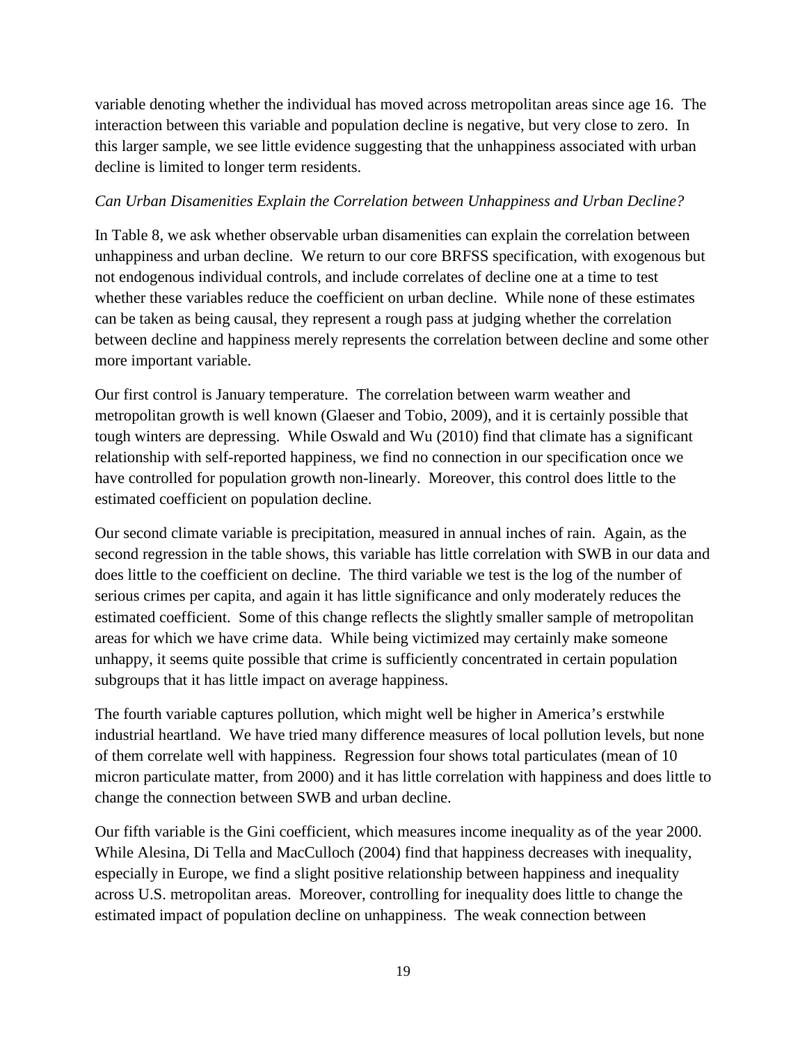variable denoting whether the individual has moved across metropolitan areas since age 16. The interaction between this variable and population decline is negative, but very close to zero. In this larger sample, we see little evidence suggesting that the unhappiness associated with urban decline is limited to longer term residents.

*Can Urban Disamenities Explain the Correlation between Unhappiness and Urban Decline?*

In Table 8, we ask whether observable urban disamenities can explain the correlation between unhappiness and urban decline. We return to our core BRFSS specification, with exogenous but not endogenous individual controls, and include correlates of decline one at a time to test whether these variables reduce the coefficient on urban decline. While none of these estimates can be taken as being causal, they represent a rough pass at judging whether the correlation between decline and happiness merely represents the correlation between decline and some other more important variable.

Our first control is January temperature. The correlation between warm weather and metropolitan growth is well known (Glaeser and Tobio, 2009), and it is certainly possible that tough winters are depressing. While Oswald and Wu (2010) find that climate has a significant relationship with self-reported happiness, we find no connection in our specification once we have controlled for population growth non-linearly. Moreover, this control does little to the estimated coefficient on population decline.

Our second climate variable is precipitation, measured in annual inches of rain. Again, as the second regression in the table shows, this variable has little correlation with SWB in our data and does little to the coefficient on decline. The third variable we test is the log of the number of serious crimes per capita, and again it has little significance and only moderately reduces the estimated coefficient. Some of this change reflects the slightly smaller sample of metropolitan areas for which we have crime data. While being victimized may certainly make someone unhappy, it seems quite possible that crime is sufficiently concentrated in certain population subgroups that it has little impact on average happiness.

The fourth variable captures pollution, which might well be higher in America's erstwhile industrial heartland. We have tried many difference measures of local pollution levels, but none of them correlate well with happiness. Regression four shows total particulates (mean of 10 micron particulate matter, from 2000) and it has little correlation with happiness and does little to change the connection between SWB and urban decline.

Our fifth variable is the Gini coefficient, which measures income inequality as of the year 2000. While Alesina, Di Tella and MacCulloch (2004) find that happiness decreases with inequality, especially in Europe, we find a slight positive relationship between happiness and inequality across U.S. metropolitan areas. Moreover, controlling for inequality does little to change the estimated impact of population decline on unhappiness. The weak connection between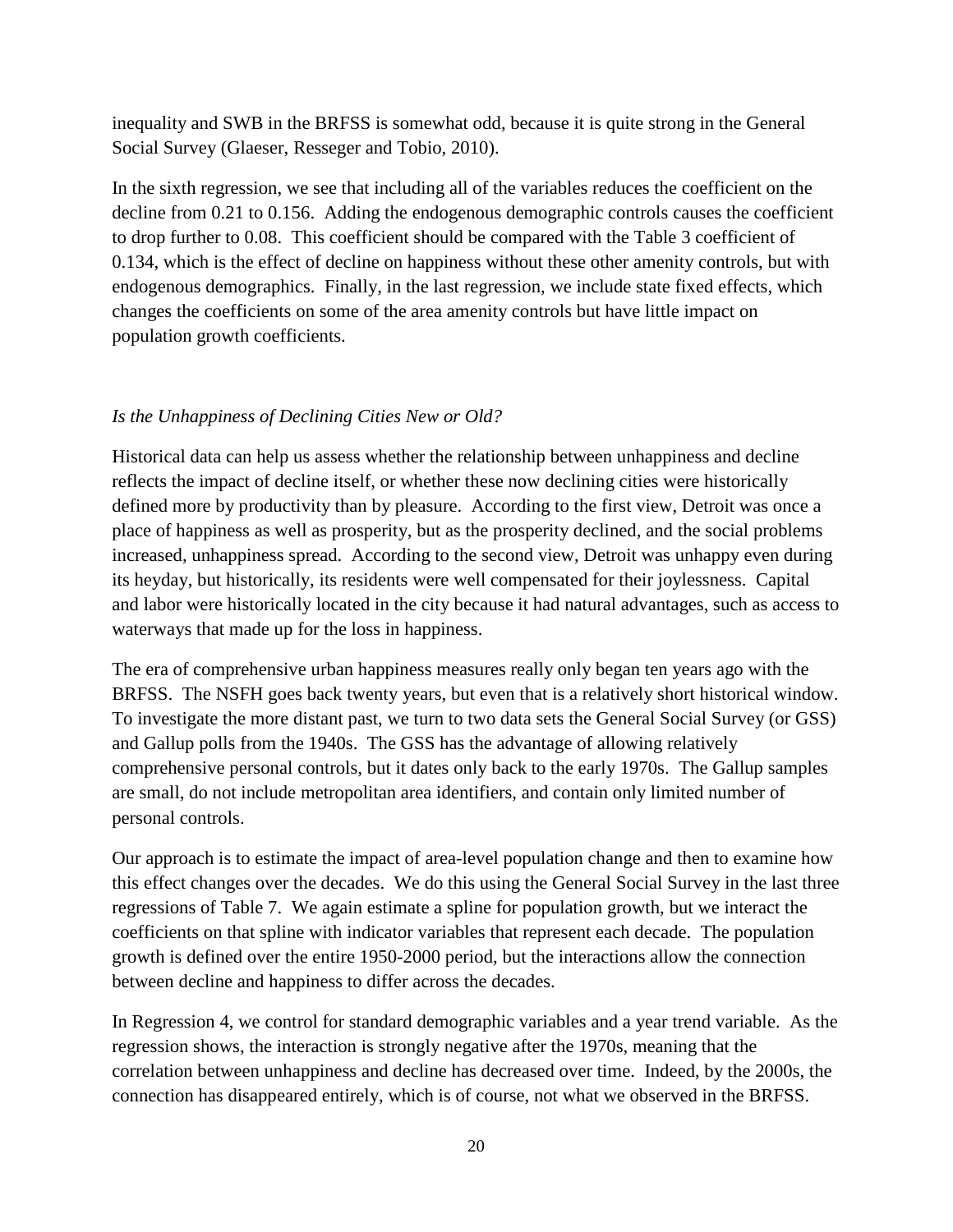inequality and SWB in the BRFSS is somewhat odd, because it is quite strong in the General Social Survey (Glaeser, Resseger and Tobio, 2010).

In the sixth regression, we see that including all of the variables reduces the coefficient on the decline from 0.21 to 0.156. Adding the endogenous demographic controls causes the coefficient to drop further to 0.08. This coefficient should be compared with the Table 3 coefficient of 0.134, which is the effect of decline on happiness without these other amenity controls, but with endogenous demographics. Finally, in the last regression, we include state fixed effects, which changes the coefficients on some of the area amenity controls but have little impact on population growth coefficients.

### *Is the Unhappiness of Declining Cities New or Old?*

Historical data can help us assess whether the relationship between unhappiness and decline reflects the impact of decline itself, or whether these now declining cities were historically defined more by productivity than by pleasure. According to the first view, Detroit was once a place of happiness as well as prosperity, but as the prosperity declined, and the social problems increased, unhappiness spread. According to the second view, Detroit was unhappy even during its heyday, but historically, its residents were well compensated for their joylessness. Capital and labor were historically located in the city because it had natural advantages, such as access to waterways that made up for the loss in happiness.

The era of comprehensive urban happiness measures really only began ten years ago with the BRFSS. The NSFH goes back twenty years, but even that is a relatively short historical window. To investigate the more distant past, we turn to two data sets the General Social Survey (or GSS) and Gallup polls from the 1940s. The GSS has the advantage of allowing relatively comprehensive personal controls, but it dates only back to the early 1970s. The Gallup samples are small, do not include metropolitan area identifiers, and contain only limited number of personal controls.

Our approach is to estimate the impact of area-level population change and then to examine how this effect changes over the decades. We do this using the General Social Survey in the last three regressions of Table 7. We again estimate a spline for population growth, but we interact the coefficients on that spline with indicator variables that represent each decade. The population growth is defined over the entire 1950-2000 period, but the interactions allow the connection between decline and happiness to differ across the decades.

In Regression 4, we control for standard demographic variables and a year trend variable. As the regression shows, the interaction is strongly negative after the 1970s, meaning that the correlation between unhappiness and decline has decreased over time. Indeed, by the 2000s, the connection has disappeared entirely, which is of course, not what we observed in the BRFSS.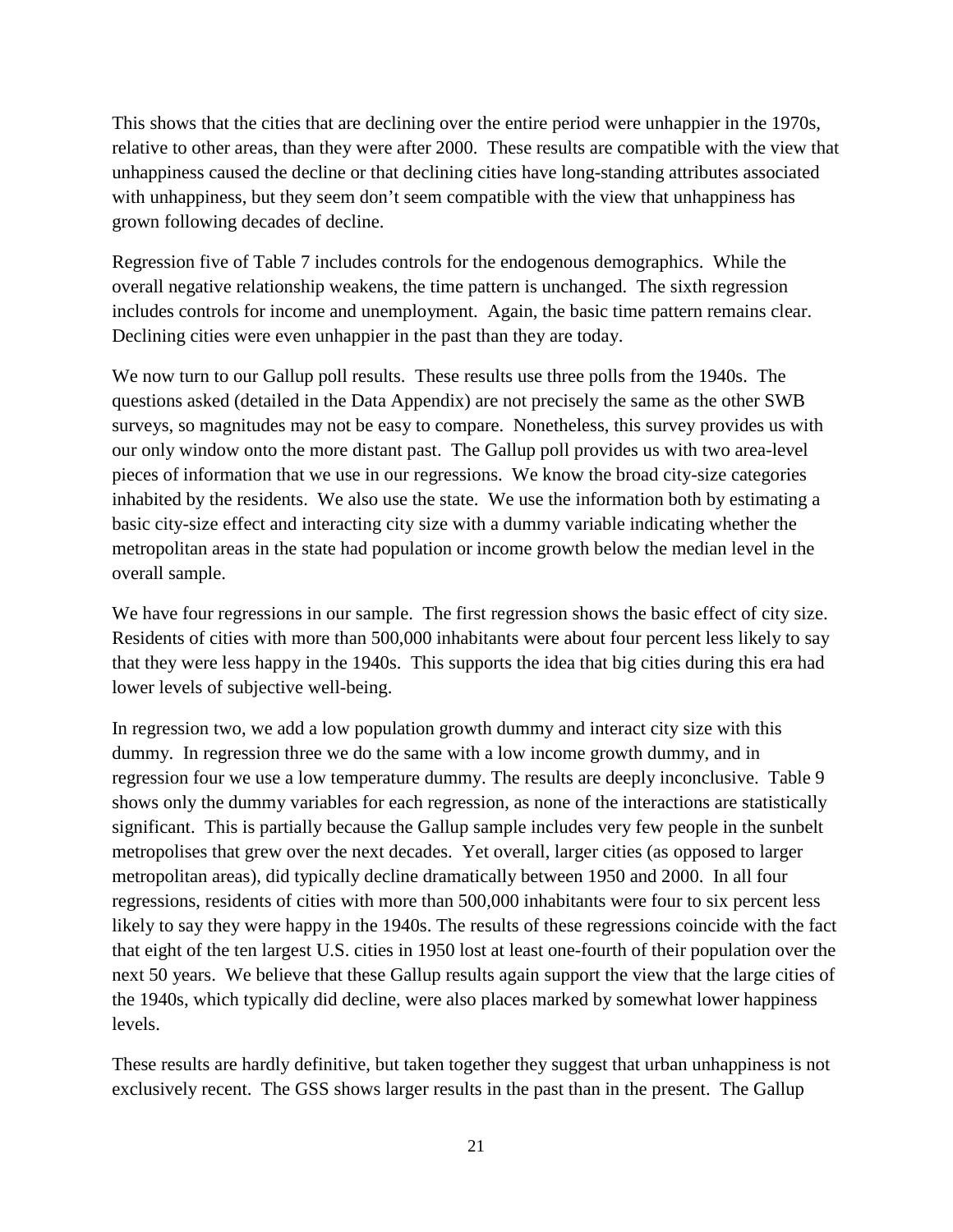This shows that the cities that are declining over the entire period were unhappier in the 1970s, relative to other areas, than they were after 2000. These results are compatible with the view that unhappiness caused the decline or that declining cities have long-standing attributes associated with unhappiness, but they seem don't seem compatible with the view that unhappiness has grown following decades of decline.

Regression five of Table 7 includes controls for the endogenous demographics. While the overall negative relationship weakens, the time pattern is unchanged. The sixth regression includes controls for income and unemployment. Again, the basic time pattern remains clear. Declining cities were even unhappier in the past than they are today.

We now turn to our Gallup poll results. These results use three polls from the 1940s. The questions asked (detailed in the Data Appendix) are not precisely the same as the other SWB surveys, so magnitudes may not be easy to compare. Nonetheless, this survey provides us with our only window onto the more distant past. The Gallup poll provides us with two area-level pieces of information that we use in our regressions. We know the broad city-size categories inhabited by the residents. We also use the state. We use the information both by estimating a basic city-size effect and interacting city size with a dummy variable indicating whether the metropolitan areas in the state had population or income growth below the median level in the overall sample.

We have four regressions in our sample. The first regression shows the basic effect of city size. Residents of cities with more than 500,000 inhabitants were about four percent less likely to say that they were less happy in the 1940s. This supports the idea that big cities during this era had lower levels of subjective well-being.

In regression two, we add a low population growth dummy and interact city size with this dummy. In regression three we do the same with a low income growth dummy, and in regression four we use a low temperature dummy. The results are deeply inconclusive. Table 9 shows only the dummy variables for each regression, as none of the interactions are statistically significant. This is partially because the Gallup sample includes very few people in the sunbelt metropolises that grew over the next decades. Yet overall, larger cities (as opposed to larger metropolitan areas), did typically decline dramatically between 1950 and 2000. In all four regressions, residents of cities with more than 500,000 inhabitants were four to six percent less likely to say they were happy in the 1940s. The results of these regressions coincide with the fact that eight of the ten largest U.S. cities in 1950 lost at least one-fourth of their population over the next 50 years. We believe that these Gallup results again support the view that the large cities of the 1940s, which typically did decline, were also places marked by somewhat lower happiness levels.

These results are hardly definitive, but taken together they suggest that urban unhappiness is not exclusively recent. The GSS shows larger results in the past than in the present. The Gallup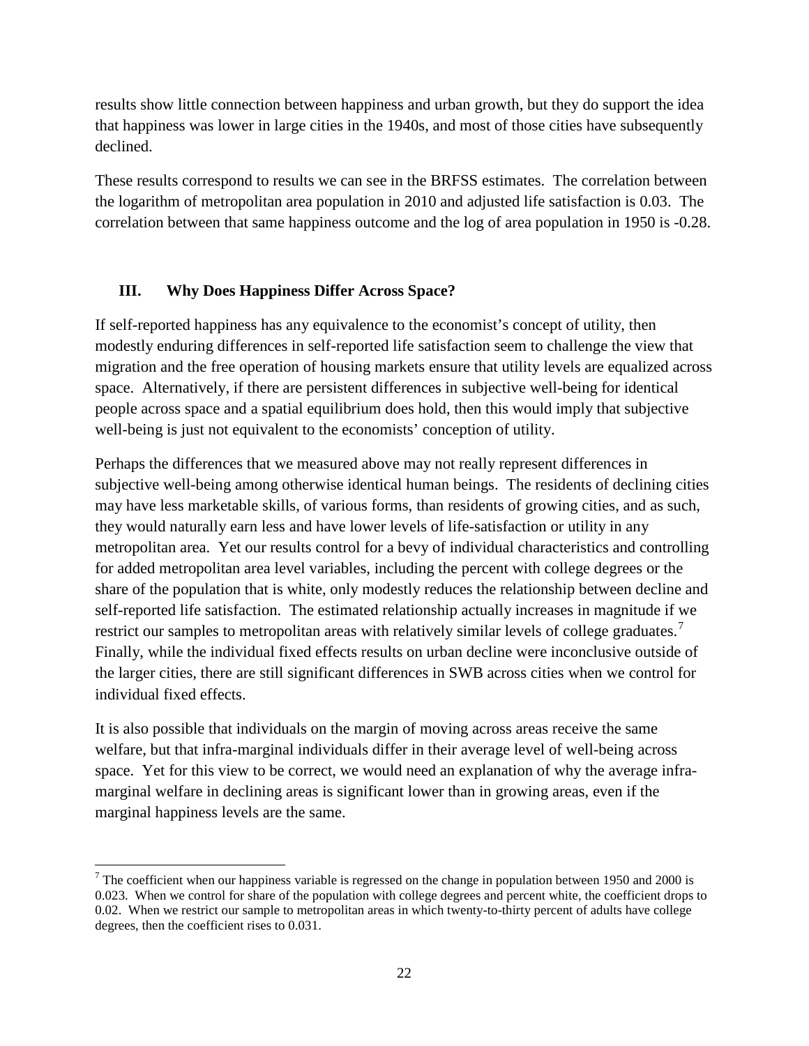results show little connection between happiness and urban growth, but they do support the idea that happiness was lower in large cities in the 1940s, and most of those cities have subsequently declined.

These results correspond to results we can see in the BRFSS estimates. The correlation between the logarithm of metropolitan area population in 2010 and adjusted life satisfaction is 0.03. The correlation between that same happiness outcome and the log of area population in 1950 is -0.28.

## III. Why Does Happiness Differ Across Space?

If self-reported happiness has any equivalence to the economist's concept of utility, then modestly enduring differences in self-reported life satisfaction seem to challenge the view that migration and the free operation of housing markets ensure that utility levels are equalized across space. Alternatively, if there are persistent differences in subjective well-being for identical people across space and a spatial equilibrium does hold, then this would imply that subjective well-being is just not equivalent to the economists' conception of utility.

Perhaps the differences that we measured above may not really represent differences in subjective well-being among otherwise identical human beings. The residents of declining cities may have less marketable skills, of various forms, than residents of growing cities, and as such, they would naturally earn less and have lower levels of life-satisfaction or utility in any metropolitan area. Yet our results control for a bevy of individual characteristics and controlling for added metropolitan area level variables, including the percent with college degrees or the share of the population that is white, only modestly reduces the relationship between decline and self-reported life satisfaction. The estimated relationship actually increases in magnitude if we restrict our samples to metropolitan areas with relatively similar levels of college graduates.[7] Finally, while the individual fixed effects results on urban decline were inconclusive outside of the larger cities, there are still significant differences in SWB across cities when we control for individual fixed effects.

It is also possible that individuals on the margin of moving across areas receive the same welfare, but that infra-marginal individuals differ in their average level of well-being across space. Yet for this view to be correct, we would need an explanation of why the average infra-marginal welfare in declining areas is significant lower than in growing areas, even if the marginal happiness levels are the same.

[7] The coefficient when our happiness variable is regressed on the change in population between 1950 and 2000 is 0.023. When we control for share of the population with college degrees and percent white, the coefficient drops to 0.02. When we restrict our sample to metropolitan areas in which twenty-to-thirty percent of adults have college degrees, then the coefficient rises to 0.031.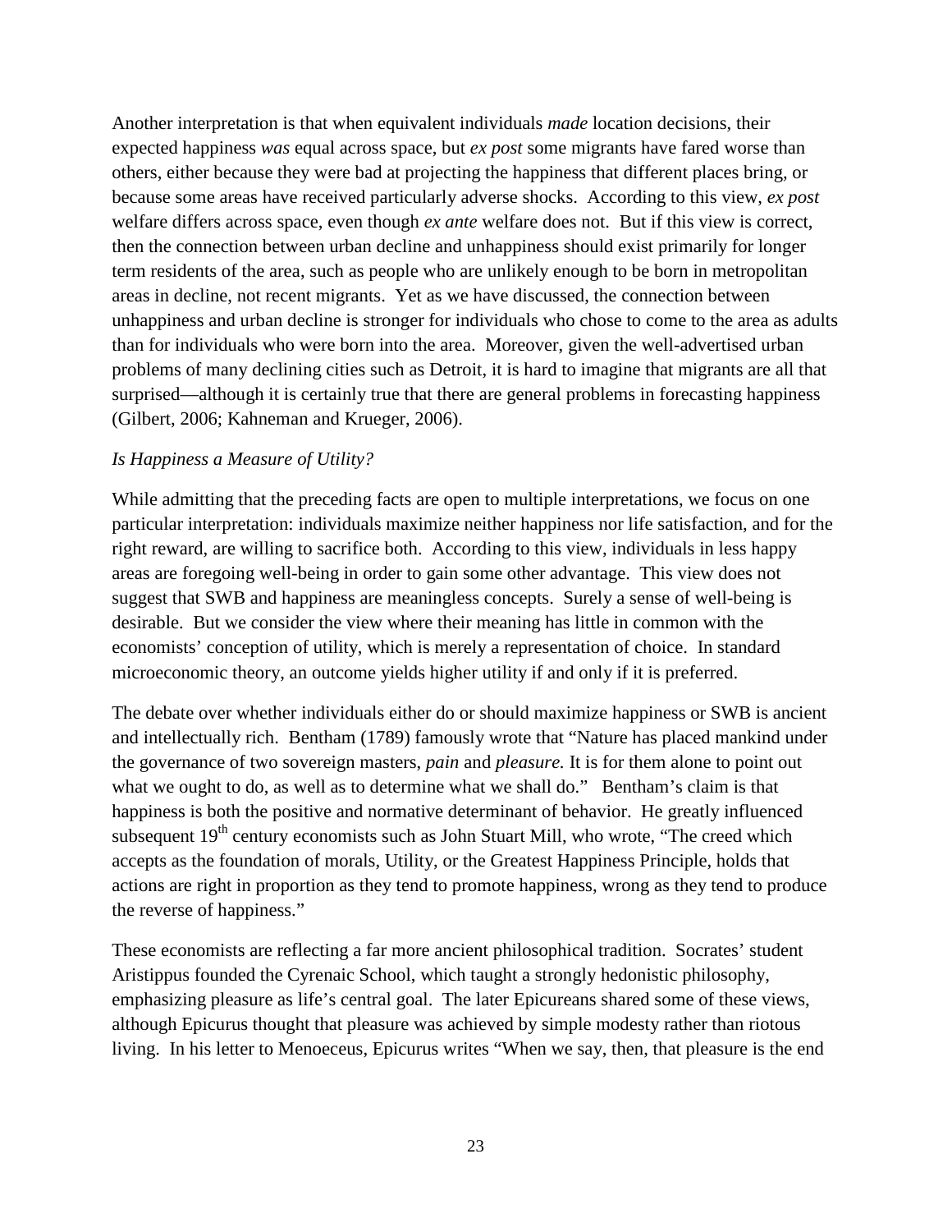Another interpretation is that when equivalent individuals *made* location decisions, their expected happiness *was* equal across space, but *ex post* some migrants have fared worse than others, either because they were bad at projecting the happiness that different places bring, or because some areas have received particularly adverse shocks. According to this view, *ex post* welfare differs across space, even though *ex ante* welfare does not. But if this view is correct, then the connection between urban decline and unhappiness should exist primarily for longer term residents of the area, such as people who are unlikely enough to be born in metropolitan areas in decline, not recent migrants. Yet as we have discussed, the connection between unhappiness and urban decline is stronger for individuals who chose to come to the area as adults than for individuals who were born into the area. Moreover, given the well-advertised urban problems of many declining cities such as Detroit, it is hard to imagine that migrants are all that surprised—although it is certainly true that there are general problems in forecasting happiness (Gilbert, 2006; Kahneman and Krueger, 2006).

*Is Happiness a Measure of Utility?*

While admitting that the preceding facts are open to multiple interpretations, we focus on one particular interpretation: individuals maximize neither happiness nor life satisfaction, and for the right reward, are willing to sacrifice both. According to this view, individuals in less happy areas are foregoing well-being in order to gain some other advantage. This view does not suggest that SWB and happiness are meaningless concepts. Surely a sense of well-being is desirable. But we consider the view where their meaning has little in common with the economists' conception of utility, which is merely a representation of choice. In standard microeconomic theory, an outcome yields higher utility if and only if it is preferred.

The debate over whether individuals either do or should maximize happiness or SWB is ancient and intellectually rich. Bentham (1789) famously wrote that "Nature has placed mankind under the governance of two sovereign masters, *pain* and *pleasure.* It is for them alone to point out what we ought to do, as well as to determine what we shall do." Bentham's claim is that happiness is both the positive and normative determinant of behavior. He greatly influenced subsequent 19th century economists such as John Stuart Mill, who wrote, "The creed which accepts as the foundation of morals, Utility, or the Greatest Happiness Principle, holds that actions are right in proportion as they tend to promote happiness, wrong as they tend to produce the reverse of happiness."

These economists are reflecting a far more ancient philosophical tradition. Socrates' student Aristippus founded the Cyrenaic School, which taught a strongly hedonistic philosophy, emphasizing pleasure as life's central goal. The later Epicureans shared some of these views, although Epicurus thought that pleasure was achieved by simple modesty rather than riotous living. In his letter to Menoeceus, Epicurus writes "When we say, then, that pleasure is the end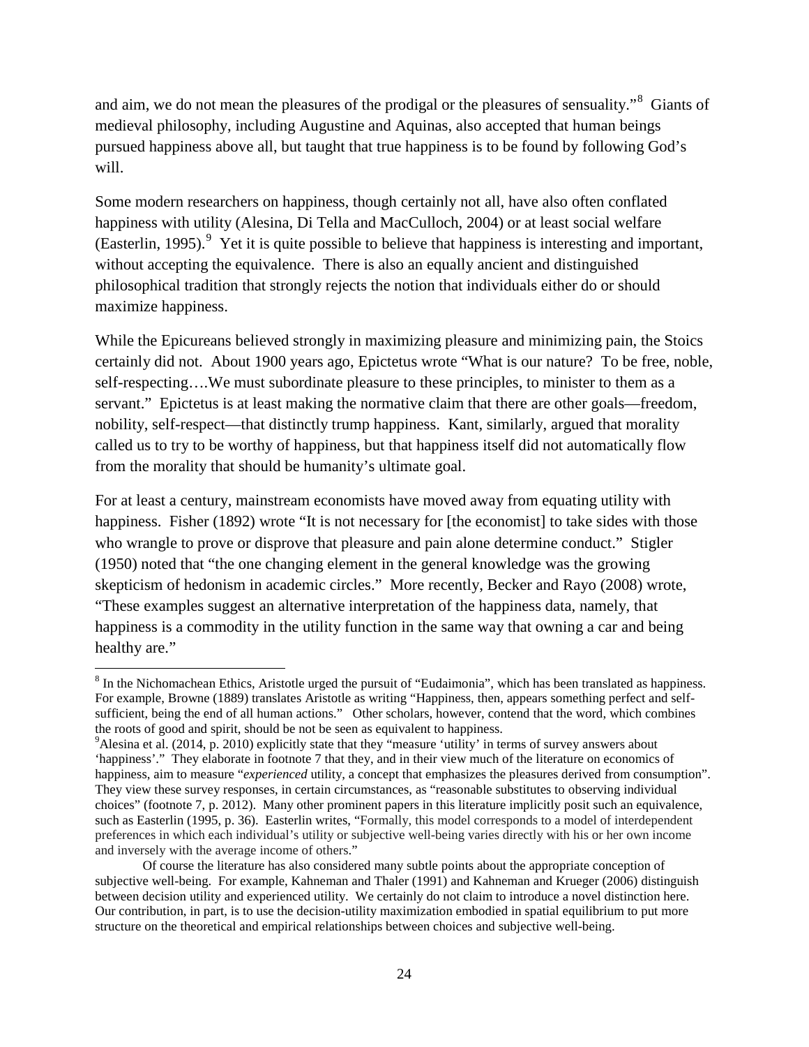and aim, we do not mean the pleasures of the prodigal or the pleasures of sensuality."[8] Giants of medieval philosophy, including Augustine and Aquinas, also accepted that human beings pursued happiness above all, but taught that true happiness is to be found by following God's will.

Some modern researchers on happiness, though certainly not all, have also often conflated happiness with utility (Alesina, Di Tella and MacCulloch, 2004) or at least social welfare (Easterlin, 1995).[9] Yet it is quite possible to believe that happiness is interesting and important, without accepting the equivalence. There is also an equally ancient and distinguished philosophical tradition that strongly rejects the notion that individuals either do or should maximize happiness.

While the Epicureans believed strongly in maximizing pleasure and minimizing pain, the Stoics certainly did not. About 1900 years ago, Epictetus wrote "What is our nature? To be free, noble, self-respecting….We must subordinate pleasure to these principles, to minister to them as a servant." Epictetus is at least making the normative claim that there are other goals—freedom, nobility, self-respect—that distinctly trump happiness. Kant, similarly, argued that morality called us to try to be worthy of happiness, but that happiness itself did not automatically flow from the morality that should be humanity's ultimate goal.

For at least a century, mainstream economists have moved away from equating utility with happiness. Fisher (1892) wrote "It is not necessary for [the economist] to take sides with those who wrangle to prove or disprove that pleasure and pain alone determine conduct." Stigler (1950) noted that "the one changing element in the general knowledge was the growing skepticism of hedonism in academic circles." More recently, Becker and Rayo (2008) wrote, "These examples suggest an alternative interpretation of the happiness data, namely, that happiness is a commodity in the utility function in the same way that owning a car and being healthy are."

---

[8] In the Nichomachean Ethics, Aristotle urged the pursuit of "Eudaimonia", which has been translated as happiness. For example, Browne (1889) translates Aristotle as writing "Happiness, then, appears something perfect and self-sufficient, being the end of all human actions." Other scholars, however, contend that the word, which combines the roots of good and spirit, should be not be seen as equivalent to happiness.

[9] Alesina et al. (2014, p. 2010) explicitly state that they "measure 'utility' in terms of survey answers about 'happiness'." They elaborate in footnote 7 that they, and in their view much of the literature on economics of happiness, aim to measure "*experienced* utility, a concept that emphasizes the pleasures derived from consumption". They view these survey responses, in certain circumstances, as "reasonable substitutes to observing individual choices" (footnote 7, p. 2012). Many other prominent papers in this literature implicitly posit such an equivalence, such as Easterlin (1995, p. 36). Easterlin writes, "Formally, this model corresponds to a model of interdependent preferences in which each individual's utility or subjective well-being varies directly with his or her own income and inversely with the average income of others."

Of course the literature has also considered many subtle points about the appropriate conception of subjective well-being. For example, Kahneman and Thaler (1991) and Kahneman and Krueger (2006) distinguish between decision utility and experienced utility. We certainly do not claim to introduce a novel distinction here. Our contribution, in part, is to use the decision-utility maximization embodied in spatial equilibrium to put more structure on the theoretical and empirical relationships between choices and subjective well-being.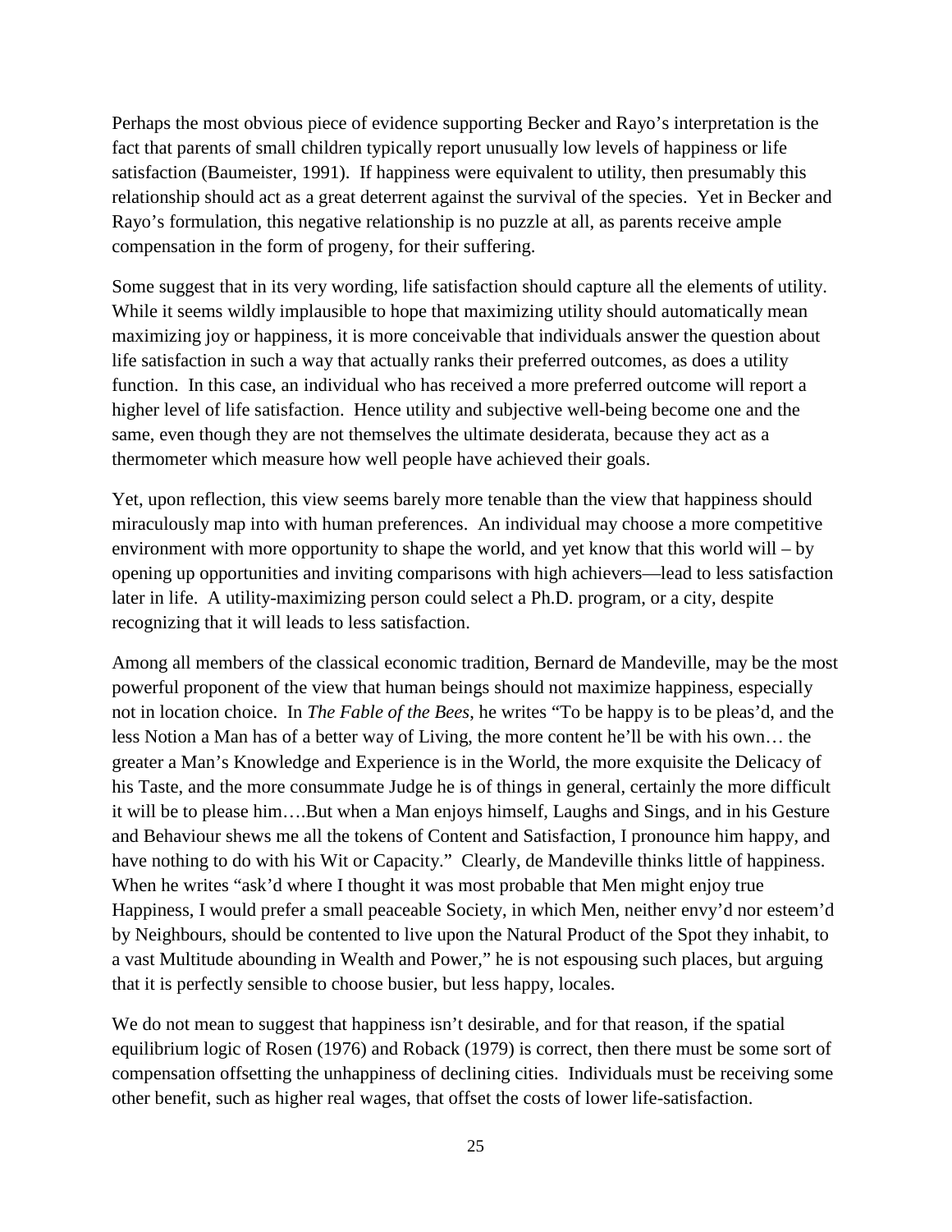Perhaps the most obvious piece of evidence supporting Becker and Rayo's interpretation is the fact that parents of small children typically report unusually low levels of happiness or life satisfaction (Baumeister, 1991). If happiness were equivalent to utility, then presumably this relationship should act as a great deterrent against the survival of the species. Yet in Becker and Rayo's formulation, this negative relationship is no puzzle at all, as parents receive ample compensation in the form of progeny, for their suffering.

Some suggest that in its very wording, life satisfaction should capture all the elements of utility. While it seems wildly implausible to hope that maximizing utility should automatically mean maximizing joy or happiness, it is more conceivable that individuals answer the question about life satisfaction in such a way that actually ranks their preferred outcomes, as does a utility function. In this case, an individual who has received a more preferred outcome will report a higher level of life satisfaction. Hence utility and subjective well-being become one and the same, even though they are not themselves the ultimate desiderata, because they act as a thermometer which measure how well people have achieved their goals.

Yet, upon reflection, this view seems barely more tenable than the view that happiness should miraculously map into with human preferences. An individual may choose a more competitive environment with more opportunity to shape the world, and yet know that this world will – by opening up opportunities and inviting comparisons with high achievers—lead to less satisfaction later in life. A utility-maximizing person could select a Ph.D. program, or a city, despite recognizing that it will leads to less satisfaction.

Among all members of the classical economic tradition, Bernard de Mandeville, may be the most powerful proponent of the view that human beings should not maximize happiness, especially not in location choice. In *The Fable of the Bees*, he writes "To be happy is to be pleas'd, and the less Notion a Man has of a better way of Living, the more content he'll be with his own… the greater a Man's Knowledge and Experience is in the World, the more exquisite the Delicacy of his Taste, and the more consummate Judge he is of things in general, certainly the more difficult it will be to please him….But when a Man enjoys himself, Laughs and Sings, and in his Gesture and Behaviour shews me all the tokens of Content and Satisfaction, I pronounce him happy, and have nothing to do with his Wit or Capacity." Clearly, de Mandeville thinks little of happiness. When he writes "ask'd where I thought it was most probable that Men might enjoy true Happiness, I would prefer a small peaceable Society, in which Men, neither envy'd nor esteem'd by Neighbours, should be contented to live upon the Natural Product of the Spot they inhabit, to a vast Multitude abounding in Wealth and Power," he is not espousing such places, but arguing that it is perfectly sensible to choose busier, but less happy, locales.

We do not mean to suggest that happiness isn't desirable, and for that reason, if the spatial equilibrium logic of Rosen (1976) and Roback (1979) is correct, then there must be some sort of compensation offsetting the unhappiness of declining cities. Individuals must be receiving some other benefit, such as higher real wages, that offset the costs of lower life-satisfaction.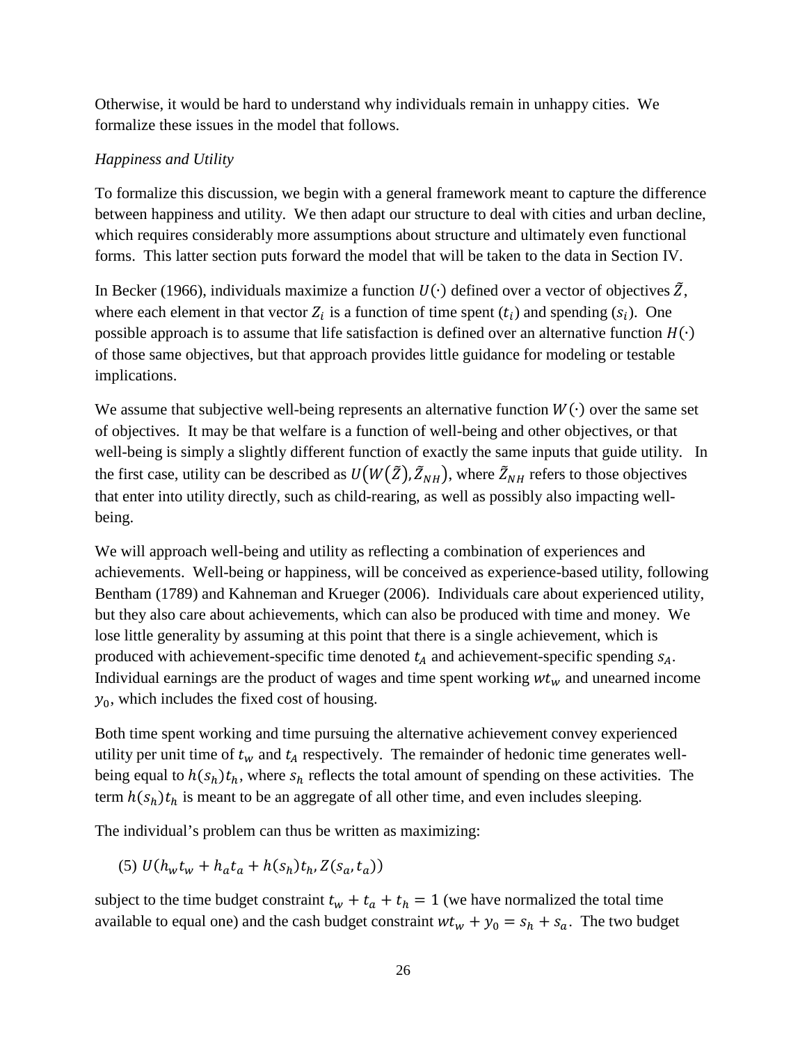Otherwise, it would be hard to understand why individuals remain in unhappy cities. We formalize these issues in the model that follows.

*Happiness and Utility*

To formalize this discussion, we begin with a general framework meant to capture the difference between happiness and utility. We then adapt our structure to deal with cities and urban decline, which requires considerably more assumptions about structure and ultimately even functional forms. This latter section puts forward the model that will be taken to the data in Section IV.

In Becker (1966), individuals maximize a function $U(\cdot)$ defined over a vector of objectives $\tilde{Z}$, where each element in that vector $Z_i$ is a function of time spent ($t_i$) and spending ($s_i$). One possible approach is to assume that life satisfaction is defined over an alternative function $H(\cdot)$ of those same objectives, but that approach provides little guidance for modeling or testable implications.

We assume that subjective well-being represents an alternative function $W(\cdot)$ over the same set of objectives. It may be that welfare is a function of well-being and other objectives, or that well-being is simply a slightly different function of exactly the same inputs that guide utility. In the first case, utility can be described as $U\big(W\big(\tilde{Z}\big), \tilde{Z}_{NH}\big)$, where $\tilde{Z}_{NH}$ refers to those objectives that enter into utility directly, such as child-rearing, as well as possibly also impacting well-being.

We will approach well-being and utility as reflecting a combination of experiences and achievements. Well-being or happiness, will be conceived as experience-based utility, following Bentham (1789) and Kahneman and Krueger (2006). Individuals care about experienced utility, but they also care about achievements, which can also be produced with time and money. We lose little generality by assuming at this point that there is a single achievement, which is produced with achievement-specific time denoted $t_A$ and achievement-specific spending $s_A$. Individual earnings are the product of wages and time spent working $wt_w$ and unearned income $y_0$, which includes the fixed cost of housing.

Both time spent working and time pursuing the alternative achievement convey experienced utility per unit time of $t_w$ and $t_A$ respectively. The remainder of hedonic time generates well-being equal to $h(s_h)t_h$, where $s_h$ reflects the total amount of spending on these activities. The term $h(s_h)t_h$ is meant to be an aggregate of all other time, and even includes sleeping.

The individual's problem can thus be written as maximizing:

$$(5)\ U(h_w t_w + h_a t_a + h(s_h)t_h, Z(s_a, t_a))$$

subject to the time budget constraint $t_w + t_a + t_h = 1$ (we have normalized the total time available to equal one) and the cash budget constraint $wt_w + y_0 = s_h + s_a$. The two budget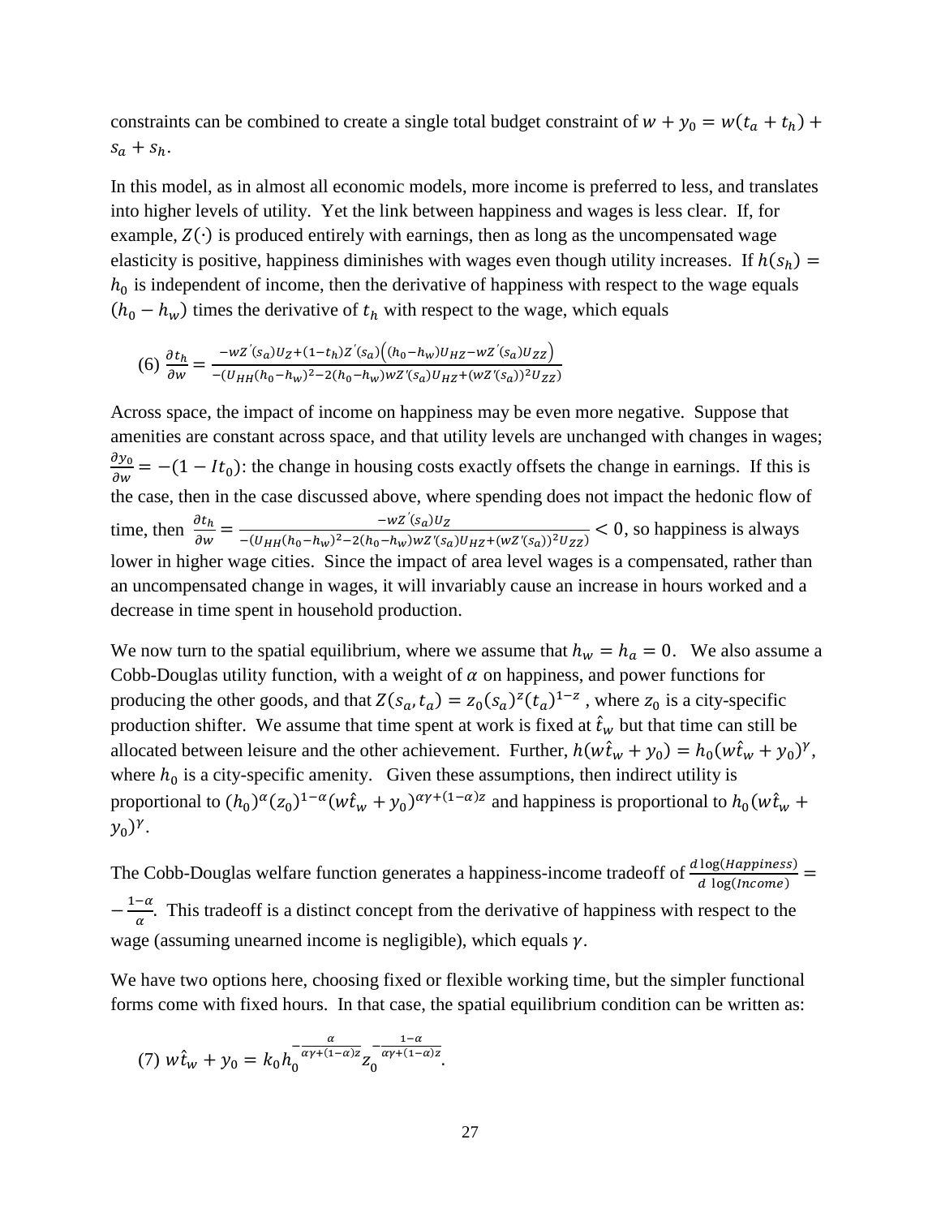constraints can be combined to create a single total budget constraint of $w + y_0 = w(t_a + t_h) + s_a + s_h$.

In this model, as in almost all economic models, more income is preferred to less, and translates into higher levels of utility. Yet the link between happiness and wages is less clear. If, for example, $Z(\cdot)$ is produced entirely with earnings, then as long as the uncompensated wage elasticity is positive, happiness diminishes with wages even though utility increases. If $h(s_h) = h_0$ is independent of income, then the derivative of happiness with respect to the wage equals $(h_0 - h_w)$ times the derivative of $t_h$ with respect to the wage, which equals

$$(6)\ \frac{\partial t_h}{\partial w} = \frac{-wZ'(s_a)U_Z + (1-t_h)Z'(s_a)\left((h_0-h_w)U_{HZ} - wZ'(s_a)U_{ZZ}\right)}{-(U_{HH}(h_0-h_w)^2 - 2(h_0-h_w)wZ'(s_a)U_{HZ} + (wZ'(s_a))^2U_{ZZ})}$$

Across space, the impact of income on happiness may be even more negative. Suppose that amenities are constant across space, and that utility levels are unchanged with changes in wages; $\frac{\partial y_0}{\partial w} = -(1 - It_0)$: the change in housing costs exactly offsets the change in earnings. If this is the case, then in the case discussed above, where spending does not impact the hedonic flow of time, then $\frac{\partial t_h}{\partial w} = \frac{-wZ'(s_a)U_Z}{-(U_{HH}(h_0-h_w)^2 - 2(h_0-h_w)wZ'(s_a)U_{HZ} + (wZ'(s_a))^2U_{ZZ})} < 0$, so happiness is always lower in higher wage cities. Since the impact of area level wages is a compensated, rather than an uncompensated change in wages, it will invariably cause an increase in hours worked and a decrease in time spent in household production.

We now turn to the spatial equilibrium, where we assume that $h_w = h_a = 0$. We also assume a Cobb-Douglas utility function, with a weight of $\alpha$ on happiness, and power functions for producing the other goods, and that $Z(s_a, t_a) = z_0(s_a)^z(t_a)^{1-z}$, where $z_0$ is a city-specific production shifter. We assume that time spent at work is fixed at $\hat{t}_w$ but that time can still be allocated between leisure and the other achievement. Further, $h(w\hat{t}_w + y_0) = h_0(w\hat{t}_w + y_0)^\gamma$, where $h_0$ is a city-specific amenity. Given these assumptions, then indirect utility is proportional to $(h_0)^\alpha(z_0)^{1-\alpha}(w\hat{t}_w + y_0)^{\alpha\gamma+(1-\alpha)z}$ and happiness is proportional to $h_0(w\hat{t}_w + y_0)^\gamma$.

The Cobb-Douglas welfare function generates a happiness-income tradeoff of $\frac{d\log(Happiness)}{d\log(Income)} = -\frac{1-\alpha}{\alpha}$. This tradeoff is a distinct concept from the derivative of happiness with respect to the wage (assuming unearned income is negligible), which equals $\gamma$.

We have two options here, choosing fixed or flexible working time, but the simpler functional forms come with fixed hours. In that case, the spatial equilibrium condition can be written as:

$$(7)\ w\hat{t}_w + y_0 = k_0 h_0^{-\frac{\alpha}{\alpha\gamma+(1-\alpha)z}} z_0^{-\frac{1-\alpha}{\alpha\gamma+(1-\alpha)z}}.$$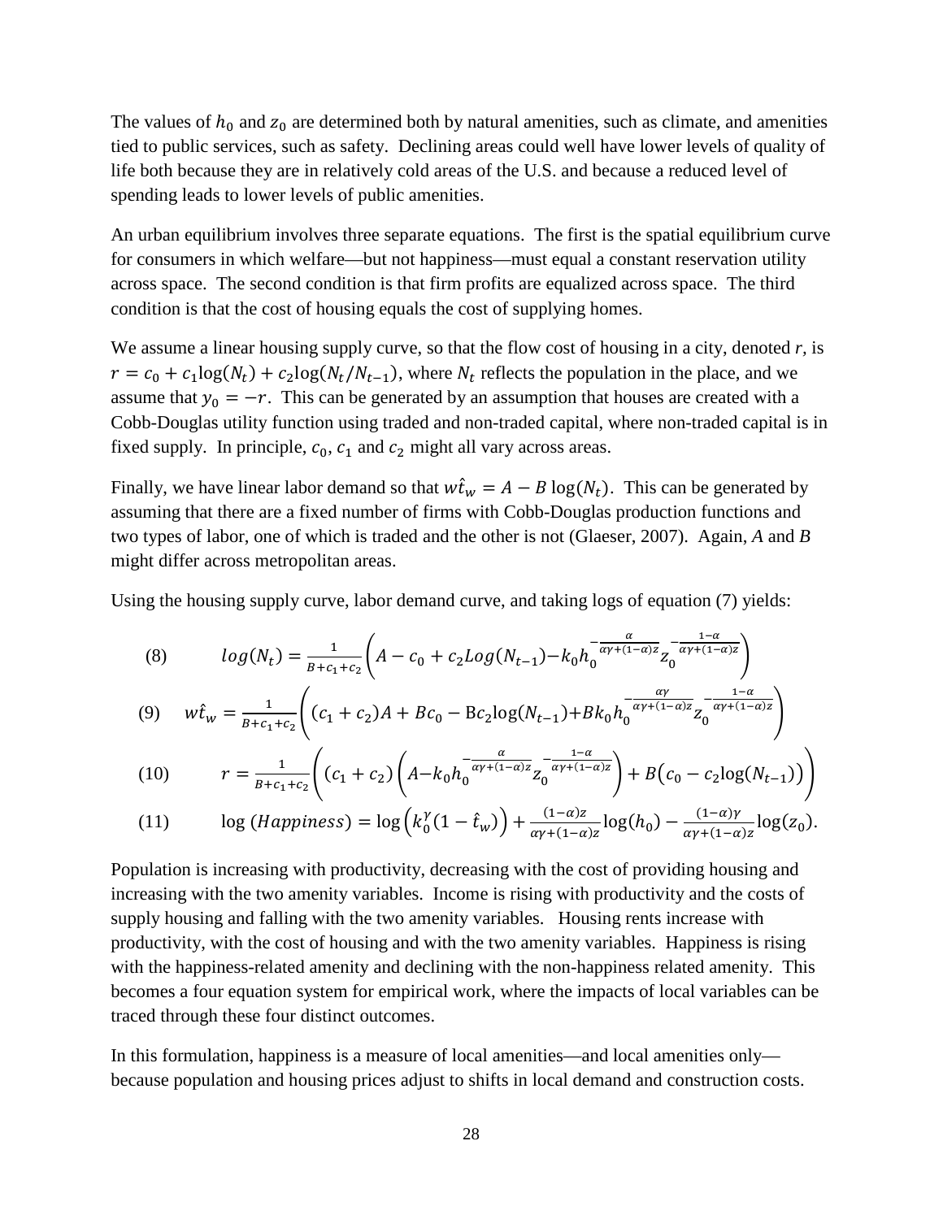The values of $h_0$ and $z_0$ are determined both by natural amenities, such as climate, and amenities tied to public services, such as safety. Declining areas could well have lower levels of quality of life both because they are in relatively cold areas of the U.S. and because a reduced level of spending leads to lower levels of public amenities.

An urban equilibrium involves three separate equations. The first is the spatial equilibrium curve for consumers in which welfare—but not happiness—must equal a constant reservation utility across space. The second condition is that firm profits are equalized across space. The third condition is that the cost of housing equals the cost of supplying homes.

We assume a linear housing supply curve, so that the flow cost of housing in a city, denoted $r$, is $r = c_0 + c_1\log(N_t) + c_2\log(N_t/N_{t-1})$, where $N_t$ reflects the population in the place, and we assume that $y_0 = -r$. This can be generated by an assumption that houses are created with a Cobb-Douglas utility function using traded and non-traded capital, where non-traded capital is in fixed supply. In principle, $c_0$, $c_1$ and $c_2$ might all vary across areas.

Finally, we have linear labor demand so that $w\hat{t}_w = A - B\log(N_t)$. This can be generated by assuming that there are a fixed number of firms with Cobb-Douglas production functions and two types of labor, one of which is traded and the other is not (Glaeser, 2007). Again, $A$ and $B$ might differ across metropolitan areas.

Using the housing supply curve, labor demand curve, and taking logs of equation (7) yields:

$$\text{(8)} \qquad log(N_t) = \frac{1}{B+c_1+c_2}\left(A - c_0 + c_2 Log(N_{t-1}) - k_0 h_0^{-\frac{\alpha}{\alpha\gamma+(1-\alpha)z}} z_0^{-\frac{1-\alpha}{\alpha\gamma+(1-\alpha)z}}\right)$$

$$\text{(9)} \qquad w\hat{t}_w = \frac{1}{B+c_1+c_2}\left((c_1+c_2)A + Bc_0 - Bc_2\log(N_{t-1}) + Bk_0 h_0^{-\frac{\alpha\gamma}{\alpha\gamma+(1-\alpha)z}} z_0^{-\frac{1-\alpha}{\alpha\gamma+(1-\alpha)z}}\right)$$

$$\text{(10)} \qquad r = \frac{1}{B+c_1+c_2}\left((c_1+c_2)\left(A - k_0 h_0^{-\frac{\alpha}{\alpha\gamma+(1-\alpha)z}} z_0^{-\frac{1-\alpha}{\alpha\gamma+(1-\alpha)z}}\right) + B\left(c_0 - c_2\log(N_{t-1})\right)\right)$$

$$\text{(11)} \qquad \log(Happiness) = \log\left(k_0^{\gamma}(1-\hat{t}_w)\right) + \frac{(1-\alpha)z}{\alpha\gamma+(1-\alpha)z}\log(h_0) - \frac{(1-\alpha)\gamma}{\alpha\gamma+(1-\alpha)z}\log(z_0).$$

Population is increasing with productivity, decreasing with the cost of providing housing and increasing with the two amenity variables. Income is rising with productivity and the costs of supply housing and falling with the two amenity variables. Housing rents increase with productivity, with the cost of housing and with the two amenity variables. Happiness is rising with the happiness-related amenity and declining with the non-happiness related amenity. This becomes a four equation system for empirical work, where the impacts of local variables can be traced through these four distinct outcomes.

In this formulation, happiness is a measure of local amenities—and local amenities only—because population and housing prices adjust to shifts in local demand and construction costs.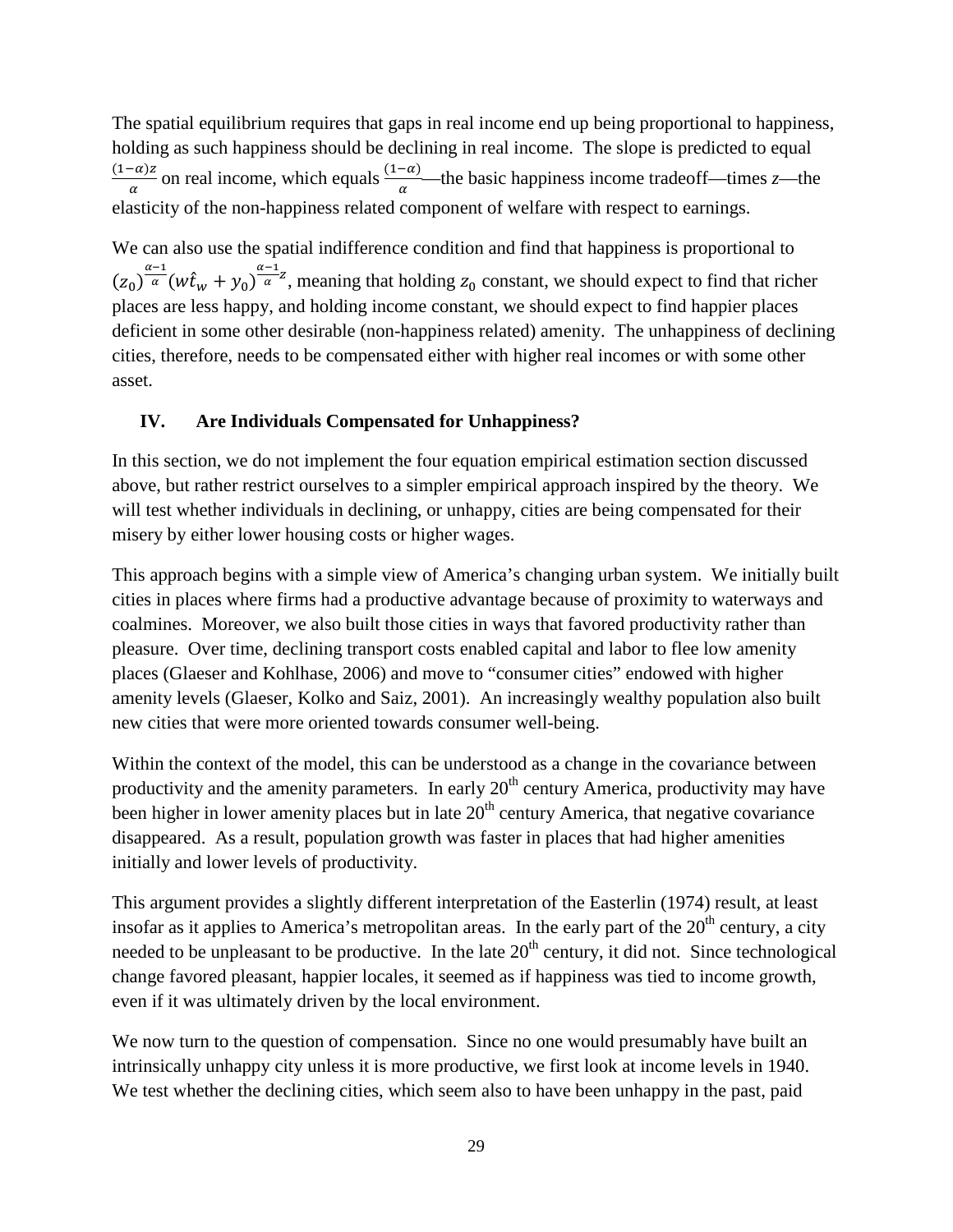The spatial equilibrium requires that gaps in real income end up being proportional to happiness, holding as such happiness should be declining in real income. The slope is predicted to equal $\frac{(1-\alpha)z}{\alpha}$ on real income, which equals $\frac{(1-\alpha)}{\alpha}$—the basic happiness income tradeoff—times *z*—the elasticity of the non-happiness related component of welfare with respect to earnings.

We can also use the spatial indifference condition and find that happiness is proportional to $(z_0)^{\frac{\alpha-1}{\alpha}}(w\hat{t}_w + y_0)^{\frac{\alpha-1}{\alpha}z}$, meaning that holding $z_0$ constant, we should expect to find that richer places are less happy, and holding income constant, we should expect to find happier places deficient in some other desirable (non-happiness related) amenity. The unhappiness of declining cities, therefore, needs to be compensated either with higher real incomes or with some other asset.

## IV. Are Individuals Compensated for Unhappiness?

In this section, we do not implement the four equation empirical estimation section discussed above, but rather restrict ourselves to a simpler empirical approach inspired by the theory. We will test whether individuals in declining, or unhappy, cities are being compensated for their misery by either lower housing costs or higher wages.

This approach begins with a simple view of America's changing urban system. We initially built cities in places where firms had a productive advantage because of proximity to waterways and coalmines. Moreover, we also built those cities in ways that favored productivity rather than pleasure. Over time, declining transport costs enabled capital and labor to flee low amenity places (Glaeser and Kohlhase, 2006) and move to "consumer cities" endowed with higher amenity levels (Glaeser, Kolko and Saiz, 2001). An increasingly wealthy population also built new cities that were more oriented towards consumer well-being.

Within the context of the model, this can be understood as a change in the covariance between productivity and the amenity parameters. In early 20th century America, productivity may have been higher in lower amenity places but in late 20th century America, that negative covariance disappeared. As a result, population growth was faster in places that had higher amenities initially and lower levels of productivity.

This argument provides a slightly different interpretation of the Easterlin (1974) result, at least insofar as it applies to America's metropolitan areas. In the early part of the 20th century, a city needed to be unpleasant to be productive. In the late 20th century, it did not. Since technological change favored pleasant, happier locales, it seemed as if happiness was tied to income growth, even if it was ultimately driven by the local environment.

We now turn to the question of compensation. Since no one would presumably have built an intrinsically unhappy city unless it is more productive, we first look at income levels in 1940. We test whether the declining cities, which seem also to have been unhappy in the past, paid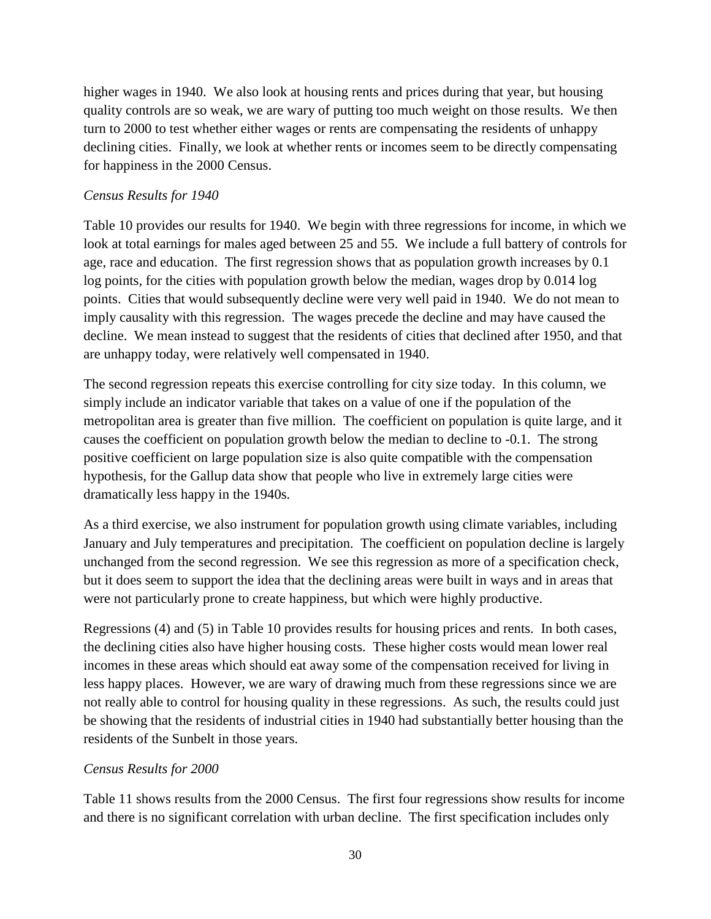higher wages in 1940. We also look at housing rents and prices during that year, but housing quality controls are so weak, we are wary of putting too much weight on those results. We then turn to 2000 to test whether either wages or rents are compensating the residents of unhappy declining cities. Finally, we look at whether rents or incomes seem to be directly compensating for happiness in the 2000 Census.

*Census Results for 1940*

Table 10 provides our results for 1940. We begin with three regressions for income, in which we look at total earnings for males aged between 25 and 55. We include a full battery of controls for age, race and education. The first regression shows that as population growth increases by 0.1 log points, for the cities with population growth below the median, wages drop by 0.014 log points. Cities that would subsequently decline were very well paid in 1940. We do not mean to imply causality with this regression. The wages precede the decline and may have caused the decline. We mean instead to suggest that the residents of cities that declined after 1950, and that are unhappy today, were relatively well compensated in 1940.

The second regression repeats this exercise controlling for city size today. In this column, we simply include an indicator variable that takes on a value of one if the population of the metropolitan area is greater than five million. The coefficient on population is quite large, and it causes the coefficient on population growth below the median to decline to -0.1. The strong positive coefficient on large population size is also quite compatible with the compensation hypothesis, for the Gallup data show that people who live in extremely large cities were dramatically less happy in the 1940s.

As a third exercise, we also instrument for population growth using climate variables, including January and July temperatures and precipitation. The coefficient on population decline is largely unchanged from the second regression. We see this regression as more of a specification check, but it does seem to support the idea that the declining areas were built in ways and in areas that were not particularly prone to create happiness, but which were highly productive.

Regressions (4) and (5) in Table 10 provides results for housing prices and rents. In both cases, the declining cities also have higher housing costs. These higher costs would mean lower real incomes in these areas which should eat away some of the compensation received for living in less happy places. However, we are wary of drawing much from these regressions since we are not really able to control for housing quality in these regressions. As such, the results could just be showing that the residents of industrial cities in 1940 had substantially better housing than the residents of the Sunbelt in those years.

*Census Results for 2000*

Table 11 shows results from the 2000 Census. The first four regressions show results for income and there is no significant correlation with urban decline. The first specification includes only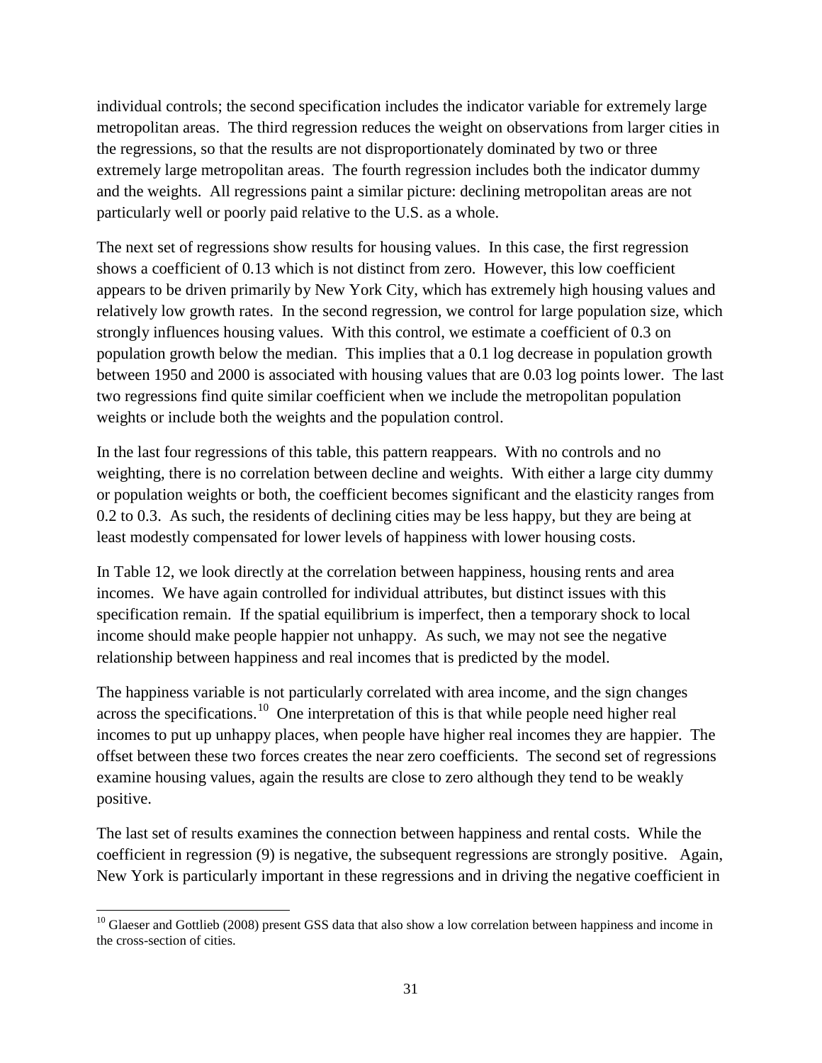individual controls; the second specification includes the indicator variable for extremely large metropolitan areas. The third regression reduces the weight on observations from larger cities in the regressions, so that the results are not disproportionately dominated by two or three extremely large metropolitan areas. The fourth regression includes both the indicator dummy and the weights. All regressions paint a similar picture: declining metropolitan areas are not particularly well or poorly paid relative to the U.S. as a whole.

The next set of regressions show results for housing values. In this case, the first regression shows a coefficient of 0.13 which is not distinct from zero. However, this low coefficient appears to be driven primarily by New York City, which has extremely high housing values and relatively low growth rates. In the second regression, we control for large population size, which strongly influences housing values. With this control, we estimate a coefficient of 0.3 on population growth below the median. This implies that a 0.1 log decrease in population growth between 1950 and 2000 is associated with housing values that are 0.03 log points lower. The last two regressions find quite similar coefficient when we include the metropolitan population weights or include both the weights and the population control.

In the last four regressions of this table, this pattern reappears. With no controls and no weighting, there is no correlation between decline and weights. With either a large city dummy or population weights or both, the coefficient becomes significant and the elasticity ranges from 0.2 to 0.3. As such, the residents of declining cities may be less happy, but they are being at least modestly compensated for lower levels of happiness with lower housing costs.

In Table 12, we look directly at the correlation between happiness, housing rents and area incomes. We have again controlled for individual attributes, but distinct issues with this specification remain. If the spatial equilibrium is imperfect, then a temporary shock to local income should make people happier not unhappy. As such, we may not see the negative relationship between happiness and real incomes that is predicted by the model.

The happiness variable is not particularly correlated with area income, and the sign changes across the specifications.[10] One interpretation of this is that while people need higher real incomes to put up unhappy places, when people have higher real incomes they are happier. The offset between these two forces creates the near zero coefficients. The second set of regressions examine housing values, again the results are close to zero although they tend to be weakly positive.

The last set of results examines the connection between happiness and rental costs. While the coefficient in regression (9) is negative, the subsequent regressions are strongly positive. Again, New York is particularly important in these regressions and in driving the negative coefficient in

[10] Glaeser and Gottlieb (2008) present GSS data that also show a low correlation between happiness and income in the cross-section of cities.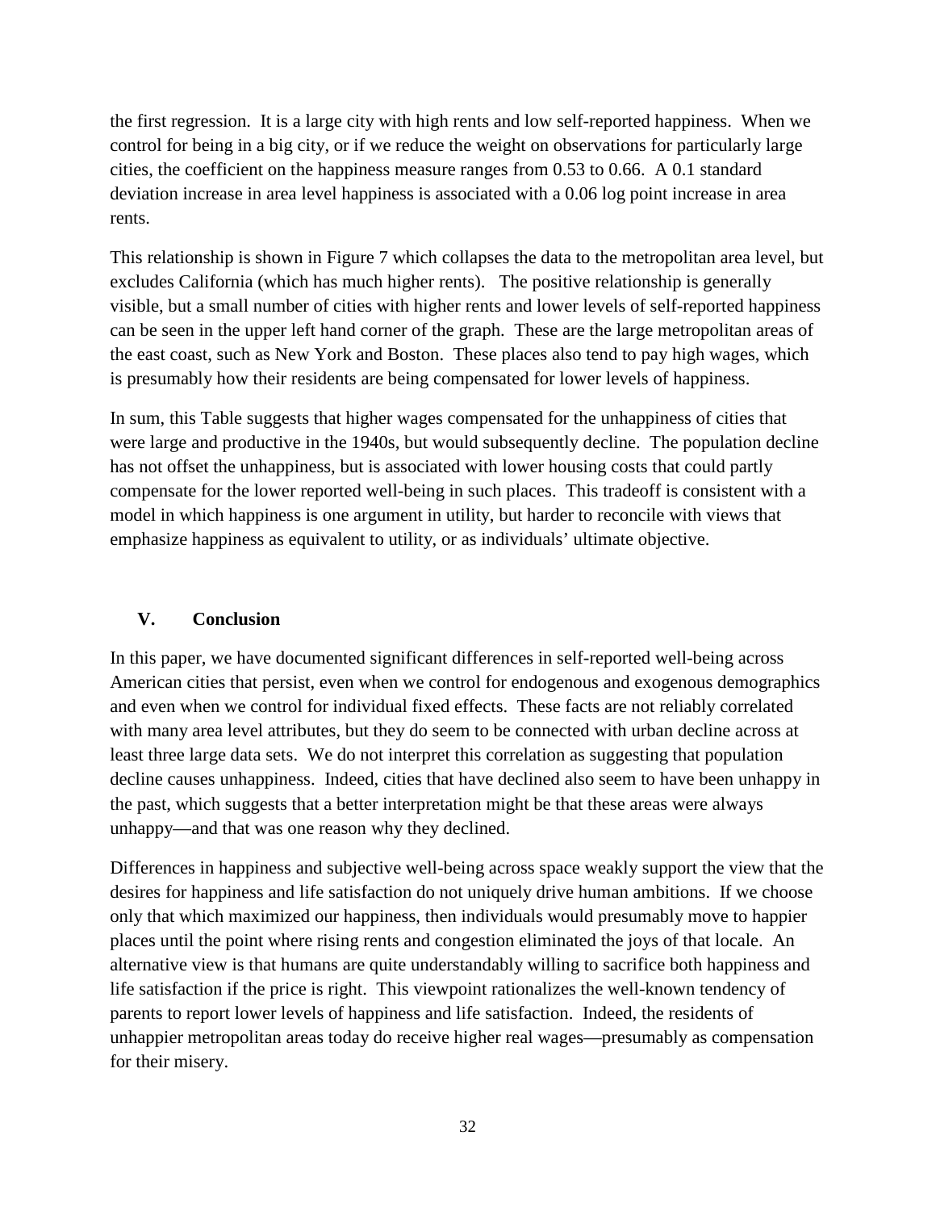the first regression. It is a large city with high rents and low self-reported happiness. When we control for being in a big city, or if we reduce the weight on observations for particularly large cities, the coefficient on the happiness measure ranges from 0.53 to 0.66. A 0.1 standard deviation increase in area level happiness is associated with a 0.06 log point increase in area rents.

This relationship is shown in Figure 7 which collapses the data to the metropolitan area level, but excludes California (which has much higher rents). The positive relationship is generally visible, but a small number of cities with higher rents and lower levels of self-reported happiness can be seen in the upper left hand corner of the graph. These are the large metropolitan areas of the east coast, such as New York and Boston. These places also tend to pay high wages, which is presumably how their residents are being compensated for lower levels of happiness.

In sum, this Table suggests that higher wages compensated for the unhappiness of cities that were large and productive in the 1940s, but would subsequently decline. The population decline has not offset the unhappiness, but is associated with lower housing costs that could partly compensate for the lower reported well-being in such places. This tradeoff is consistent with a model in which happiness is one argument in utility, but harder to reconcile with views that emphasize happiness as equivalent to utility, or as individuals' ultimate objective.

## V. Conclusion

In this paper, we have documented significant differences in self-reported well-being across American cities that persist, even when we control for endogenous and exogenous demographics and even when we control for individual fixed effects. These facts are not reliably correlated with many area level attributes, but they do seem to be connected with urban decline across at least three large data sets. We do not interpret this correlation as suggesting that population decline causes unhappiness. Indeed, cities that have declined also seem to have been unhappy in the past, which suggests that a better interpretation might be that these areas were always unhappy—and that was one reason why they declined.

Differences in happiness and subjective well-being across space weakly support the view that the desires for happiness and life satisfaction do not uniquely drive human ambitions. If we choose only that which maximized our happiness, then individuals would presumably move to happier places until the point where rising rents and congestion eliminated the joys of that locale. An alternative view is that humans are quite understandably willing to sacrifice both happiness and life satisfaction if the price is right. This viewpoint rationalizes the well-known tendency of parents to report lower levels of happiness and life satisfaction. Indeed, the residents of unhappier metropolitan areas today do receive higher real wages—presumably as compensation for their misery.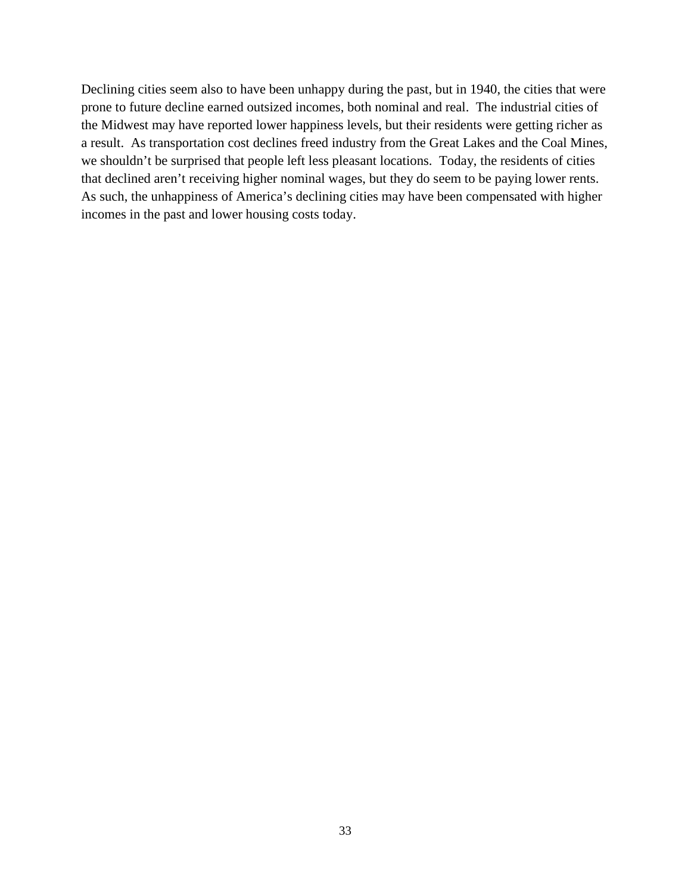Declining cities seem also to have been unhappy during the past, but in 1940, the cities that were prone to future decline earned outsized incomes, both nominal and real. The industrial cities of the Midwest may have reported lower happiness levels, but their residents were getting richer as a result. As transportation cost declines freed industry from the Great Lakes and the Coal Mines, we shouldn't be surprised that people left less pleasant locations. Today, the residents of cities that declined aren't receiving higher nominal wages, but they do seem to be paying lower rents. As such, the unhappiness of America's declining cities may have been compensated with higher incomes in the past and lower housing costs today.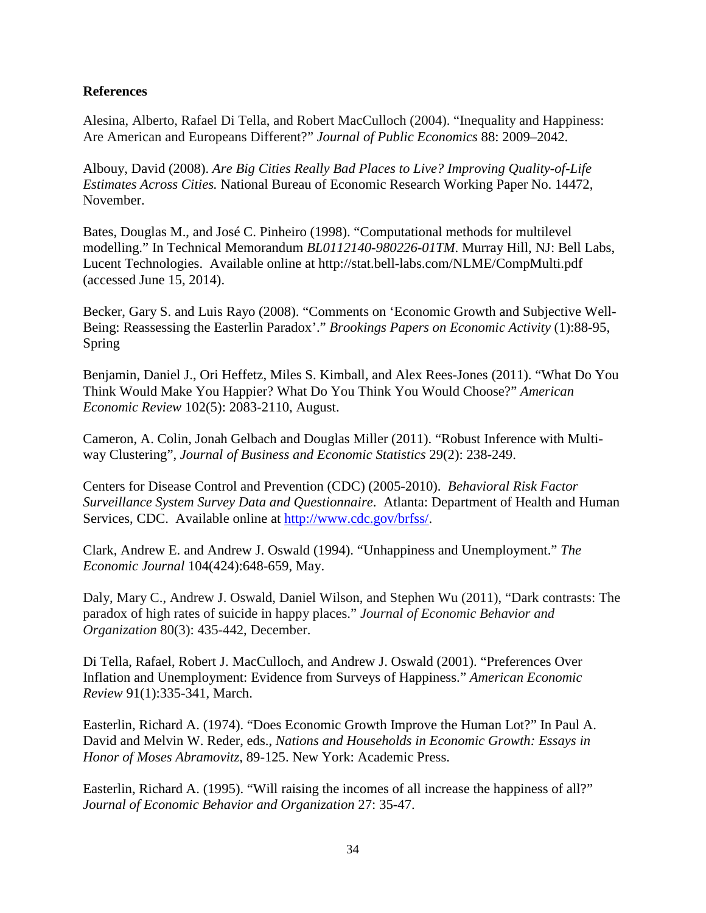**References**

Alesina, Alberto, Rafael Di Tella, and Robert MacCulloch (2004). "Inequality and Happiness: Are American and Europeans Different?" *Journal of Public Economics* 88: 2009–2042.

Albouy, David (2008). *Are Big Cities Really Bad Places to Live? Improving Quality-of-Life Estimates Across Cities.* National Bureau of Economic Research Working Paper No. 14472, November.

Bates, Douglas M., and José C. Pinheiro (1998). "Computational methods for multilevel modelling." In Technical Memorandum *BL0112140-980226-01TM*. Murray Hill, NJ: Bell Labs, Lucent Technologies. Available online at http://stat.bell-labs.com/NLME/CompMulti.pdf (accessed June 15, 2014).

Becker, Gary S. and Luis Rayo (2008). "Comments on 'Economic Growth and Subjective Well-Being: Reassessing the Easterlin Paradox'." *Brookings Papers on Economic Activity* (1):88-95, Spring

Benjamin, Daniel J., Ori Heffetz, Miles S. Kimball, and Alex Rees-Jones (2011). "What Do You Think Would Make You Happier? What Do You Think You Would Choose?" *American Economic Review* 102(5): 2083-2110, August.

Cameron, A. Colin, Jonah Gelbach and Douglas Miller (2011). "Robust Inference with Multi-way Clustering", *Journal of Business and Economic Statistics* 29(2): 238-249.

Centers for Disease Control and Prevention (CDC) (2005-2010). *Behavioral Risk Factor Surveillance System Survey Data and Questionnaire*. Atlanta: Department of Health and Human Services, CDC. Available online at http://www.cdc.gov/brfss/.

Clark, Andrew E. and Andrew J. Oswald (1994). "Unhappiness and Unemployment." *The Economic Journal* 104(424):648-659, May.

Daly, Mary C., Andrew J. Oswald, Daniel Wilson, and Stephen Wu (2011), "Dark contrasts: The paradox of high rates of suicide in happy places." *Journal of Economic Behavior and Organization* 80(3): 435-442, December.

Di Tella, Rafael, Robert J. MacCulloch, and Andrew J. Oswald (2001). "Preferences Over Inflation and Unemployment: Evidence from Surveys of Happiness." *American Economic Review* 91(1):335-341, March.

Easterlin, Richard A. (1974). "Does Economic Growth Improve the Human Lot?" In Paul A. David and Melvin W. Reder, eds., *Nations and Households in Economic Growth: Essays in Honor of Moses Abramovitz*, 89-125. New York: Academic Press.

Easterlin, Richard A. (1995). "Will raising the incomes of all increase the happiness of all?" *Journal of Economic Behavior and Organization* 27: 35-47.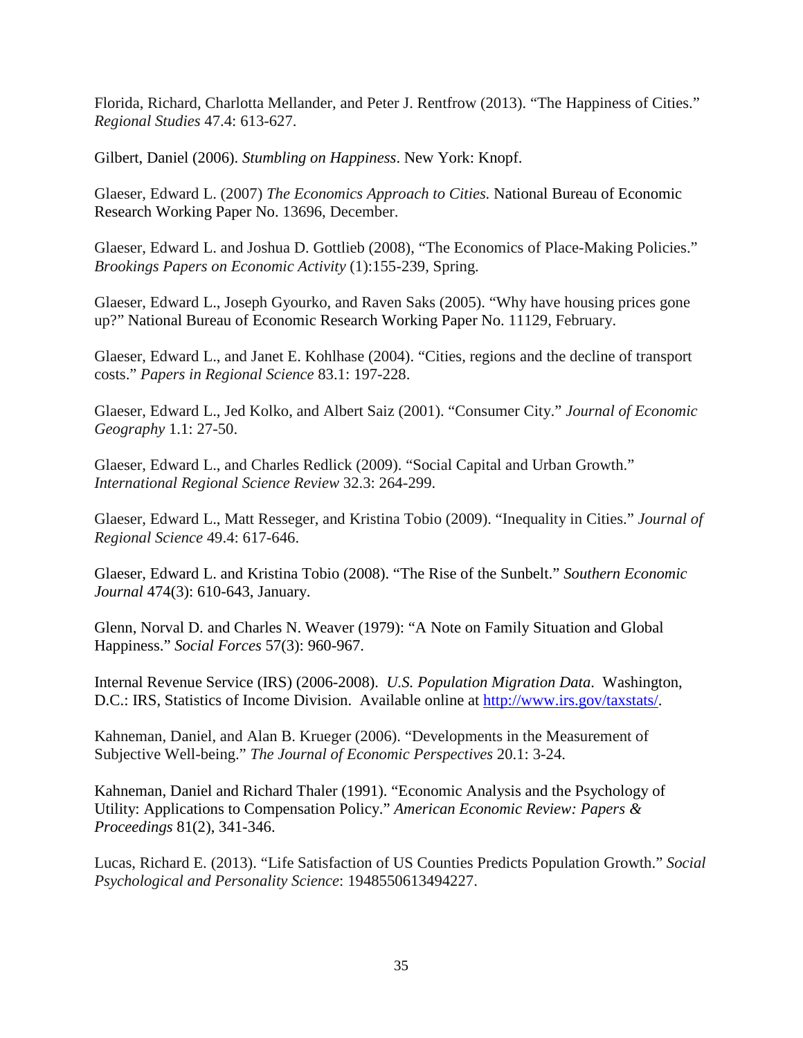Florida, Richard, Charlotta Mellander, and Peter J. Rentfrow (2013). "The Happiness of Cities." *Regional Studies* 47.4: 613-627.

Gilbert, Daniel (2006). *Stumbling on Happiness*. New York: Knopf.

Glaeser, Edward L. (2007) *The Economics Approach to Cities.* National Bureau of Economic Research Working Paper No. 13696, December.

Glaeser, Edward L. and Joshua D. Gottlieb (2008), "The Economics of Place-Making Policies." *Brookings Papers on Economic Activity* (1):155-239, Spring.

Glaeser, Edward L., Joseph Gyourko, and Raven Saks (2005). "Why have housing prices gone up?" National Bureau of Economic Research Working Paper No. 11129, February.

Glaeser, Edward L., and Janet E. Kohlhase (2004). "Cities, regions and the decline of transport costs." *Papers in Regional Science* 83.1: 197-228.

Glaeser, Edward L., Jed Kolko, and Albert Saiz (2001). "Consumer City." *Journal of Economic Geography* 1.1: 27-50.

Glaeser, Edward L., and Charles Redlick (2009). "Social Capital and Urban Growth." *International Regional Science Review* 32.3: 264-299.

Glaeser, Edward L., Matt Resseger, and Kristina Tobio (2009). "Inequality in Cities." *Journal of Regional Science* 49.4: 617-646.

Glaeser, Edward L. and Kristina Tobio (2008). "The Rise of the Sunbelt." *Southern Economic Journal* 474(3): 610-643, January.

Glenn, Norval D. and Charles N. Weaver (1979): "A Note on Family Situation and Global Happiness." *Social Forces* 57(3): 960-967.

Internal Revenue Service (IRS) (2006-2008). *U.S. Population Migration Data*. Washington, D.C.: IRS, Statistics of Income Division. Available online at http://www.irs.gov/taxstats/.

Kahneman, Daniel, and Alan B. Krueger (2006). "Developments in the Measurement of Subjective Well-being." *The Journal of Economic Perspectives* 20.1: 3-24.

Kahneman, Daniel and Richard Thaler (1991). "Economic Analysis and the Psychology of Utility: Applications to Compensation Policy." *American Economic Review: Papers & Proceedings* 81(2), 341-346.

Lucas, Richard E. (2013). "Life Satisfaction of US Counties Predicts Population Growth." *Social Psychological and Personality Science*: 1948550613494227.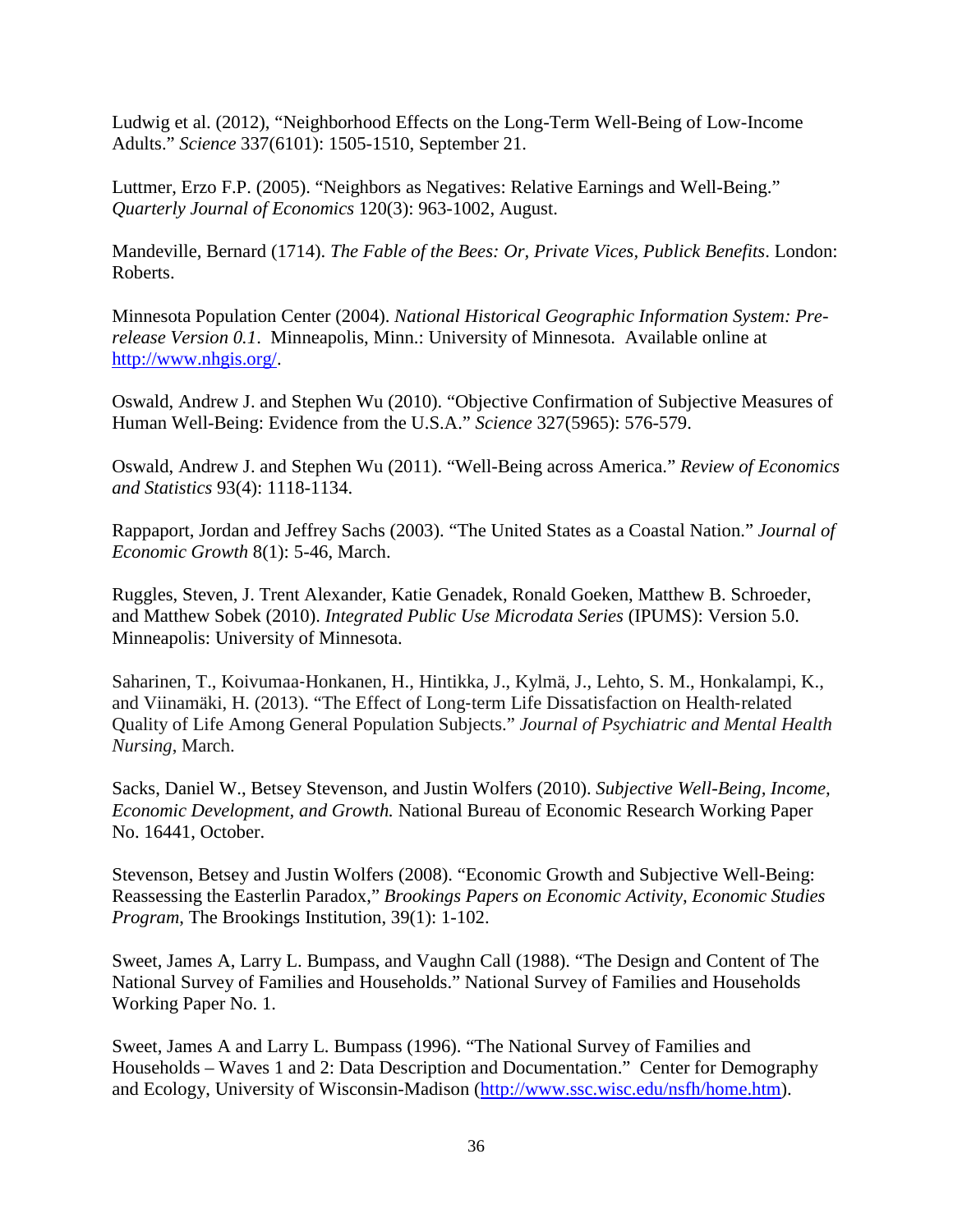Ludwig et al. (2012), “Neighborhood Effects on the Long-Term Well-Being of Low-Income Adults.” *Science* 337(6101): 1505-1510, September 21.

Luttmer, Erzo F.P. (2005). “Neighbors as Negatives: Relative Earnings and Well-Being.” *Quarterly Journal of Economics* 120(3): 963-1002, August.

Mandeville, Bernard (1714). *The Fable of the Bees: Or, Private Vices, Publick Benefits*. London: Roberts.

Minnesota Population Center (2004). *National Historical Geographic Information System: Pre-release Version 0.1*. Minneapolis, Minn.: University of Minnesota. Available online at http://www.nhgis.org/.

Oswald, Andrew J. and Stephen Wu (2010). “Objective Confirmation of Subjective Measures of Human Well-Being: Evidence from the U.S.A.” *Science* 327(5965): 576-579.

Oswald, Andrew J. and Stephen Wu (2011). “Well-Being across America.” *Review of Economics and Statistics* 93(4): 1118-1134.

Rappaport, Jordan and Jeffrey Sachs (2003). “The United States as a Coastal Nation.” *Journal of Economic Growth* 8(1): 5-46, March.

Ruggles, Steven, J. Trent Alexander, Katie Genadek, Ronald Goeken, Matthew B. Schroeder, and Matthew Sobek (2010). *Integrated Public Use Microdata Series* (IPUMS): Version 5.0. Minneapolis: University of Minnesota.

Saharinen, T., Koivumaa-Honkanen, H., Hintikka, J., Kylmä, J., Lehto, S. M., Honkalampi, K., and Viinamäki, H. (2013). “The Effect of Long-term Life Dissatisfaction on Health-related Quality of Life Among General Population Subjects.” *Journal of Psychiatric and Mental Health Nursing*, March.

Sacks, Daniel W., Betsey Stevenson, and Justin Wolfers (2010). *Subjective Well-Being, Income, Economic Development, and Growth.* National Bureau of Economic Research Working Paper No. 16441, October.

Stevenson, Betsey and Justin Wolfers (2008). “Economic Growth and Subjective Well-Being: Reassessing the Easterlin Paradox,” *Brookings Papers on Economic Activity, Economic Studies Program*, The Brookings Institution, 39(1): 1-102.

Sweet, James A, Larry L. Bumpass, and Vaughn Call (1988). “The Design and Content of The National Survey of Families and Households.” National Survey of Families and Households Working Paper No. 1.

Sweet, James A and Larry L. Bumpass (1996). “The National Survey of Families and Households – Waves 1 and 2: Data Description and Documentation.” Center for Demography and Ecology, University of Wisconsin-Madison (http://www.ssc.wisc.edu/nsfh/home.htm).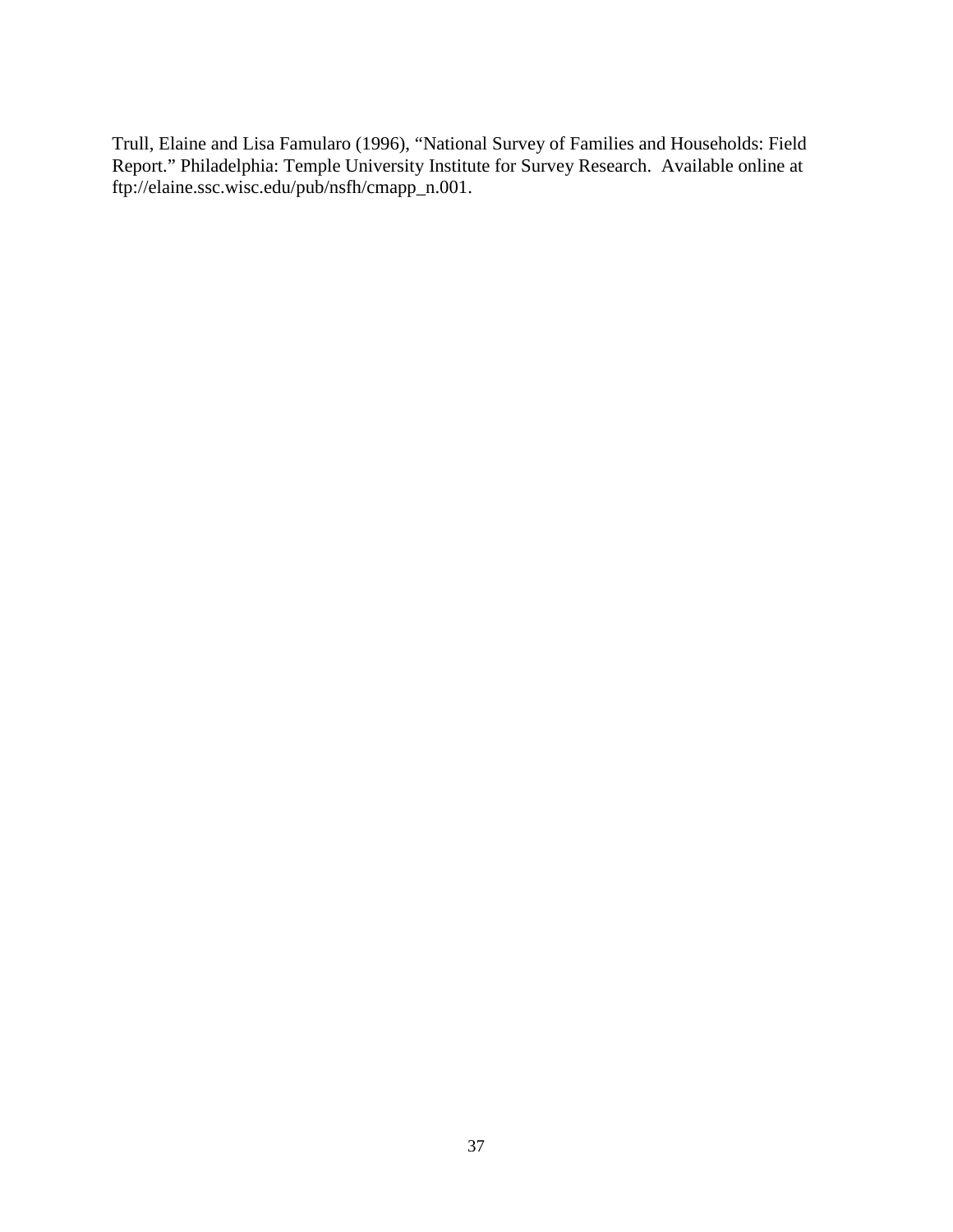Trull, Elaine and Lisa Famularo (1996), “National Survey of Families and Households: Field Report.” Philadelphia: Temple University Institute for Survey Research. Available online at ftp://elaine.ssc.wisc.edu/pub/nsfh/cmapp_n.001.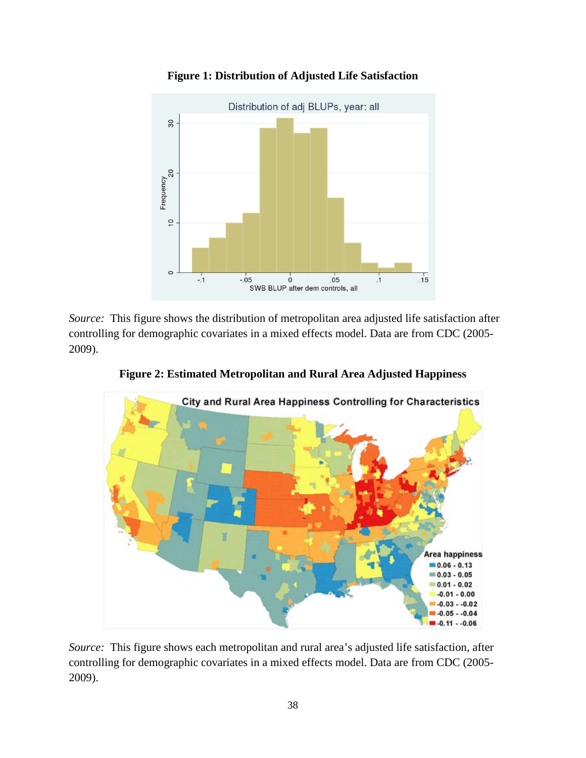**Figure 1: Distribution of Adjusted Life Satisfaction**

*Source:* This figure shows the distribution of metropolitan area adjusted life satisfaction after controlling for demographic covariates in a mixed effects model. Data are from CDC (2005-2009).

**Figure 2: Estimated Metropolitan and Rural Area Adjusted Happiness**

*Source:* This figure shows each metropolitan and rural area's adjusted life satisfaction, after controlling for demographic covariates in a mixed effects model. Data are from CDC (2005-2009).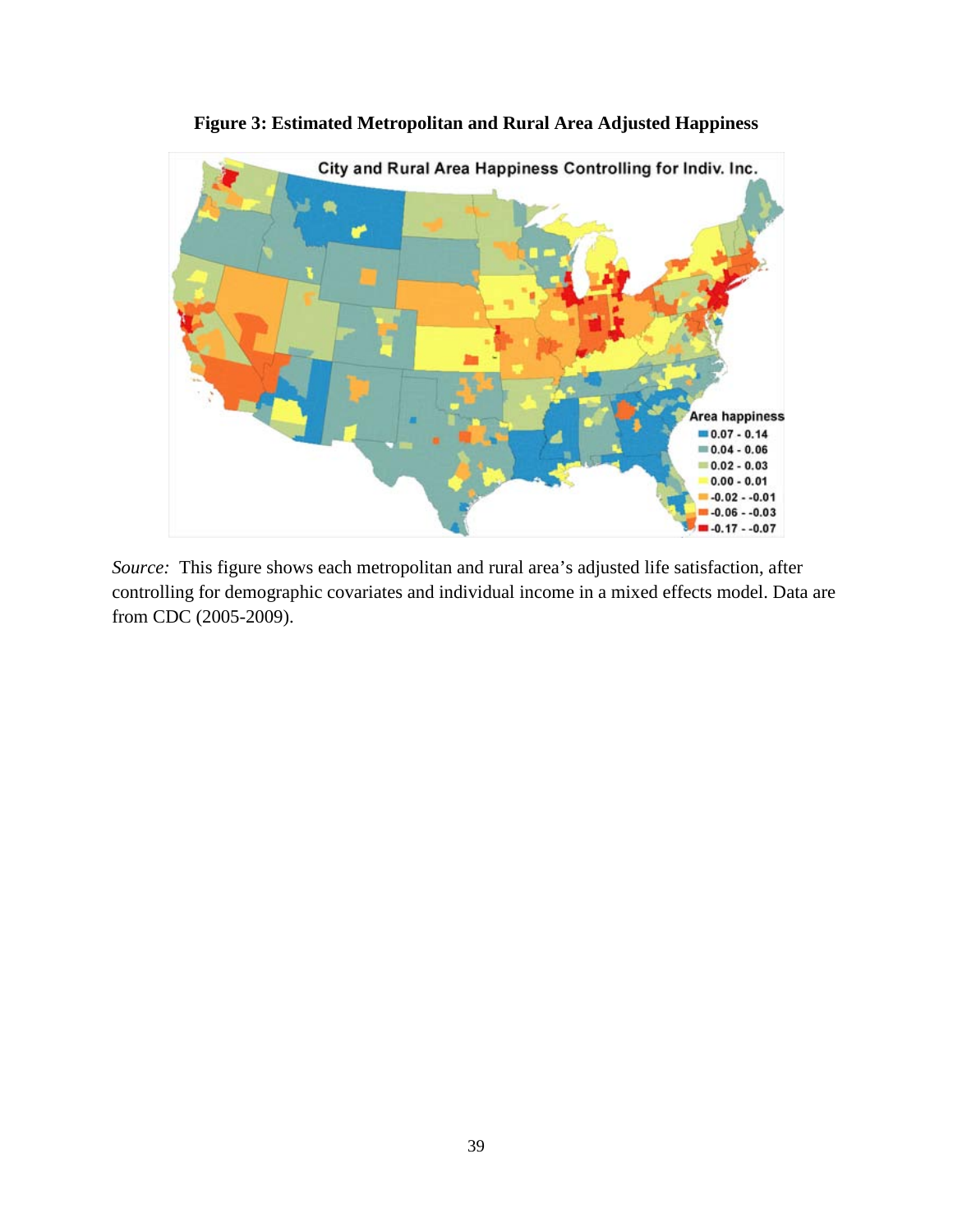**Figure 3: Estimated Metropolitan and Rural Area Adjusted Happiness**

*Source:* This figure shows each metropolitan and rural area's adjusted life satisfaction, after controlling for demographic covariates and individual income in a mixed effects model. Data are from CDC (2005-2009).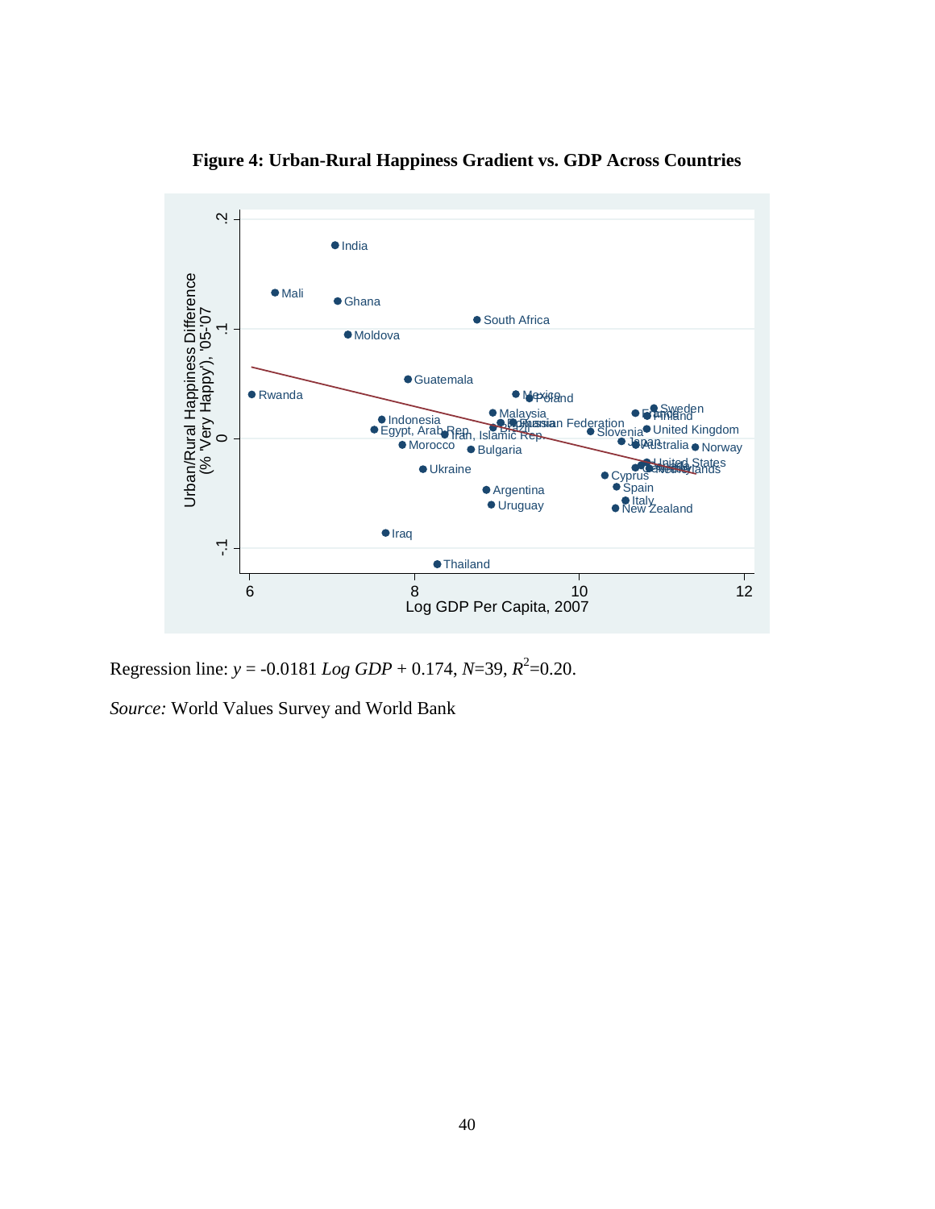**Figure 4: Urban-Rural Happiness Gradient vs. GDP Across Countries**

Regression line: $y = -0.0181$ *Log GDP* $+ 0.174$, $N$=39, $R^2$=0.20.

*Source:* World Values Survey and World Bank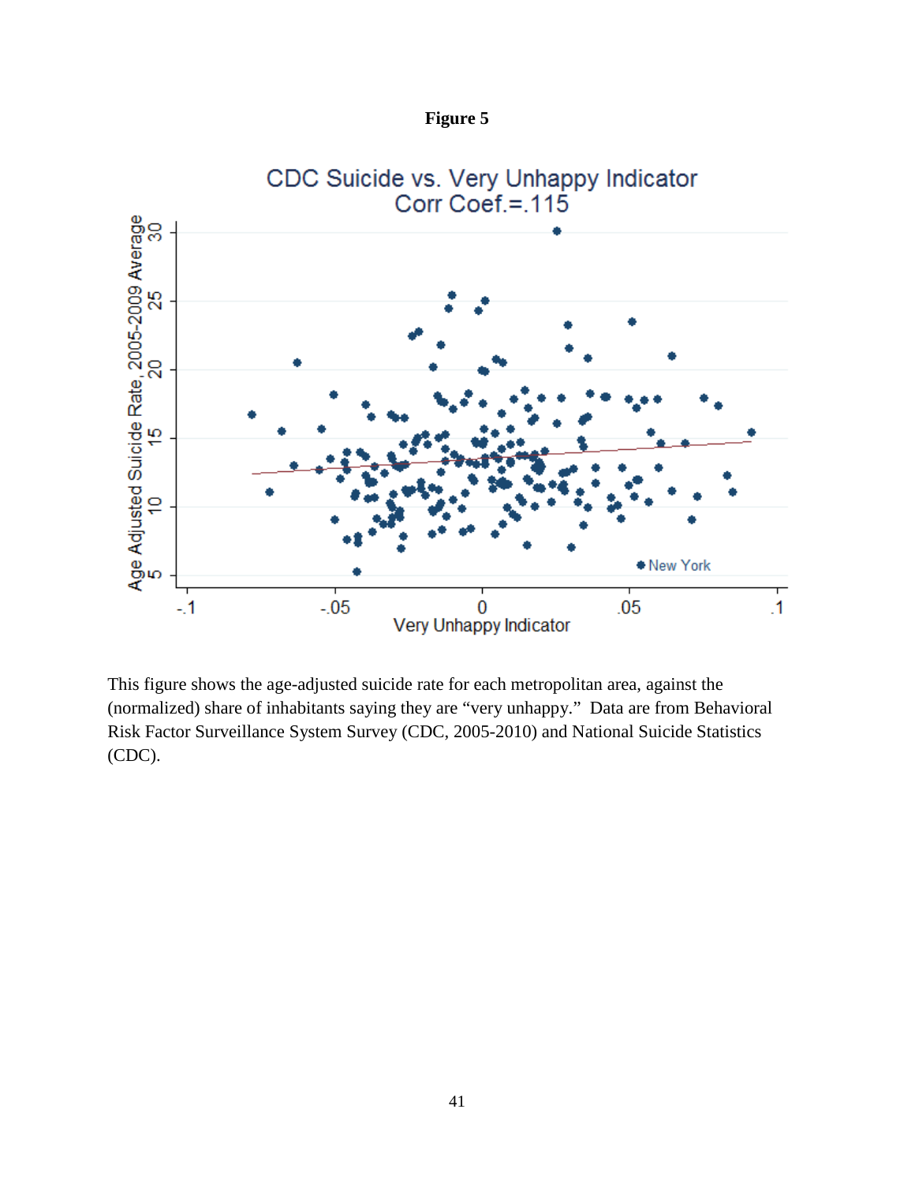**Figure 5**

This figure shows the age-adjusted suicide rate for each metropolitan area, against the (normalized) share of inhabitants saying they are "very unhappy." Data are from Behavioral Risk Factor Surveillance System Survey (CDC, 2005-2010) and National Suicide Statistics (CDC).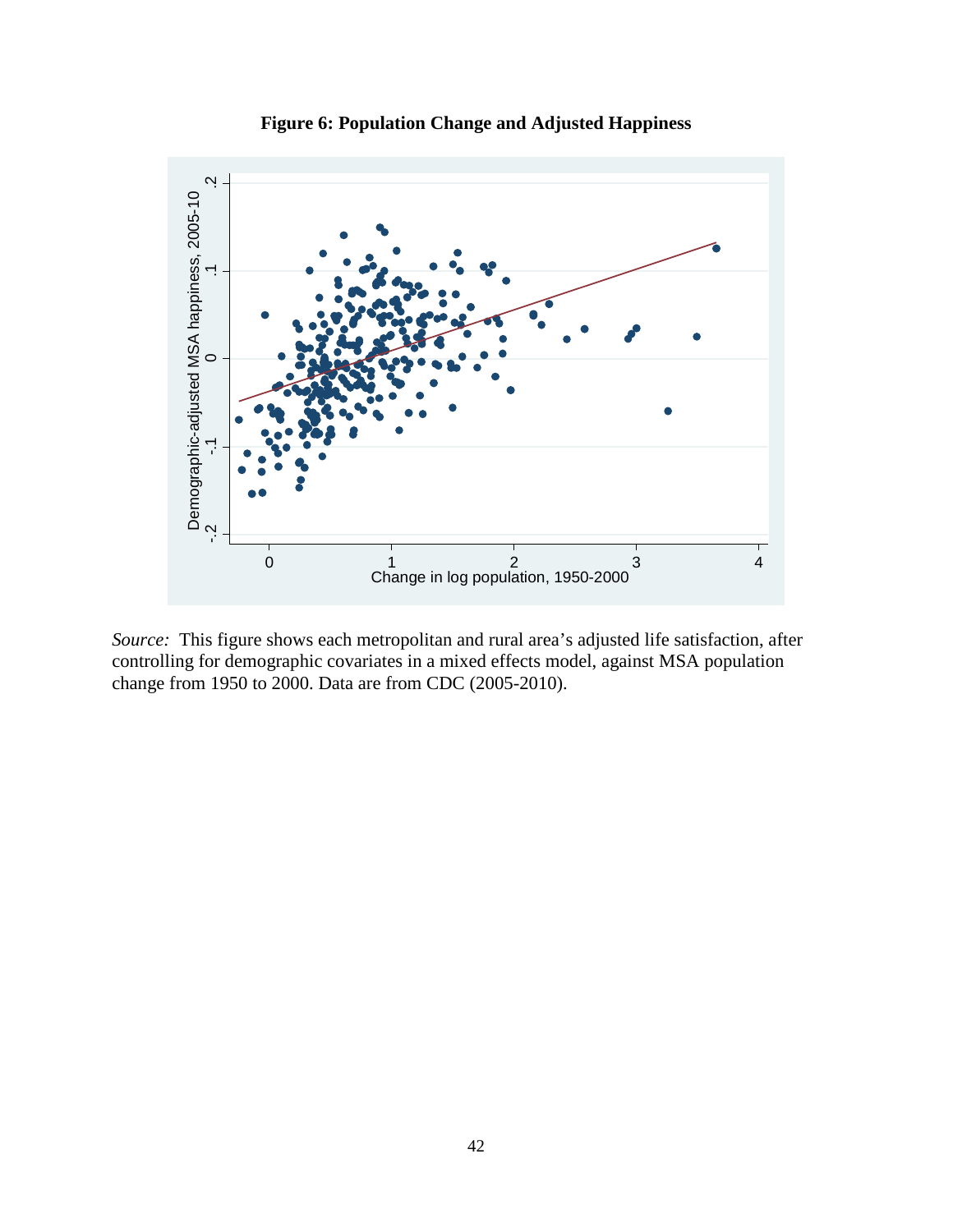**Figure 6: Population Change and Adjusted Happiness**

*Source:* This figure shows each metropolitan and rural area's adjusted life satisfaction, after controlling for demographic covariates in a mixed effects model, against MSA population change from 1950 to 2000. Data are from CDC (2005-2010).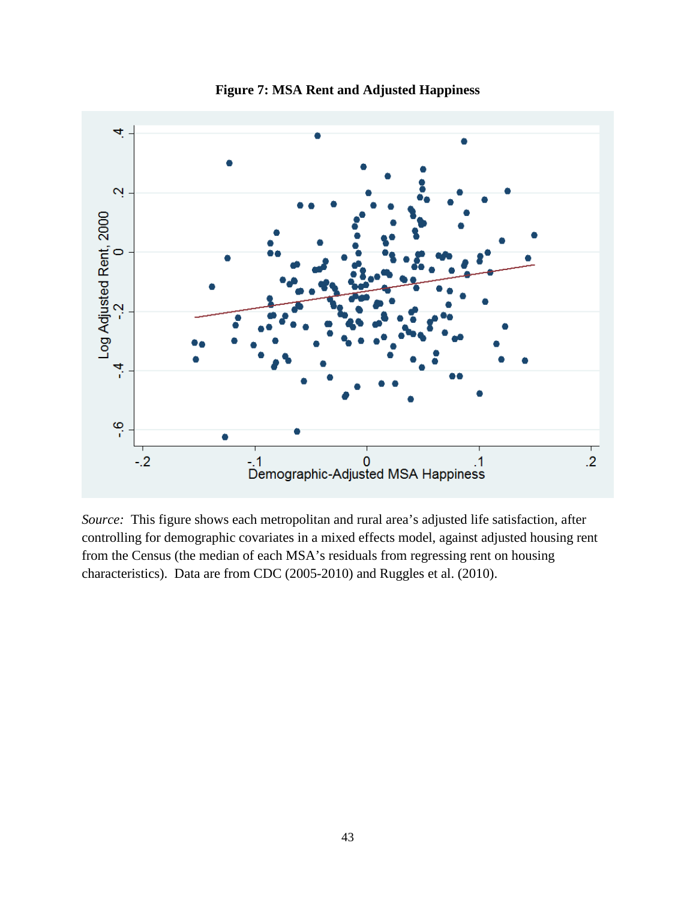**Figure 7: MSA Rent and Adjusted Happiness**

*Source:* This figure shows each metropolitan and rural area's adjusted life satisfaction, after controlling for demographic covariates in a mixed effects model, against adjusted housing rent from the Census (the median of each MSA's residuals from regressing rent on housing characteristics). Data are from CDC (2005-2010) and Ruggles et al. (2010).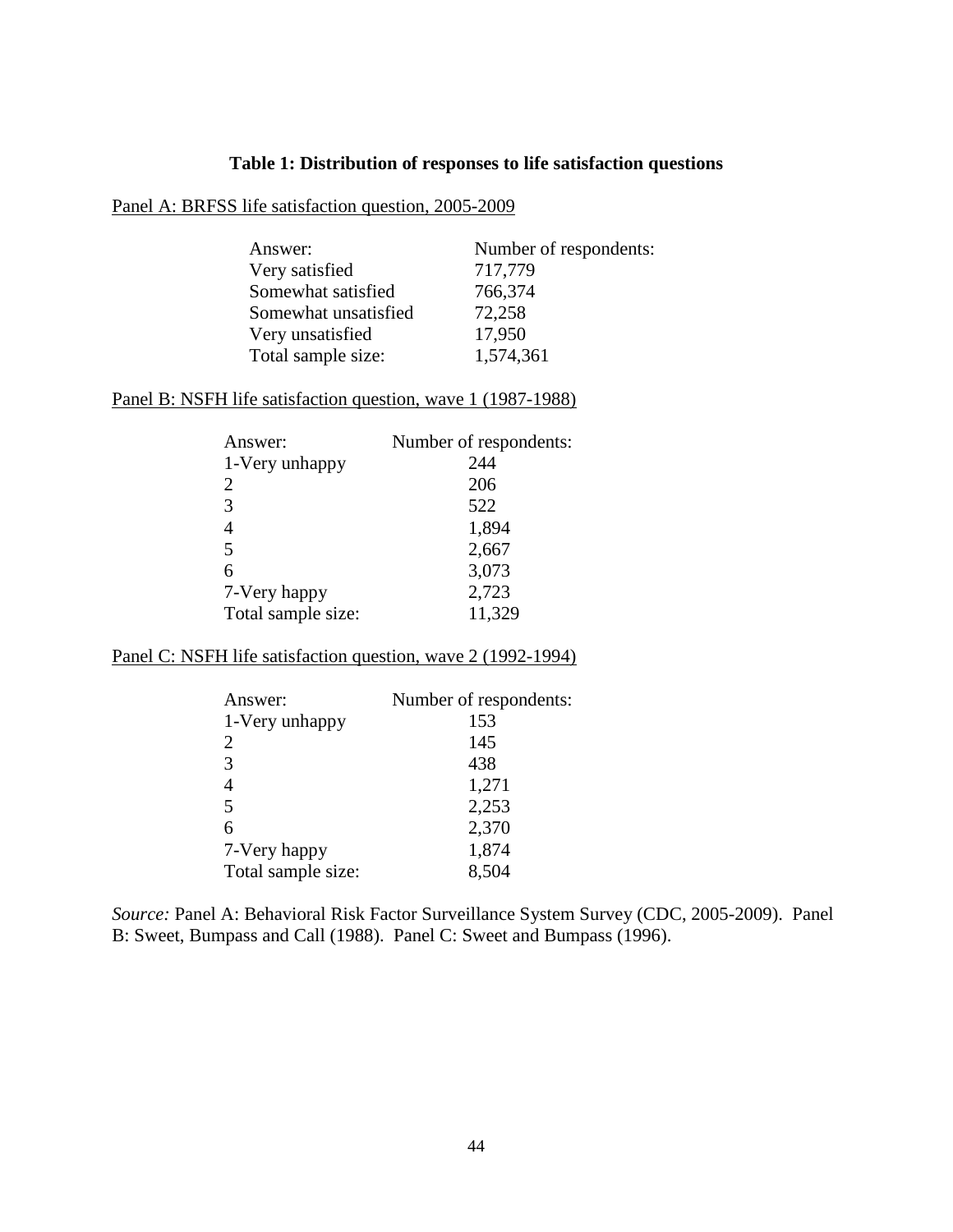**Table 1: Distribution of responses to life satisfaction questions**

Panel A: BRFSS life satisfaction question, 2005-2009

| Answer: | Number of respondents: |
|---|---|
| Very satisfied | 717,779 |
| Somewhat satisfied | 766,374 |
| Somewhat unsatisfied | 72,258 |
| Very unsatisfied | 17,950 |
| Total sample size: | 1,574,361 |

Panel B: NSFH life satisfaction question, wave 1 (1987-1988)

| Answer: | Number of respondents: |
|---|---|
| 1-Very unhappy | 244 |
| 2 | 206 |
| 3 | 522 |
| 4 | 1,894 |
| 5 | 2,667 |
| 6 | 3,073 |
| 7-Very happy | 2,723 |
| Total sample size: | 11,329 |

Panel C: NSFH life satisfaction question, wave 2 (1992-1994)

| Answer: | Number of respondents: |
|---|---|
| 1-Very unhappy | 153 |
| 2 | 145 |
| 3 | 438 |
| 4 | 1,271 |
| 5 | 2,253 |
| 6 | 2,370 |
| 7-Very happy | 1,874 |
| Total sample size: | 8,504 |

*Source:* Panel A: Behavioral Risk Factor Surveillance System Survey (CDC, 2005-2009). Panel B: Sweet, Bumpass and Call (1988). Panel C: Sweet and Bumpass (1996).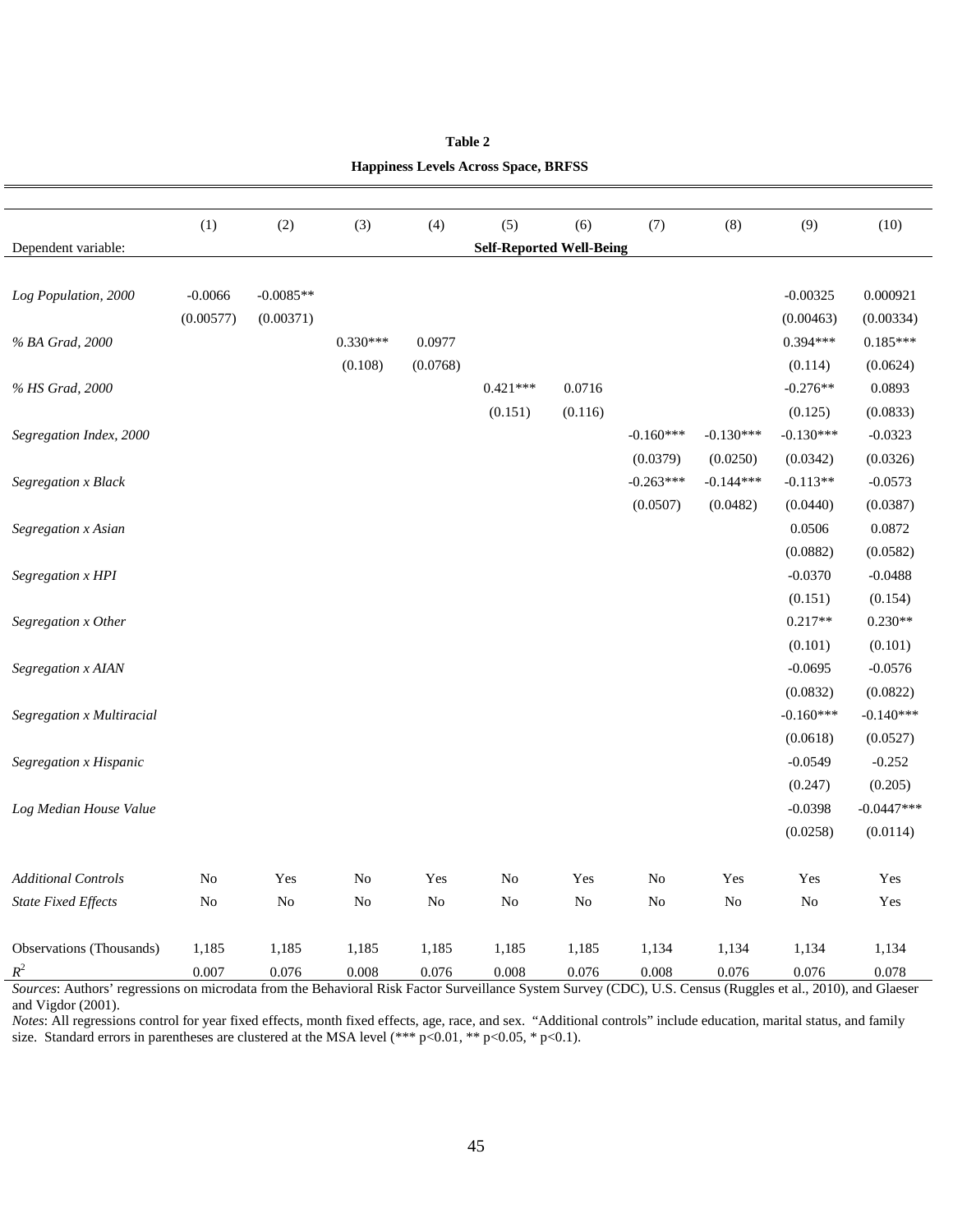**Table 2**

**Happiness Levels Across Space, BRFSS**

| | (1) | (2) | (3) | (4) | (5) | (6) | (7) | (8) | (9) | (10) |
|---|---|---|---|---|---|---|---|---|---|---|
| Dependent variable: | | | | | **Self-Reported Well-Being** | | | | | |
| *Log Population, 2000* | -0.0066 | -0.0085** | | | | | | | -0.00325 | 0.000921 |
| | (0.00577) | (0.00371) | | | | | | | (0.00463) | (0.00334) |
| *% BA Grad, 2000* | | | 0.330*** | 0.0977 | | | | | 0.394*** | 0.185*** |
| | | | (0.108) | (0.0768) | | | | | (0.114) | (0.0624) |
| *% HS Grad, 2000* | | | | | 0.421*** | 0.0716 | | | -0.276** | 0.0893 |
| | | | | | (0.151) | (0.116) | | | (0.125) | (0.0833) |
| *Segregation Index, 2000* | | | | | | | -0.160*** | -0.130*** | -0.130*** | -0.0323 |
| | | | | | | | (0.0379) | (0.0250) | (0.0342) | (0.0326) |
| *Segregation x Black* | | | | | | | -0.263*** | -0.144*** | -0.113** | -0.0573 |
| | | | | | | | (0.0507) | (0.0482) | (0.0440) | (0.0387) |
| *Segregation x Asian* | | | | | | | | | 0.0506 | 0.0872 |
| | | | | | | | | | (0.0882) | (0.0582) |
| *Segregation x HPI* | | | | | | | | | -0.0370 | -0.0488 |
| | | | | | | | | | (0.151) | (0.154) |
| *Segregation x Other* | | | | | | | | | 0.217** | 0.230** |
| | | | | | | | | | (0.101) | (0.101) |
| *Segregation x AIAN* | | | | | | | | | -0.0695 | -0.0576 |
| | | | | | | | | | (0.0832) | (0.0822) |
| *Segregation x Multiracial* | | | | | | | | | -0.160*** | -0.140*** |
| | | | | | | | | | (0.0618) | (0.0527) |
| *Segregation x Hispanic* | | | | | | | | | -0.0549 | -0.252 |
| | | | | | | | | | (0.247) | (0.205) |
| *Log Median House Value* | | | | | | | | | -0.0398 | -0.0447*** |
| | | | | | | | | | (0.0258) | (0.0114) |
| *Additional Controls* | No | Yes | No | Yes | No | Yes | No | Yes | Yes | Yes |
| *State Fixed Effects* | No | No | No | No | No | No | No | No | No | Yes |
| Observations (Thousands) | 1,185 | 1,185 | 1,185 | 1,185 | 1,185 | 1,185 | 1,134 | 1,134 | 1,134 | 1,134 |
| $R^2$ | 0.007 | 0.076 | 0.008 | 0.076 | 0.008 | 0.076 | 0.008 | 0.076 | 0.076 | 0.078 |

*Sources*: Authors' regressions on microdata from the Behavioral Risk Factor Surveillance System Survey (CDC), U.S. Census (Ruggles et al., 2010), and Glaeser and Vigdor (2001).

*Notes*: All regressions control for year fixed effects, month fixed effects, age, race, and sex. "Additional controls" include education, marital status, and family size. Standard errors in parentheses are clustered at the MSA level (*** p<0.01, ** p<0.05, * p<0.1).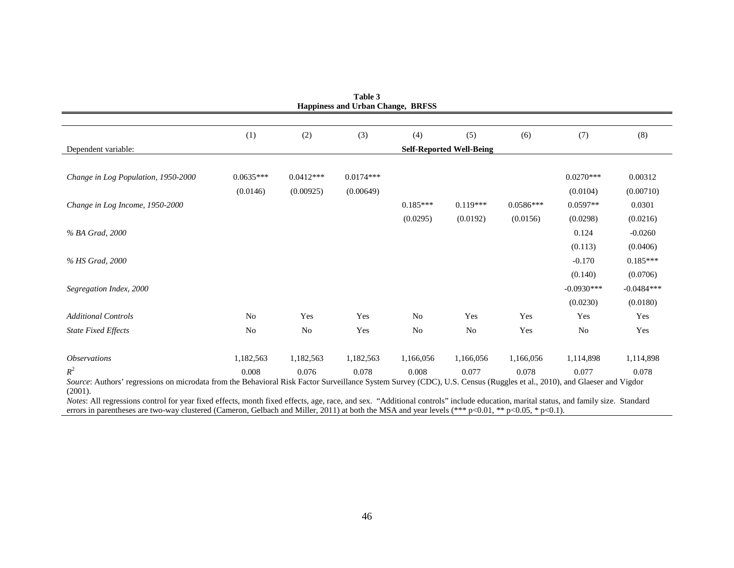**Table 3**
**Happiness and Urban Change, BRFSS**

| | (1) | (2) | (3) | (4) | (5) | (6) | (7) | (8) |
|---|---|---|---|---|---|---|---|---|
| Dependent variable: | **Self-Reported Well-Being** | | | | | | | |
| *Change in Log Population, 1950-2000* | 0.0635*** | 0.0412*** | 0.0174*** | | | | 0.0270*** | 0.00312 |
| | (0.0146) | (0.00925) | (0.00649) | | | | (0.0104) | (0.00710) |
| *Change in Log Income, 1950-2000* | | | | 0.185*** | 0.119*** | 0.0586*** | 0.0597** | 0.0301 |
| | | | | (0.0295) | (0.0192) | (0.0156) | (0.0298) | (0.0216) |
| *% BA Grad, 2000* | | | | | | | 0.124 | -0.0260 |
| | | | | | | | (0.113) | (0.0406) |
| *% HS Grad, 2000* | | | | | | | -0.170 | 0.185*** |
| | | | | | | | (0.140) | (0.0706) |
| *Segregation Index, 2000* | | | | | | | -0.0930*** | -0.0484*** |
| | | | | | | | (0.0230) | (0.0180) |
| *Additional Controls* | No | Yes | Yes | No | Yes | Yes | Yes | Yes |
| *State Fixed Effects* | No | No | Yes | No | No | Yes | No | Yes |
| *Observations* | 1,182,563 | 1,182,563 | 1,182,563 | 1,166,056 | 1,166,056 | 1,166,056 | 1,114,898 | 1,114,898 |
| $R^2$ | 0.008 | 0.076 | 0.078 | 0.008 | 0.077 | 0.078 | 0.077 | 0.078 |

*Source*: Authors' regressions on microdata from the Behavioral Risk Factor Surveillance System Survey (CDC), U.S. Census (Ruggles et al., 2010), and Glaeser and Vigdor (2001).

*Notes*: All regressions control for year fixed effects, month fixed effects, age, race, and sex. "Additional controls" include education, marital status, and family size. Standard errors in parentheses are two-way clustered (Cameron, Gelbach and Miller, 2011) at both the MSA and year levels (*** p<0.01, ** p<0.05, * p<0.1).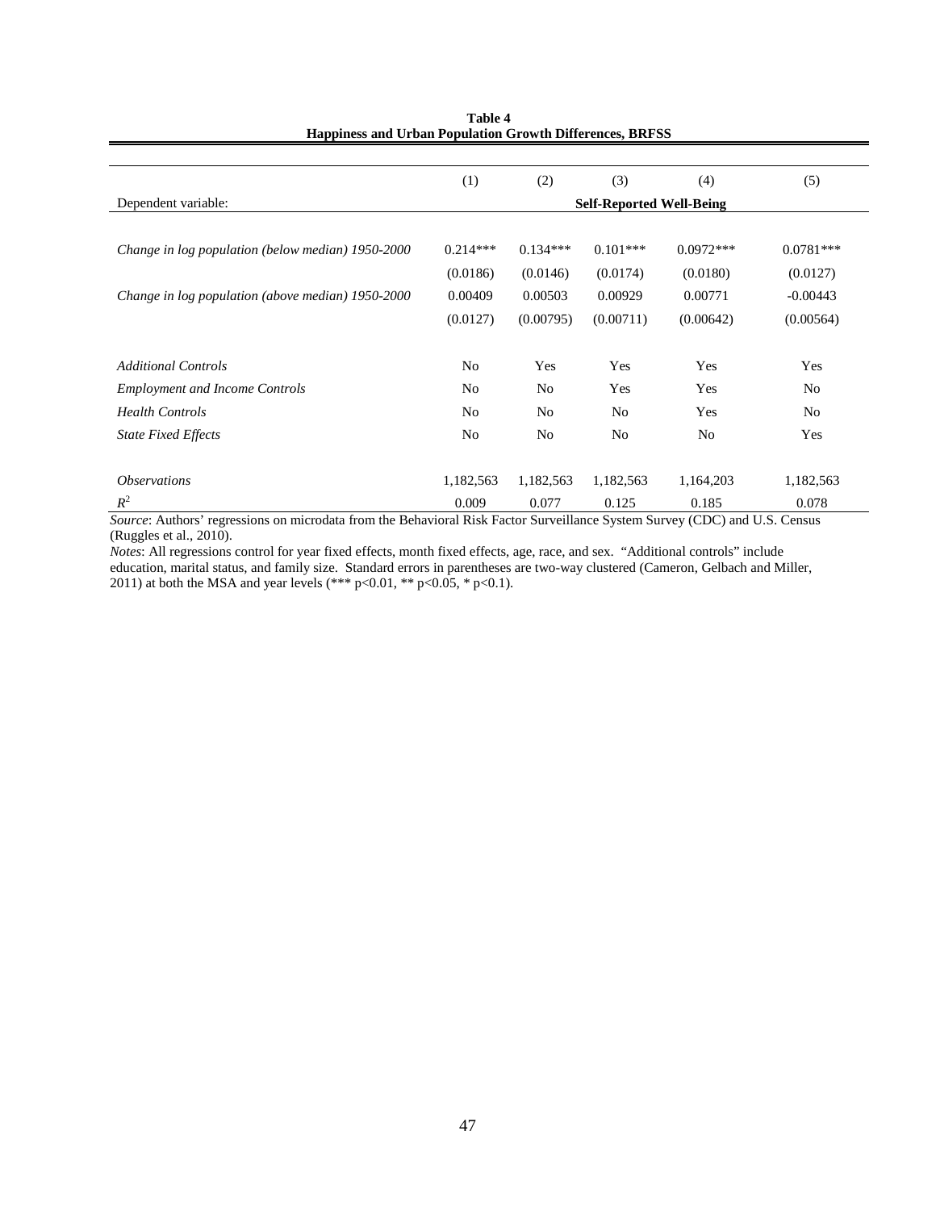**Table 4**
**Happiness and Urban Population Growth Differences, BRFSS**

| | (1) | (2) | (3) | (4) | (5) |
|---|---|---|---|---|---|
| Dependent variable: | **Self-Reported Well-Being** | | | | |
| *Change in log population (below median) 1950-2000* | 0.214*** | 0.134*** | 0.101*** | 0.0972*** | 0.0781*** |
| | (0.0186) | (0.0146) | (0.0174) | (0.0180) | (0.0127) |
| *Change in log population (above median) 1950-2000* | 0.00409 | 0.00503 | 0.00929 | 0.00771 | -0.00443 |
| | (0.0127) | (0.00795) | (0.00711) | (0.00642) | (0.00564) |
| *Additional Controls* | No | Yes | Yes | Yes | Yes |
| *Employment and Income Controls* | No | No | Yes | Yes | No |
| *Health Controls* | No | No | No | Yes | No |
| *State Fixed Effects* | No | No | No | No | Yes |
| *Observations* | 1,182,563 | 1,182,563 | 1,182,563 | 1,164,203 | 1,182,563 |
| $R^2$ | 0.009 | 0.077 | 0.125 | 0.185 | 0.078 |

*Source*: Authors' regressions on microdata from the Behavioral Risk Factor Surveillance System Survey (CDC) and U.S. Census (Ruggles et al., 2010).

*Notes*: All regressions control for year fixed effects, month fixed effects, age, race, and sex. "Additional controls" include education, marital status, and family size. Standard errors in parentheses are two-way clustered (Cameron, Gelbach and Miller, 2011) at both the MSA and year levels (*** p<0.01, ** p<0.05, * p<0.1).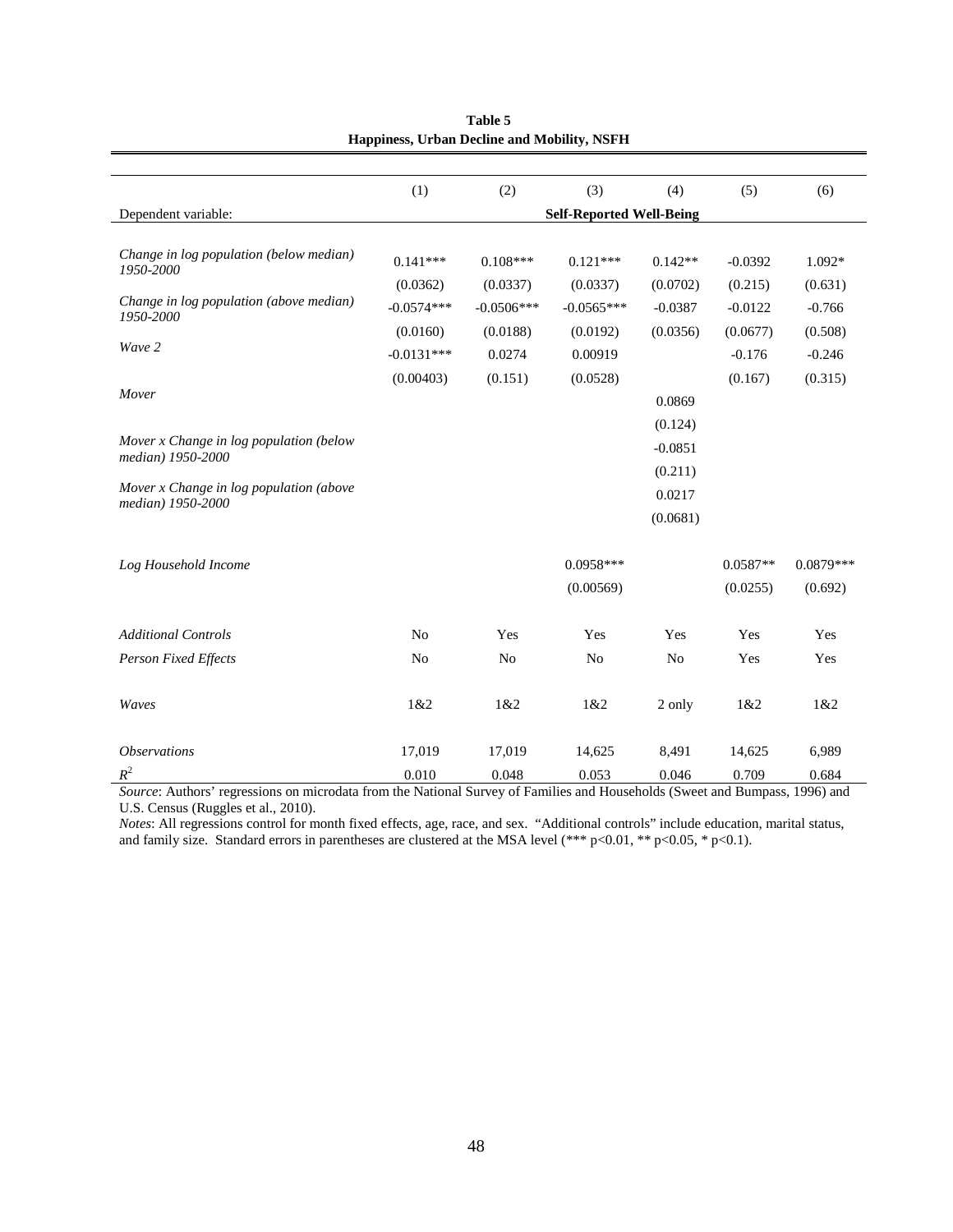**Table 5**
**Happiness, Urban Decline and Mobility, NSFH**

| | (1) | (2) | (3) | (4) | (5) | (6) |
|---|---|---|---|---|---|---|
| Dependent variable: | **Self-Reported Well-Being** | | | | | |
| *Change in log population (below median) 1950-2000* | 0.141*** | 0.108*** | 0.121*** | 0.142** | -0.0392 | 1.092* |
| | (0.0362) | (0.0337) | (0.0337) | (0.0702) | (0.215) | (0.631) |
| *Change in log population (above median) 1950-2000* | -0.0574*** | -0.0506*** | -0.0565*** | -0.0387 | -0.0122 | -0.766 |
| | (0.0160) | (0.0188) | (0.0192) | (0.0356) | (0.0677) | (0.508) |
| *Wave 2* | -0.0131*** | 0.0274 | 0.00919 | | -0.176 | -0.246 |
| | (0.00403) | (0.151) | (0.0528) | | (0.167) | (0.315) |
| *Mover* | | | | 0.0869 | | |
| | | | | (0.124) | | |
| *Mover x Change in log population (below median) 1950-2000* | | | | -0.0851 | | |
| | | | | (0.211) | | |
| *Mover x Change in log population (above median) 1950-2000* | | | | 0.0217 | | |
| | | | | (0.0681) | | |
| *Log Household Income* | | | 0.0958*** | | 0.0587** | 0.0879*** |
| | | | (0.00569) | | (0.0255) | (0.692) |
| *Additional Controls* | No | Yes | Yes | Yes | Yes | Yes |
| *Person Fixed Effects* | No | No | No | No | Yes | Yes |
| *Waves* | 1&2 | 1&2 | 1&2 | 2 only | 1&2 | 1&2 |
| *Observations* | 17,019 | 17,019 | 14,625 | 8,491 | 14,625 | 6,989 |
| $R^2$ | 0.010 | 0.048 | 0.053 | 0.046 | 0.709 | 0.684 |

*Source*: Authors' regressions on microdata from the National Survey of Families and Households (Sweet and Bumpass, 1996) and U.S. Census (Ruggles et al., 2010).

*Notes*: All regressions control for month fixed effects, age, race, and sex. "Additional controls" include education, marital status, and family size. Standard errors in parentheses are clustered at the MSA level (*** p<0.01, ** p<0.05, * p<0.1).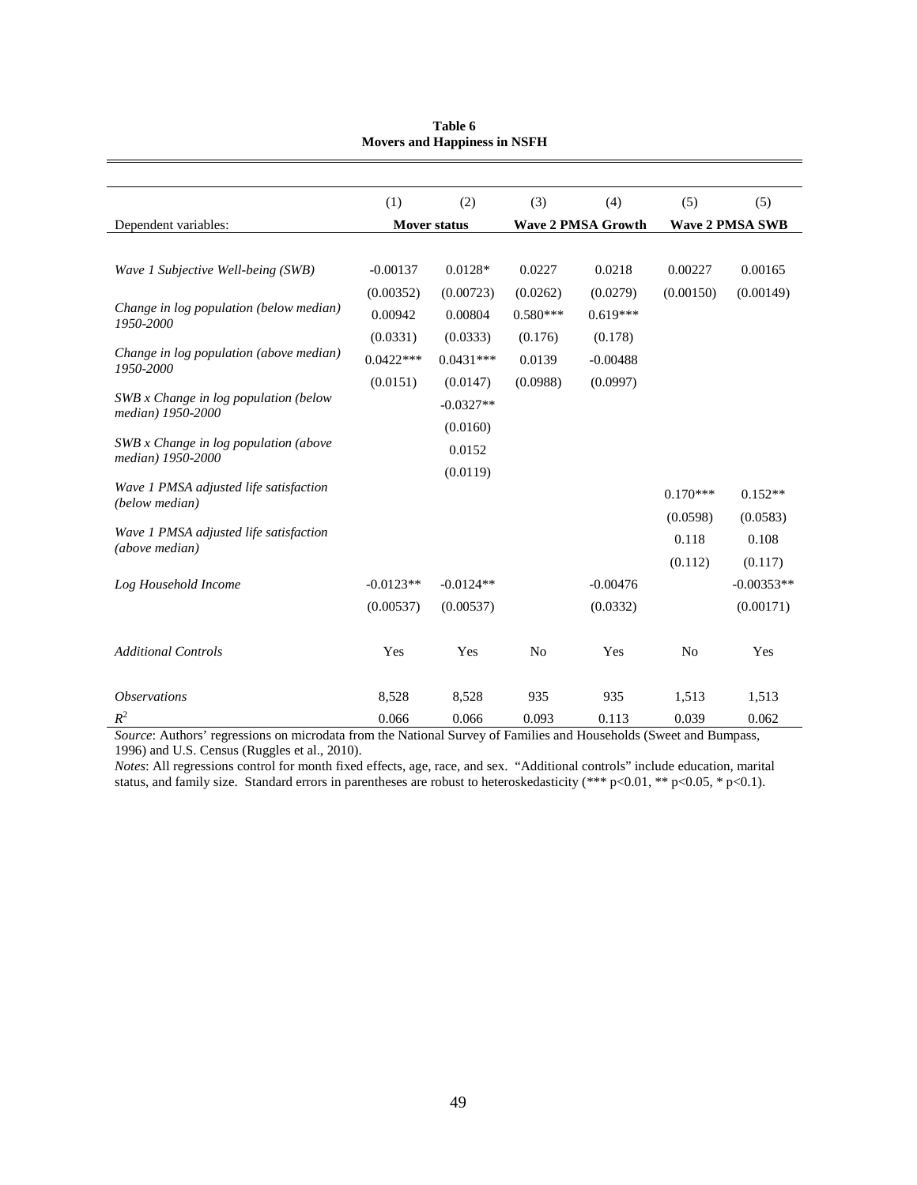**Table 6**
**Movers and Happiness in NSFH**

| | (1) | (2) | (3) | (4) | (5) | (5) |
|---|---|---|---|---|---|---|
| Dependent variables: | **Mover status** | | **Wave 2 PMSA Growth** | | **Wave 2 PMSA SWB** | |
| *Wave 1 Subjective Well-being (SWB)* | -0.00137 | 0.0128* | 0.0227 | 0.0218 | 0.00227 | 0.00165 |
| | (0.00352) | (0.00723) | (0.0262) | (0.0279) | (0.00150) | (0.00149) |
| *Change in log population (below median) 1950-2000* | 0.00942 | 0.00804 | 0.580*** | 0.619*** | | |
| | (0.0331) | (0.0333) | (0.176) | (0.178) | | |
| *Change in log population (above median) 1950-2000* | 0.0422*** | 0.0431*** | 0.0139 | -0.00488 | | |
| | (0.0151) | (0.0147) | (0.0988) | (0.0997) | | |
| *SWB x Change in log population (below median) 1950-2000* | | -0.0327** | | | | |
| | | (0.0160) | | | | |
| *SWB x Change in log population (above median) 1950-2000* | | 0.0152 | | | | |
| | | (0.0119) | | | | |
| *Wave 1 PMSA adjusted life satisfaction (below median)* | | | | | 0.170*** | 0.152** |
| | | | | | (0.0598) | (0.0583) |
| *Wave 1 PMSA adjusted life satisfaction (above median)* | | | | | 0.118 | 0.108 |
| | | | | | (0.112) | (0.117) |
| *Log Household Income* | -0.0123** | -0.0124** | | -0.00476 | | -0.00353** |
| | (0.00537) | (0.00537) | | (0.0332) | | (0.00171) |
| *Additional Controls* | Yes | Yes | No | Yes | No | Yes |
| *Observations* | 8,528 | 8,528 | 935 | 935 | 1,513 | 1,513 |
| $R^2$ | 0.066 | 0.066 | 0.093 | 0.113 | 0.039 | 0.062 |

*Source*: Authors' regressions on microdata from the National Survey of Families and Households (Sweet and Bumpass, 1996) and U.S. Census (Ruggles et al., 2010).

*Notes*: All regressions control for month fixed effects, age, race, and sex. "Additional controls" include education, marital status, and family size. Standard errors in parentheses are robust to heteroskedasticity (*** p<0.01, ** p<0.05, * p<0.1).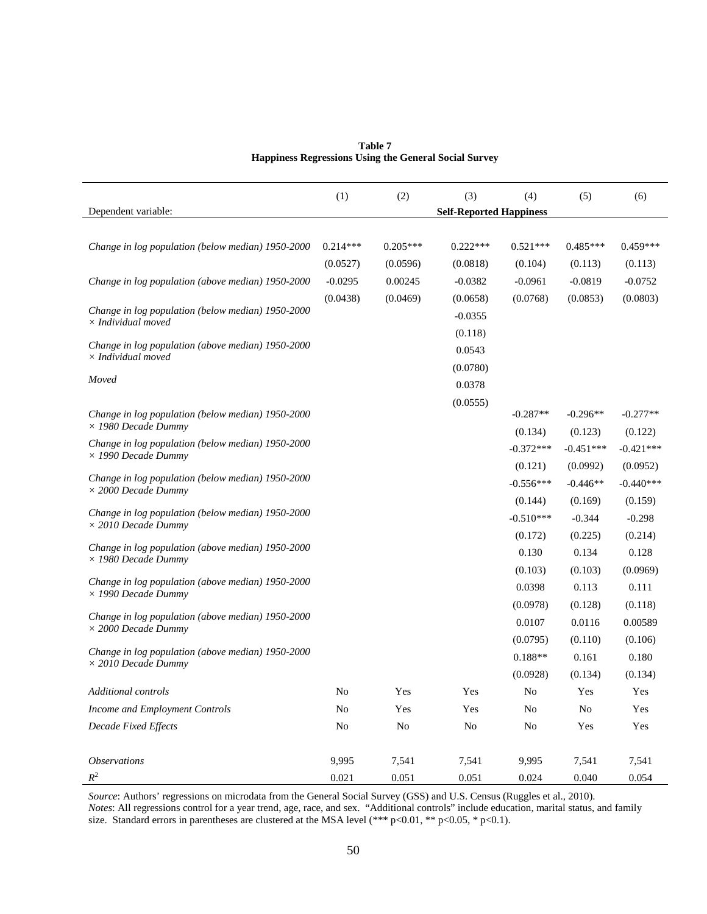**Table 7**
**Happiness Regressions Using the General Social Survey**

| | (1) | (2) | (3) | (4) | (5) | (6) |
|---|---|---|---|---|---|---|
| Dependent variable: | | | Self-Reported Happiness | | | |
| *Change in log population (below median) 1950-2000* | 0.214*** | 0.205*** | 0.222*** | 0.521*** | 0.485*** | 0.459*** |
| | (0.0527) | (0.0596) | (0.0818) | (0.104) | (0.113) | (0.113) |
| *Change in log population (above median) 1950-2000* | -0.0295 | 0.00245 | -0.0382 | -0.0961 | -0.0819 | -0.0752 |
| | (0.0438) | (0.0469) | (0.0658) | (0.0768) | (0.0853) | (0.0803) |
| *Change in log population (below median) 1950-2000 × Individual moved* | | | -0.0355 | | | |
| | | | (0.118) | | | |
| *Change in log population (above median) 1950-2000 × Individual moved* | | | 0.0543 | | | |
| | | | (0.0780) | | | |
| *Moved* | | | 0.0378 | | | |
| | | | (0.0555) | | | |
| *Change in log population (below median) 1950-2000 × 1980 Decade Dummy* | | | | -0.287** | -0.296** | -0.277** |
| | | | | (0.134) | (0.123) | (0.122) |
| *Change in log population (below median) 1950-2000 × 1990 Decade Dummy* | | | | -0.372*** | -0.451*** | -0.421*** |
| | | | | (0.121) | (0.0992) | (0.0952) |
| *Change in log population (below median) 1950-2000 × 2000 Decade Dummy* | | | | -0.556*** | -0.446** | -0.440*** |
| | | | | (0.144) | (0.169) | (0.159) |
| *Change in log population (below median) 1950-2000 × 2010 Decade Dummy* | | | | -0.510*** | -0.344 | -0.298 |
| | | | | (0.172) | (0.225) | (0.214) |
| *Change in log population (above median) 1950-2000 × 1980 Decade Dummy* | | | | 0.130 | 0.134 | 0.128 |
| | | | | (0.103) | (0.103) | (0.0969) |
| *Change in log population (above median) 1950-2000 × 1990 Decade Dummy* | | | | 0.0398 | 0.113 | 0.111 |
| | | | | (0.0978) | (0.128) | (0.118) |
| *Change in log population (above median) 1950-2000 × 2000 Decade Dummy* | | | | 0.0107 | 0.0116 | 0.00589 |
| | | | | (0.0795) | (0.110) | (0.106) |
| *Change in log population (above median) 1950-2000 × 2010 Decade Dummy* | | | | 0.188** | 0.161 | 0.180 |
| | | | | (0.0928) | (0.134) | (0.134) |
| *Additional controls* | No | Yes | Yes | No | Yes | Yes |
| *Income and Employment Controls* | No | Yes | Yes | No | No | Yes |
| *Decade Fixed Effects* | No | No | No | No | Yes | Yes |
| *Observations* | 9,995 | 7,541 | 7,541 | 9,995 | 7,541 | 7,541 |
| $R^2$ | 0.021 | 0.051 | 0.051 | 0.024 | 0.040 | 0.054 |

*Source*: Authors' regressions on microdata from the General Social Survey (GSS) and U.S. Census (Ruggles et al., 2010).
*Notes*: All regressions control for a year trend, age, race, and sex. "Additional controls" include education, marital status, and family size. Standard errors in parentheses are clustered at the MSA level (*** p<0.01, ** p<0.05, * p<0.1).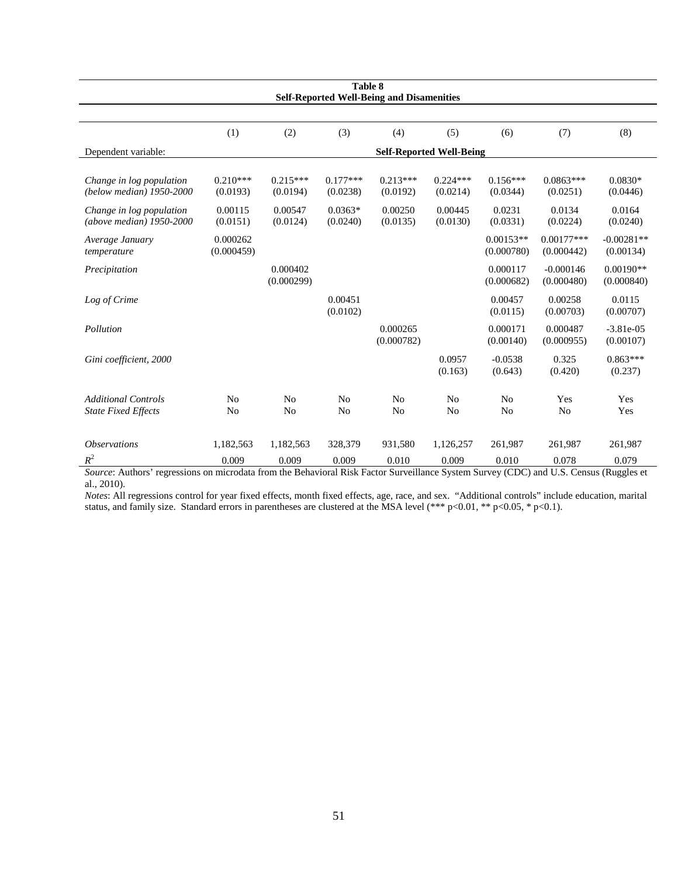**Table 8**
**Self-Reported Well-Being and Disamenities**

| | (1) | (2) | (3) | (4) | (5) | (6) | (7) | (8) |
|---|---|---|---|---|---|---|---|---|
| Dependent variable: | **Self-Reported Well-Being** | | | | | | | |
| *Change in log population (below median) 1950-2000* | 0.210*** | 0.215*** | 0.177*** | 0.213*** | 0.224*** | 0.156*** | 0.0863*** | 0.0830* |
| | (0.0193) | (0.0194) | (0.0238) | (0.0192) | (0.0214) | (0.0344) | (0.0251) | (0.0446) |
| *Change in log population (above median) 1950-2000* | 0.00115 | 0.00547 | 0.0363* | 0.00250 | 0.00445 | 0.0231 | 0.0134 | 0.0164 |
| | (0.0151) | (0.0124) | (0.0240) | (0.0135) | (0.0130) | (0.0331) | (0.0224) | (0.0240) |
| *Average January temperature* | 0.000262 | | | | | 0.00153** | 0.00177*** | -0.00281** |
| | (0.000459) | | | | | (0.000780) | (0.000442) | (0.00134) |
| *Precipitation* | | 0.000402 | | | | 0.000117 | -0.000146 | 0.00190** |
| | | (0.000299) | | | | (0.000682) | (0.000480) | (0.000840) |
| *Log of Crime* | | | 0.00451 | | | 0.00457 | 0.00258 | 0.0115 |
| | | | (0.0102) | | | (0.0115) | (0.00703) | (0.00707) |
| *Pollution* | | | | 0.000265 | | 0.000171 | 0.000487 | -3.81e-05 |
| | | | | (0.000782) | | (0.00140) | (0.000955) | (0.00107) |
| *Gini coefficient, 2000* | | | | | 0.0957 | -0.0538 | 0.325 | 0.863*** |
| | | | | | (0.163) | (0.643) | (0.420) | (0.237) |
| *Additional Controls* | No | No | No | No | No | No | Yes | Yes |
| *State Fixed Effects* | No | No | No | No | No | No | No | Yes |
| *Observations* | 1,182,563 | 1,182,563 | 328,379 | 931,580 | 1,126,257 | 261,987 | 261,987 | 261,987 |
| $R^2$ | 0.009 | 0.009 | 0.009 | 0.010 | 0.009 | 0.010 | 0.078 | 0.079 |

*Source*: Authors' regressions on microdata from the Behavioral Risk Factor Surveillance System Survey (CDC) and U.S. Census (Ruggles et al., 2010).

*Notes*: All regressions control for year fixed effects, month fixed effects, age, race, and sex. "Additional controls" include education, marital status, and family size. Standard errors in parentheses are clustered at the MSA level (*** p<0.01, ** p<0.05, * p<0.1).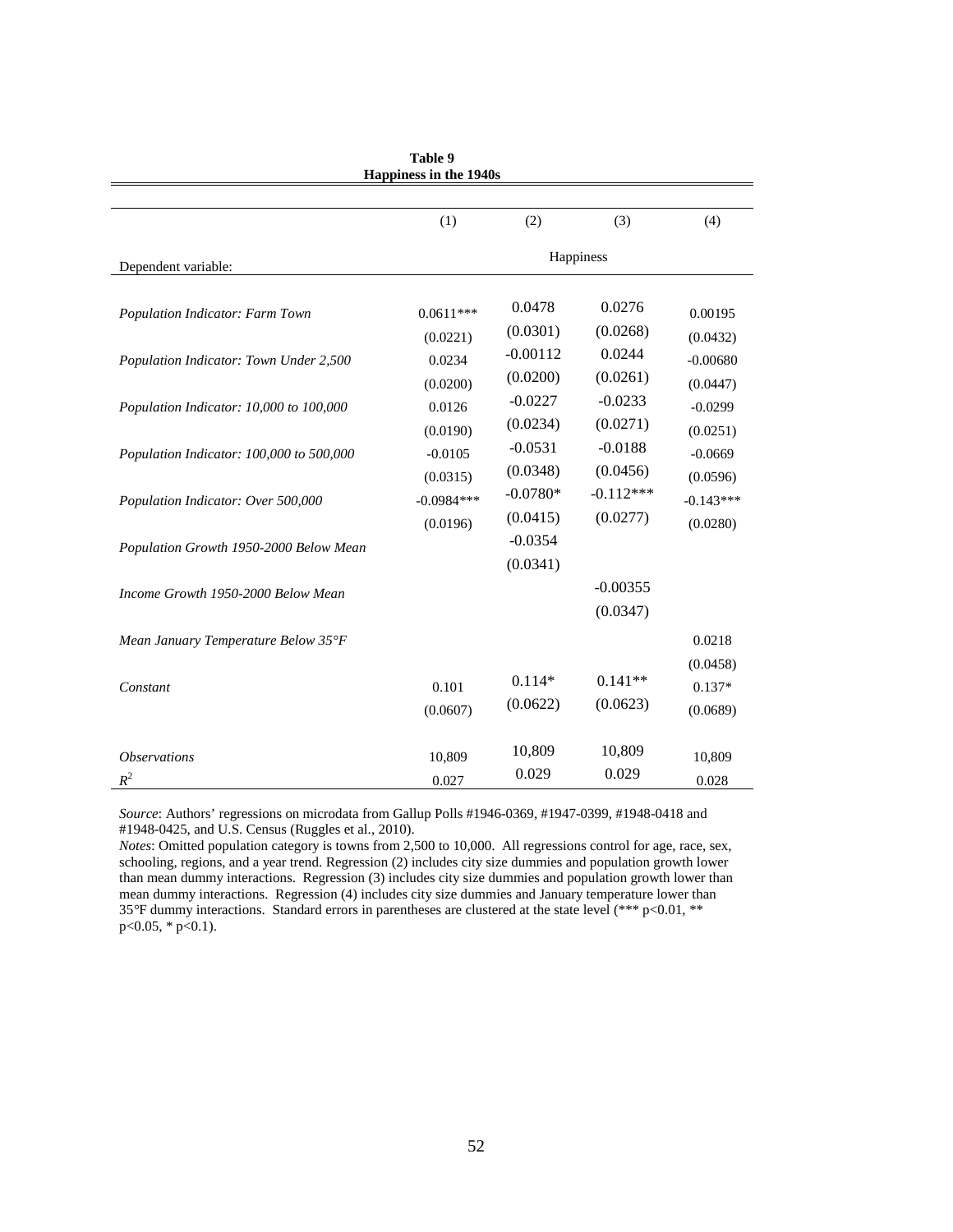**Table 9**
**Happiness in the 1940s**

| | (1) | (2) | (3) | (4) |
|---|---|---|---|---|
| Dependent variable: | | Happiness | | |
| *Population Indicator: Farm Town* | 0.0611*** | 0.0478 | 0.0276 | 0.00195 |
| | (0.0221) | (0.0301) | (0.0268) | (0.0432) |
| *Population Indicator: Town Under 2,500* | 0.0234 | -0.00112 | 0.0244 | -0.00680 |
| | (0.0200) | (0.0200) | (0.0261) | (0.0447) |
| *Population Indicator: 10,000 to 100,000* | 0.0126 | -0.0227 | -0.0233 | -0.0299 |
| | (0.0190) | (0.0234) | (0.0271) | (0.0251) |
| *Population Indicator: 100,000 to 500,000* | -0.0105 | -0.0531 | -0.0188 | -0.0669 |
| | (0.0315) | (0.0348) | (0.0456) | (0.0596) |
| *Population Indicator: Over 500,000* | -0.0984*** | -0.0780* | -0.112*** | -0.143*** |
| | (0.0196) | (0.0415) | (0.0277) | (0.0280) |
| *Population Growth 1950-2000 Below Mean* | | -0.0354 | | |
| | | (0.0341) | | |
| *Income Growth 1950-2000 Below Mean* | | | -0.00355 | |
| | | | (0.0347) | |
| *Mean January Temperature Below 35°F* | | | | 0.0218 |
| | | | | (0.0458) |
| *Constant* | 0.101 | 0.114* | 0.141** | 0.137* |
| | (0.0607) | (0.0622) | (0.0623) | (0.0689) |
| *Observations* | 10,809 | 10,809 | 10,809 | 10,809 |
| $R^2$ | 0.027 | 0.029 | 0.029 | 0.028 |

*Source*: Authors' regressions on microdata from Gallup Polls #1946-0369, #1947-0399, #1948-0418 and #1948-0425, and U.S. Census (Ruggles et al., 2010).
*Notes*: Omitted population category is towns from 2,500 to 10,000. All regressions control for age, race, sex, schooling, regions, and a year trend. Regression (2) includes city size dummies and population growth lower than mean dummy interactions. Regression (3) includes city size dummies and population growth lower than mean dummy interactions. Regression (4) includes city size dummies and January temperature lower than 35°F dummy interactions. Standard errors in parentheses are clustered at the state level (*** p<0.01, ** p<0.05, * p<0.1).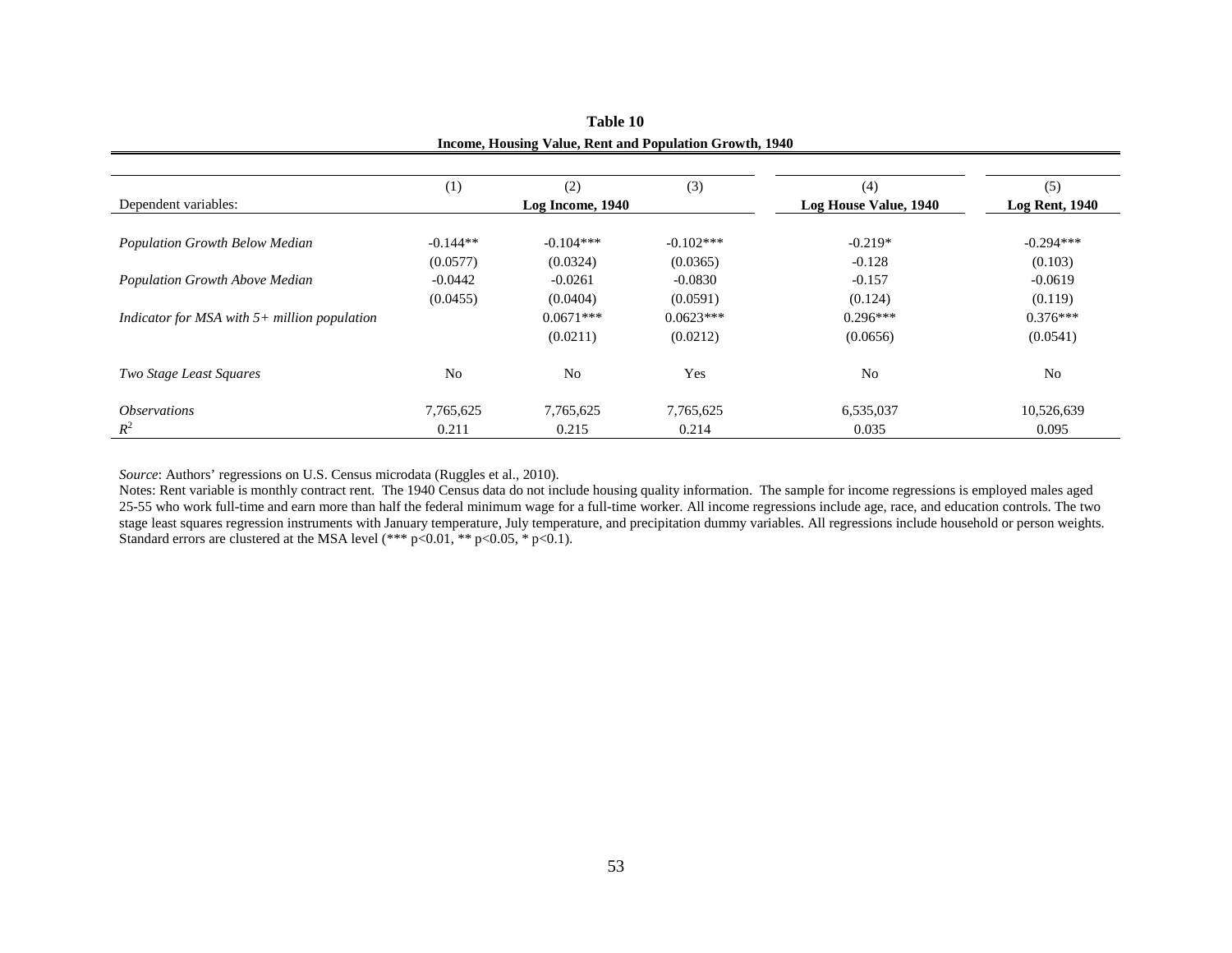**Table 10**

**Income, Housing Value, Rent and Population Growth, 1940**

| | (1) | (2) | (3) | (4) | (5) |
|---|---|---|---|---|---|
| Dependent variables: | **Log Income, 1940** | | | **Log House Value, 1940** | **Log Rent, 1940** |
| *Population Growth Below Median* | -0.144** | -0.104*** | -0.102*** | -0.219* | -0.294*** |
| | (0.0577) | (0.0324) | (0.0365) | -0.128 | (0.103) |
| *Population Growth Above Median* | -0.0442 | -0.0261 | -0.0830 | -0.157 | -0.0619 |
| | (0.0455) | (0.0404) | (0.0591) | (0.124) | (0.119) |
| *Indicator for MSA with 5+ million population* | | 0.0671*** | 0.0623*** | 0.296*** | 0.376*** |
| | | (0.0211) | (0.0212) | (0.0656) | (0.0541) |
| *Two Stage Least Squares* | No | No | Yes | No | No |
| *Observations* | 7,765,625 | 7,765,625 | 7,765,625 | 6,535,037 | 10,526,639 |
| $R^2$ | 0.211 | 0.215 | 0.214 | 0.035 | 0.095 |

*Source*: Authors' regressions on U.S. Census microdata (Ruggles et al., 2010).

Notes: Rent variable is monthly contract rent. The 1940 Census data do not include housing quality information. The sample for income regressions is employed males aged 25-55 who work full-time and earn more than half the federal minimum wage for a full-time worker. All income regressions include age, race, and education controls. The two stage least squares regression instruments with January temperature, July temperature, and precipitation dummy variables. All regressions include household or person weights. Standard errors are clustered at the MSA level (*** $p<0.01$, ** $p<0.05$, * $p<0.1$).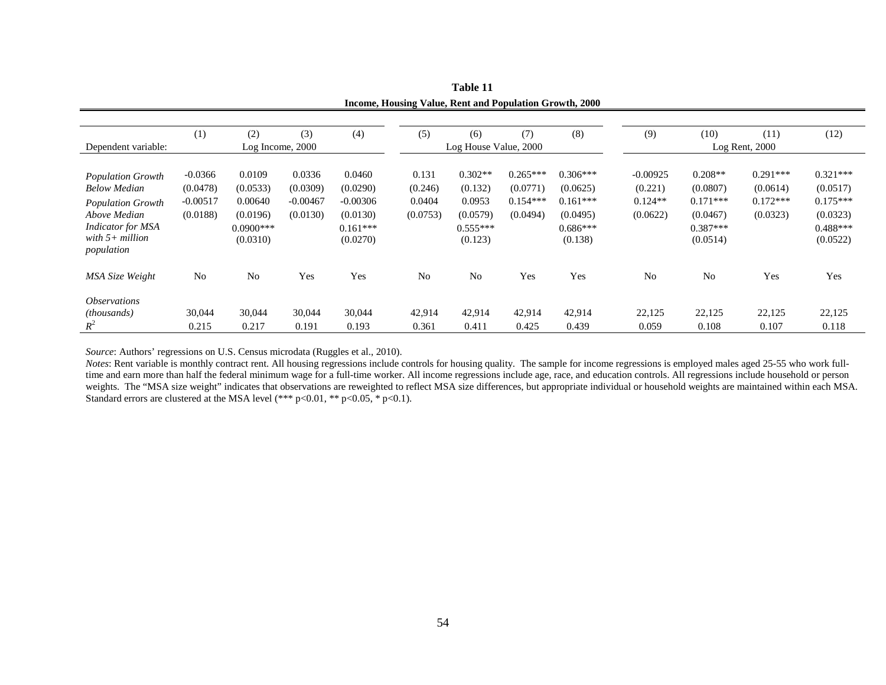**Table 11**

**Income, Housing Value, Rent and Population Growth, 2000**

| | (1) | (2) | (3) | (4) | (5) | (6) | (7) | (8) | (9) | (10) | (11) | (12) |
|---|---|---|---|---|---|---|---|---|---|---|---|---|
| Dependent variable: | Log Income, 2000 | | | | Log House Value, 2000 | | | | Log Rent, 2000 | | | |
| *Population Growth Below Median* | -0.0366 | 0.0109 | 0.0336 | 0.0460 | 0.131 | 0.302** | 0.265*** | 0.306*** | -0.00925 | 0.208** | 0.291*** | 0.321*** |
| | (0.0478) | (0.0533) | (0.0309) | (0.0290) | (0.246) | (0.132) | (0.0771) | (0.0625) | (0.221) | (0.0807) | (0.0614) | (0.0517) |
| *Population Growth Above Median* | -0.00517 | 0.00640 | -0.00467 | -0.00306 | 0.0404 | 0.0953 | 0.154*** | 0.161*** | 0.124** | 0.171*** | 0.172*** | 0.175*** |
| | (0.0188) | (0.0196) | (0.0130) | (0.0130) | (0.0753) | (0.0579) | (0.0494) | (0.0495) | (0.0622) | (0.0467) | (0.0323) | (0.0323) |
| *Indicator for MSA with 5+ million population* | | 0.0900*** | | 0.161*** | | 0.555*** | | 0.686*** | | 0.387*** | | 0.488*** |
| | | (0.0310) | | (0.0270) | | (0.123) | | (0.138) | | (0.0514) | | (0.0522) |
| *MSA Size Weight* | No | No | Yes | Yes | No | No | Yes | Yes | No | No | Yes | Yes |
| *Observations (thousands)* | 30,044 | 30,044 | 30,044 | 30,044 | 42,914 | 42,914 | 42,914 | 42,914 | 22,125 | 22,125 | 22,125 | 22,125 |
| $R^2$ | 0.215 | 0.217 | 0.191 | 0.193 | 0.361 | 0.411 | 0.425 | 0.439 | 0.059 | 0.108 | 0.107 | 0.118 |

*Source*: Authors' regressions on U.S. Census microdata (Ruggles et al., 2010).
*Notes*: Rent variable is monthly contract rent. All housing regressions include controls for housing quality. The sample for income regressions is employed males aged 25-55 who work full-time and earn more than half the federal minimum wage for a full-time worker. All income regressions include age, race, and education controls. All regressions include household or person weights. The "MSA size weight" indicates that observations are reweighted to reflect MSA size differences, but appropriate individual or household weights are maintained within each MSA. Standard errors are clustered at the MSA level (*** p<0.01, ** p<0.05, * p<0.1).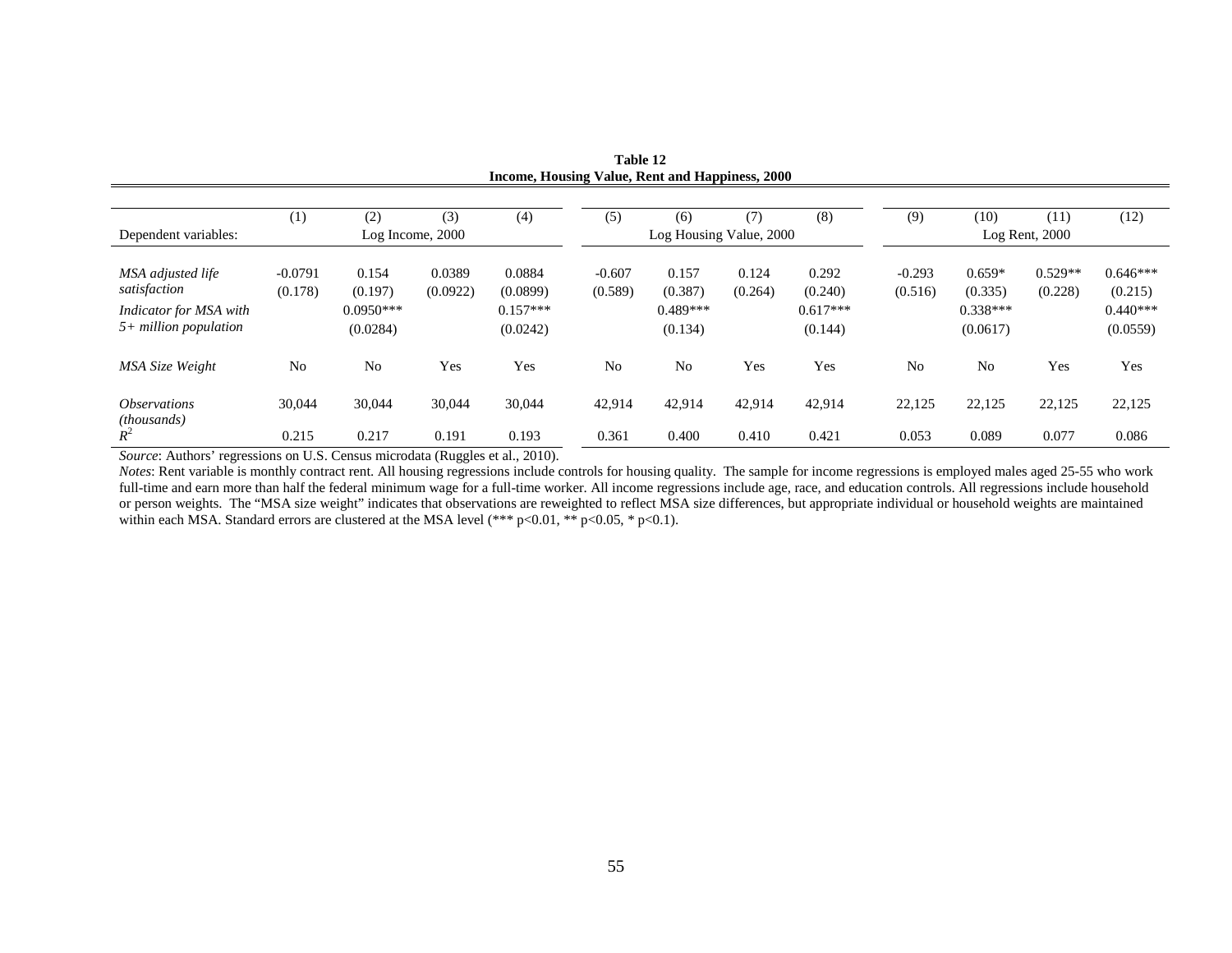**Table 12**
**Income, Housing Value, Rent and Happiness, 2000**

| | (1) | (2) | (3) | (4) | (5) | (6) | (7) | (8) | (9) | (10) | (11) | (12) |
|---|---|---|---|---|---|---|---|---|---|---|---|---|
| Dependent variables: | Log Income, 2000 | | | | Log Housing Value, 2000 | | | | Log Rent, 2000 | | | |
| *MSA adjusted life satisfaction* | -0.0791 | 0.154 | 0.0389 | 0.0884 | -0.607 | 0.157 | 0.124 | 0.292 | -0.293 | 0.659* | 0.529** | 0.646*** |
| | (0.178) | (0.197) | (0.0922) | (0.0899) | (0.589) | (0.387) | (0.264) | (0.240) | (0.516) | (0.335) | (0.228) | (0.215) |
| *Indicator for MSA with 5+ million population* | | 0.0950*** | | 0.157*** | | 0.489*** | | 0.617*** | | 0.338*** | | 0.440*** |
| | | (0.0284) | | (0.0242) | | (0.134) | | (0.144) | | (0.0617) | | (0.0559) |
| *MSA Size Weight* | No | No | Yes | Yes | No | No | Yes | Yes | No | No | Yes | Yes |
| *Observations (thousands)* | 30,044 | 30,044 | 30,044 | 30,044 | 42,914 | 42,914 | 42,914 | 42,914 | 22,125 | 22,125 | 22,125 | 22,125 |
| $R^2$ | 0.215 | 0.217 | 0.191 | 0.193 | 0.361 | 0.400 | 0.410 | 0.421 | 0.053 | 0.089 | 0.077 | 0.086 |

*Source*: Authors' regressions on U.S. Census microdata (Ruggles et al., 2010).

*Notes*: Rent variable is monthly contract rent. All housing regressions include controls for housing quality. The sample for income regressions is employed males aged 25-55 who work full-time and earn more than half the federal minimum wage for a full-time worker. All income regressions include age, race, and education controls. All regressions include household or person weights. The "MSA size weight" indicates that observations are reweighted to reflect MSA size differences, but appropriate individual or household weights are maintained within each MSA. Standard errors are clustered at the MSA level (*** p<0.01, ** p<0.05, * p<0.1).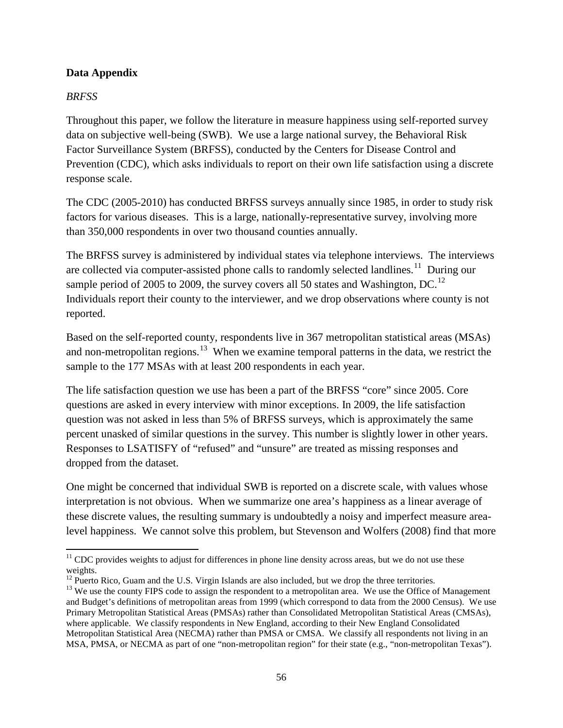**Data Appendix**

*BRFSS*

Throughout this paper, we follow the literature in measure happiness using self-reported survey data on subjective well-being (SWB). We use a large national survey, the Behavioral Risk Factor Surveillance System (BRFSS), conducted by the Centers for Disease Control and Prevention (CDC), which asks individuals to report on their own life satisfaction using a discrete response scale.

The CDC (2005-2010) has conducted BRFSS surveys annually since 1985, in order to study risk factors for various diseases. This is a large, nationally-representative survey, involving more than 350,000 respondents in over two thousand counties annually.

The BRFSS survey is administered by individual states via telephone interviews. The interviews are collected via computer-assisted phone calls to randomly selected landlines.[11] During our sample period of 2005 to 2009, the survey covers all 50 states and Washington, DC.[12] Individuals report their county to the interviewer, and we drop observations where county is not reported.

Based on the self-reported county, respondents live in 367 metropolitan statistical areas (MSAs) and non-metropolitan regions.[13] When we examine temporal patterns in the data, we restrict the sample to the 177 MSAs with at least 200 respondents in each year.

The life satisfaction question we use has been a part of the BRFSS "core" since 2005. Core questions are asked in every interview with minor exceptions. In 2009, the life satisfaction question was not asked in less than 5% of BRFSS surveys, which is approximately the same percent unasked of similar questions in the survey. This number is slightly lower in other years. Responses to LSATISFY of "refused" and "unsure" are treated as missing responses and dropped from the dataset.

One might be concerned that individual SWB is reported on a discrete scale, with values whose interpretation is not obvious. When we summarize one area's happiness as a linear average of these discrete values, the resulting summary is undoubtedly a noisy and imperfect measure area-level happiness. We cannot solve this problem, but Stevenson and Wolfers (2008) find that more

---

[11] CDC provides weights to adjust for differences in phone line density across areas, but we do not use these weights.

[12] Puerto Rico, Guam and the U.S. Virgin Islands are also included, but we drop the three territories.

[13] We use the county FIPS code to assign the respondent to a metropolitan area. We use the Office of Management and Budget's definitions of metropolitan areas from 1999 (which correspond to data from the 2000 Census). We use Primary Metropolitan Statistical Areas (PMSAs) rather than Consolidated Metropolitan Statistical Areas (CMSAs), where applicable. We classify respondents in New England, according to their New England Consolidated Metropolitan Statistical Area (NECMA) rather than PMSA or CMSA. We classify all respondents not living in an MSA, PMSA, or NECMA as part of one "non-metropolitan region" for their state (e.g., "non-metropolitan Texas").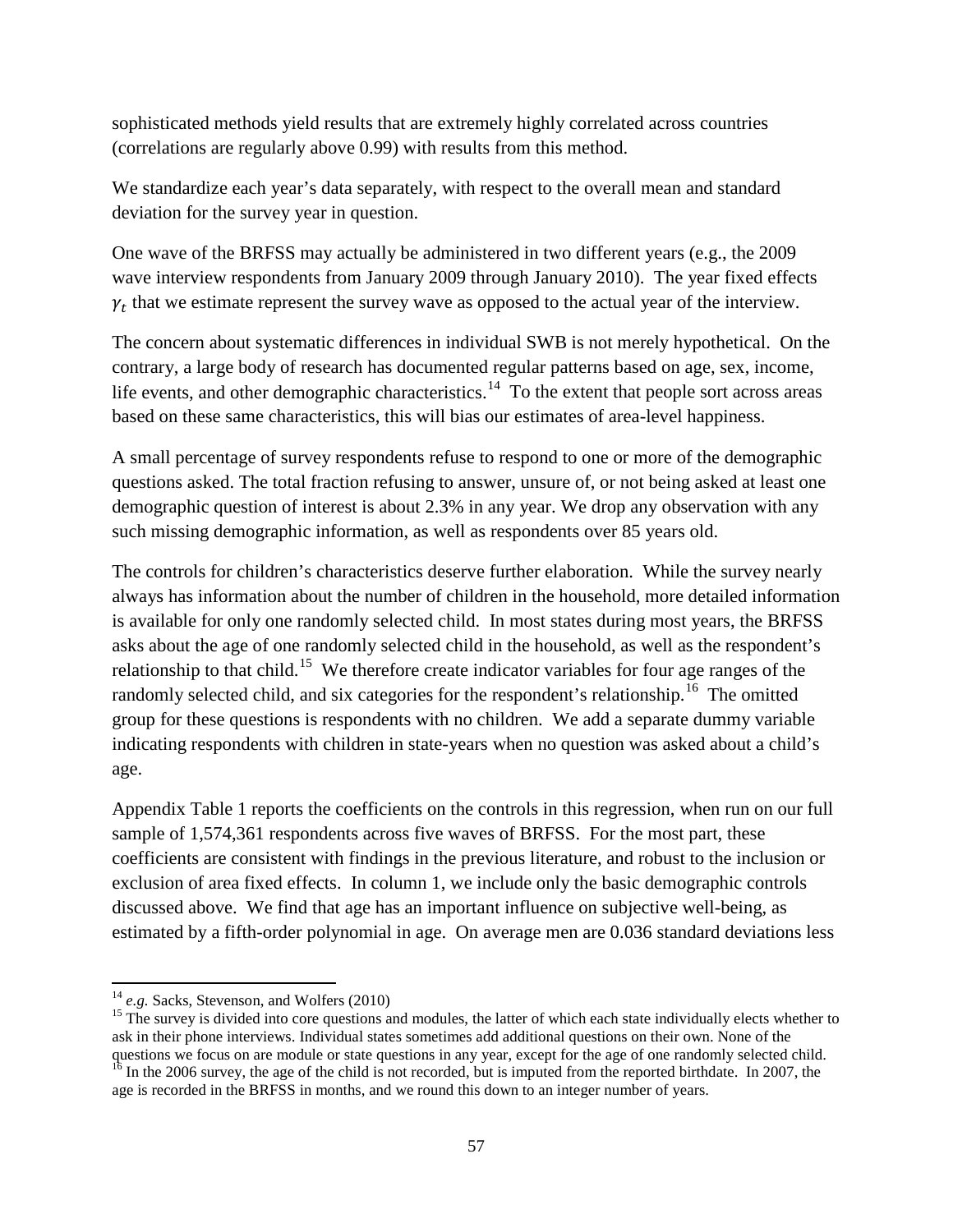sophisticated methods yield results that are extremely highly correlated across countries (correlations are regularly above 0.99) with results from this method.

We standardize each year's data separately, with respect to the overall mean and standard deviation for the survey year in question.

One wave of the BRFSS may actually be administered in two different years (e.g., the 2009 wave interview respondents from January 2009 through January 2010). The year fixed effects $\gamma_t$ that we estimate represent the survey wave as opposed to the actual year of the interview.

The concern about systematic differences in individual SWB is not merely hypothetical. On the contrary, a large body of research has documented regular patterns based on age, sex, income, life events, and other demographic characteristics.[14] To the extent that people sort across areas based on these same characteristics, this will bias our estimates of area-level happiness.

A small percentage of survey respondents refuse to respond to one or more of the demographic questions asked. The total fraction refusing to answer, unsure of, or not being asked at least one demographic question of interest is about 2.3% in any year. We drop any observation with any such missing demographic information, as well as respondents over 85 years old.

The controls for children's characteristics deserve further elaboration. While the survey nearly always has information about the number of children in the household, more detailed information is available for only one randomly selected child. In most states during most years, the BRFSS asks about the age of one randomly selected child in the household, as well as the respondent's relationship to that child.[15] We therefore create indicator variables for four age ranges of the randomly selected child, and six categories for the respondent's relationship.[16] The omitted group for these questions is respondents with no children. We add a separate dummy variable indicating respondents with children in state-years when no question was asked about a child's age.

Appendix Table 1 reports the coefficients on the controls in this regression, when run on our full sample of 1,574,361 respondents across five waves of BRFSS. For the most part, these coefficients are consistent with findings in the previous literature, and robust to the inclusion or exclusion of area fixed effects. In column 1, we include only the basic demographic controls discussed above. We find that age has an important influence on subjective well-being, as estimated by a fifth-order polynomial in age. On average men are 0.036 standard deviations less

---

[14] *e.g.* Sacks, Stevenson, and Wolfers (2010)

[15] The survey is divided into core questions and modules, the latter of which each state individually elects whether to ask in their phone interviews. Individual states sometimes add additional questions on their own. None of the questions we focus on are module or state questions in any year, except for the age of one randomly selected child.

[16] In the 2006 survey, the age of the child is not recorded, but is imputed from the reported birthdate. In 2007, the age is recorded in the BRFSS in months, and we round this down to an integer number of years.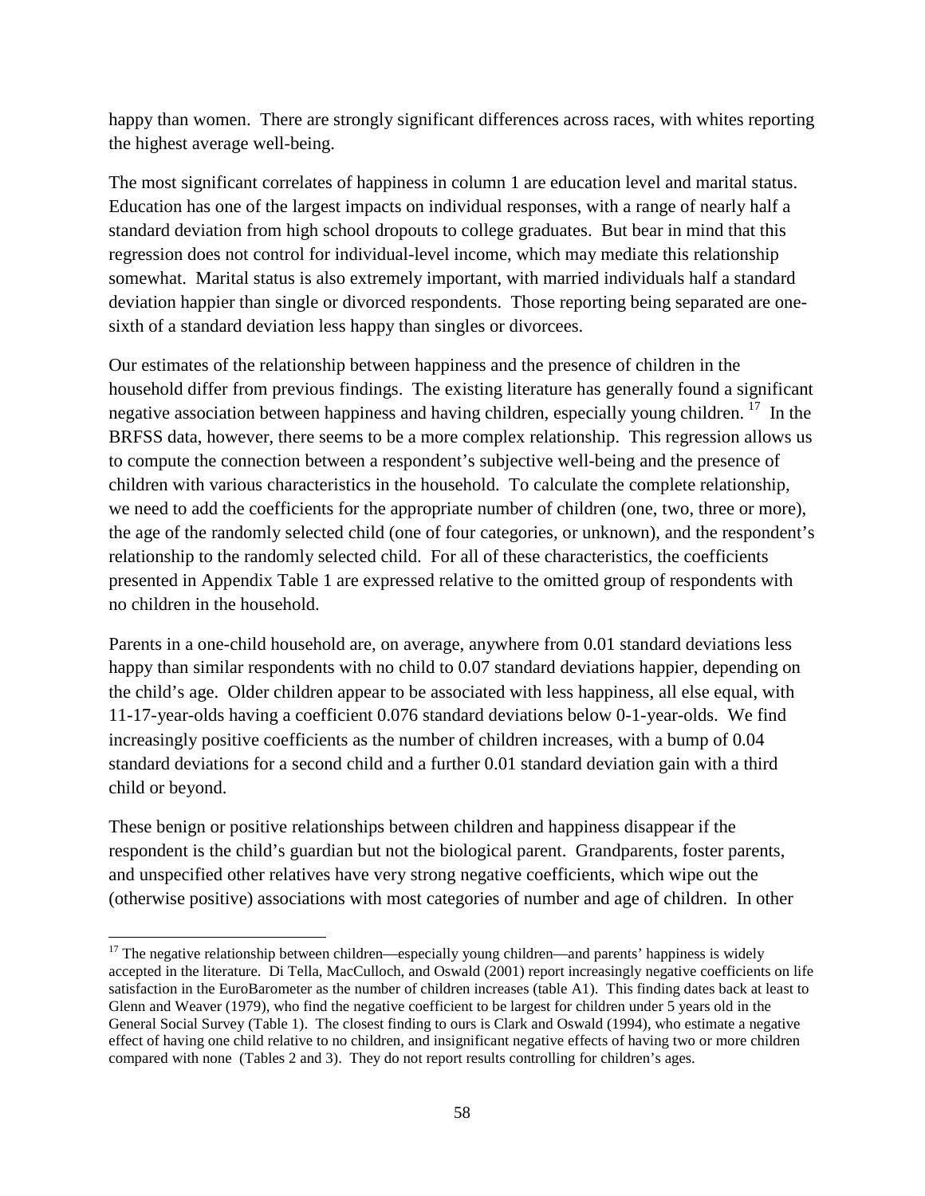happy than women. There are strongly significant differences across races, with whites reporting the highest average well-being.

The most significant correlates of happiness in column 1 are education level and marital status. Education has one of the largest impacts on individual responses, with a range of nearly half a standard deviation from high school dropouts to college graduates. But bear in mind that this regression does not control for individual-level income, which may mediate this relationship somewhat. Marital status is also extremely important, with married individuals half a standard deviation happier than single or divorced respondents. Those reporting being separated are one-sixth of a standard deviation less happy than singles or divorcees.

Our estimates of the relationship between happiness and the presence of children in the household differ from previous findings. The existing literature has generally found a significant negative association between happiness and having children, especially young children. [17] In the BRFSS data, however, there seems to be a more complex relationship. This regression allows us to compute the connection between a respondent's subjective well-being and the presence of children with various characteristics in the household. To calculate the complete relationship, we need to add the coefficients for the appropriate number of children (one, two, three or more), the age of the randomly selected child (one of four categories, or unknown), and the respondent's relationship to the randomly selected child. For all of these characteristics, the coefficients presented in Appendix Table 1 are expressed relative to the omitted group of respondents with no children in the household.

Parents in a one-child household are, on average, anywhere from 0.01 standard deviations less happy than similar respondents with no child to 0.07 standard deviations happier, depending on the child's age. Older children appear to be associated with less happiness, all else equal, with 11-17-year-olds having a coefficient 0.076 standard deviations below 0-1-year-olds. We find increasingly positive coefficients as the number of children increases, with a bump of 0.04 standard deviations for a second child and a further 0.01 standard deviation gain with a third child or beyond.

These benign or positive relationships between children and happiness disappear if the respondent is the child's guardian but not the biological parent. Grandparents, foster parents, and unspecified other relatives have very strong negative coefficients, which wipe out the (otherwise positive) associations with most categories of number and age of children. In other

[17] The negative relationship between children—especially young children—and parents' happiness is widely accepted in the literature. Di Tella, MacCulloch, and Oswald (2001) report increasingly negative coefficients on life satisfaction in the EuroBarometer as the number of children increases (table A1). This finding dates back at least to Glenn and Weaver (1979), who find the negative coefficient to be largest for children under 5 years old in the General Social Survey (Table 1). The closest finding to ours is Clark and Oswald (1994), who estimate a negative effect of having one child relative to no children, and insignificant negative effects of having two or more children compared with none (Tables 2 and 3). They do not report results controlling for children's ages.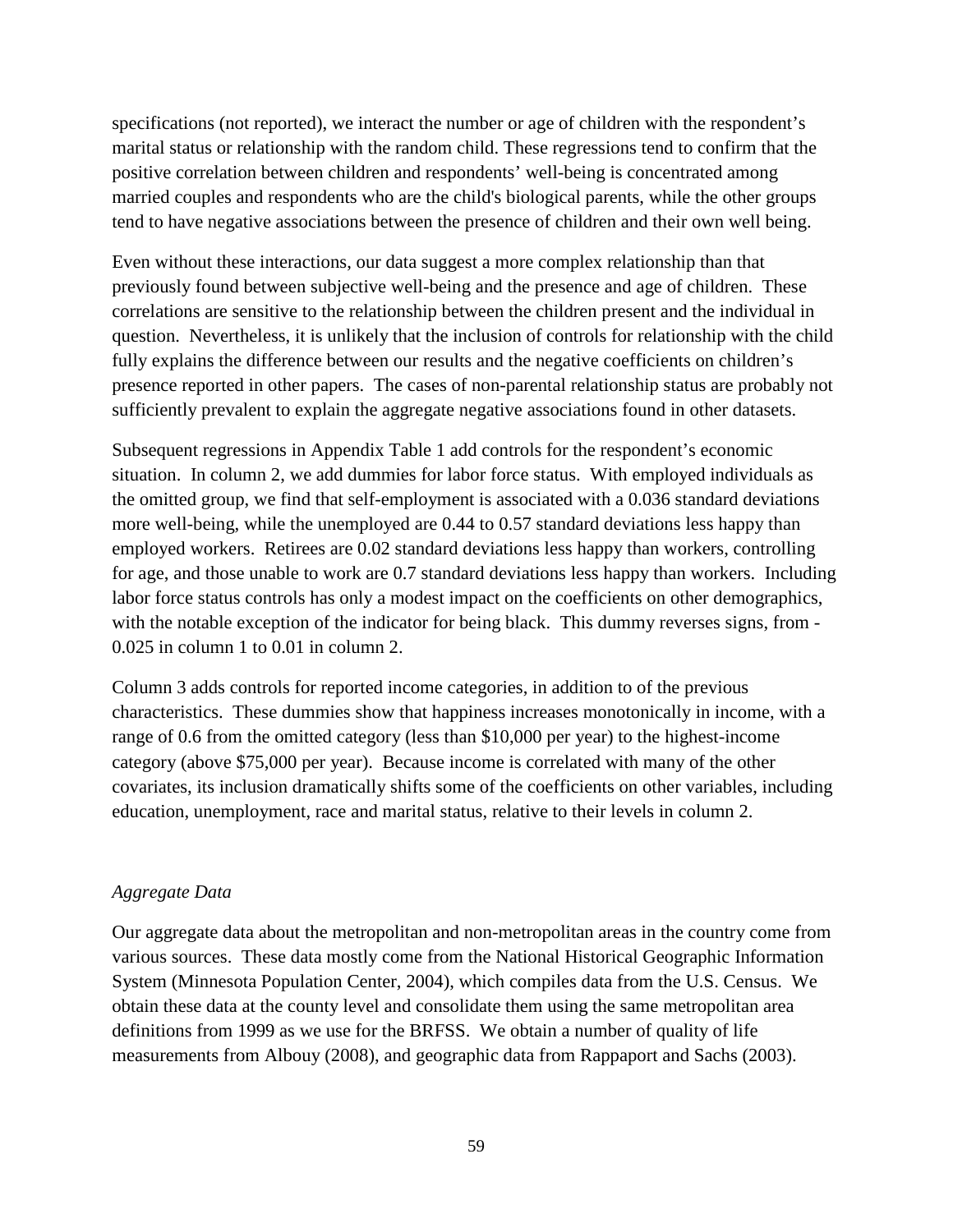specifications (not reported), we interact the number or age of children with the respondent's marital status or relationship with the random child. These regressions tend to confirm that the positive correlation between children and respondents' well-being is concentrated among married couples and respondents who are the child's biological parents, while the other groups tend to have negative associations between the presence of children and their own well being.

Even without these interactions, our data suggest a more complex relationship than that previously found between subjective well-being and the presence and age of children. These correlations are sensitive to the relationship between the children present and the individual in question. Nevertheless, it is unlikely that the inclusion of controls for relationship with the child fully explains the difference between our results and the negative coefficients on children's presence reported in other papers. The cases of non-parental relationship status are probably not sufficiently prevalent to explain the aggregate negative associations found in other datasets.

Subsequent regressions in Appendix Table 1 add controls for the respondent's economic situation. In column 2, we add dummies for labor force status. With employed individuals as the omitted group, we find that self-employment is associated with a 0.036 standard deviations more well-being, while the unemployed are 0.44 to 0.57 standard deviations less happy than employed workers. Retirees are 0.02 standard deviations less happy than workers, controlling for age, and those unable to work are 0.7 standard deviations less happy than workers. Including labor force status controls has only a modest impact on the coefficients on other demographics, with the notable exception of the indicator for being black. This dummy reverses signs, from -0.025 in column 1 to 0.01 in column 2.

Column 3 adds controls for reported income categories, in addition to of the previous characteristics. These dummies show that happiness increases monotonically in income, with a range of 0.6 from the omitted category (less than $10,000 per year) to the highest-income category (above $75,000 per year). Because income is correlated with many of the other covariates, its inclusion dramatically shifts some of the coefficients on other variables, including education, unemployment, race and marital status, relative to their levels in column 2.

*Aggregate Data*

Our aggregate data about the metropolitan and non-metropolitan areas in the country come from various sources. These data mostly come from the National Historical Geographic Information System (Minnesota Population Center, 2004), which compiles data from the U.S. Census. We obtain these data at the county level and consolidate them using the same metropolitan area definitions from 1999 as we use for the BRFSS. We obtain a number of quality of life measurements from Albouy (2008), and geographic data from Rappaport and Sachs (2003).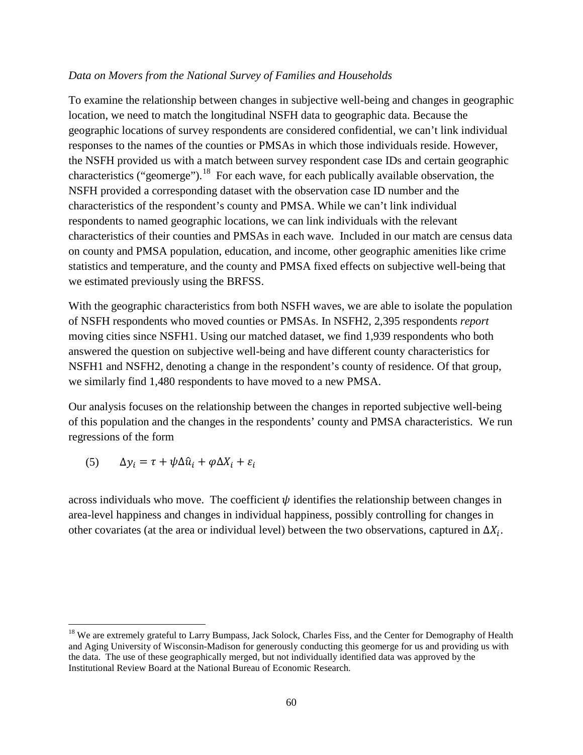*Data on Movers from the National Survey of Families and Households*

To examine the relationship between changes in subjective well-being and changes in geographic location, we need to match the longitudinal NSFH data to geographic data. Because the geographic locations of survey respondents are considered confidential, we can't link individual responses to the names of the counties or PMSAs in which those individuals reside. However, the NSFH provided us with a match between survey respondent case IDs and certain geographic characteristics ("geomerge").[18] For each wave, for each publically available observation, the NSFH provided a corresponding dataset with the observation case ID number and the characteristics of the respondent's county and PMSA. While we can't link individual respondents to named geographic locations, we can link individuals with the relevant characteristics of their counties and PMSAs in each wave. Included in our match are census data on county and PMSA population, education, and income, other geographic amenities like crime statistics and temperature, and the county and PMSA fixed effects on subjective well-being that we estimated previously using the BRFSS.

With the geographic characteristics from both NSFH waves, we are able to isolate the population of NSFH respondents who moved counties or PMSAs. In NSFH2, 2,395 respondents *report* moving cities since NSFH1. Using our matched dataset, we find 1,939 respondents who both answered the question on subjective well-being and have different county characteristics for NSFH1 and NSFH2, denoting a change in the respondent's county of residence. Of that group, we similarly find 1,480 respondents to have moved to a new PMSA.

Our analysis focuses on the relationship between the changes in reported subjective well-being of this population and the changes in the respondents' county and PMSA characteristics. We run regressions of the form

$$(5) \qquad \Delta y_i = \tau + \psi \Delta \hat{u}_i + \varphi \Delta X_i + \varepsilon_i$$

across individuals who move. The coefficient $\psi$ identifies the relationship between changes in area-level happiness and changes in individual happiness, possibly controlling for changes in other covariates (at the area or individual level) between the two observations, captured in $\Delta X_i$.

[18] We are extremely grateful to Larry Bumpass, Jack Solock, Charles Fiss, and the Center for Demography of Health and Aging University of Wisconsin-Madison for generously conducting this geomerge for us and providing us with the data. The use of these geographically merged, but not individually identified data was approved by the Institutional Review Board at the National Bureau of Economic Research.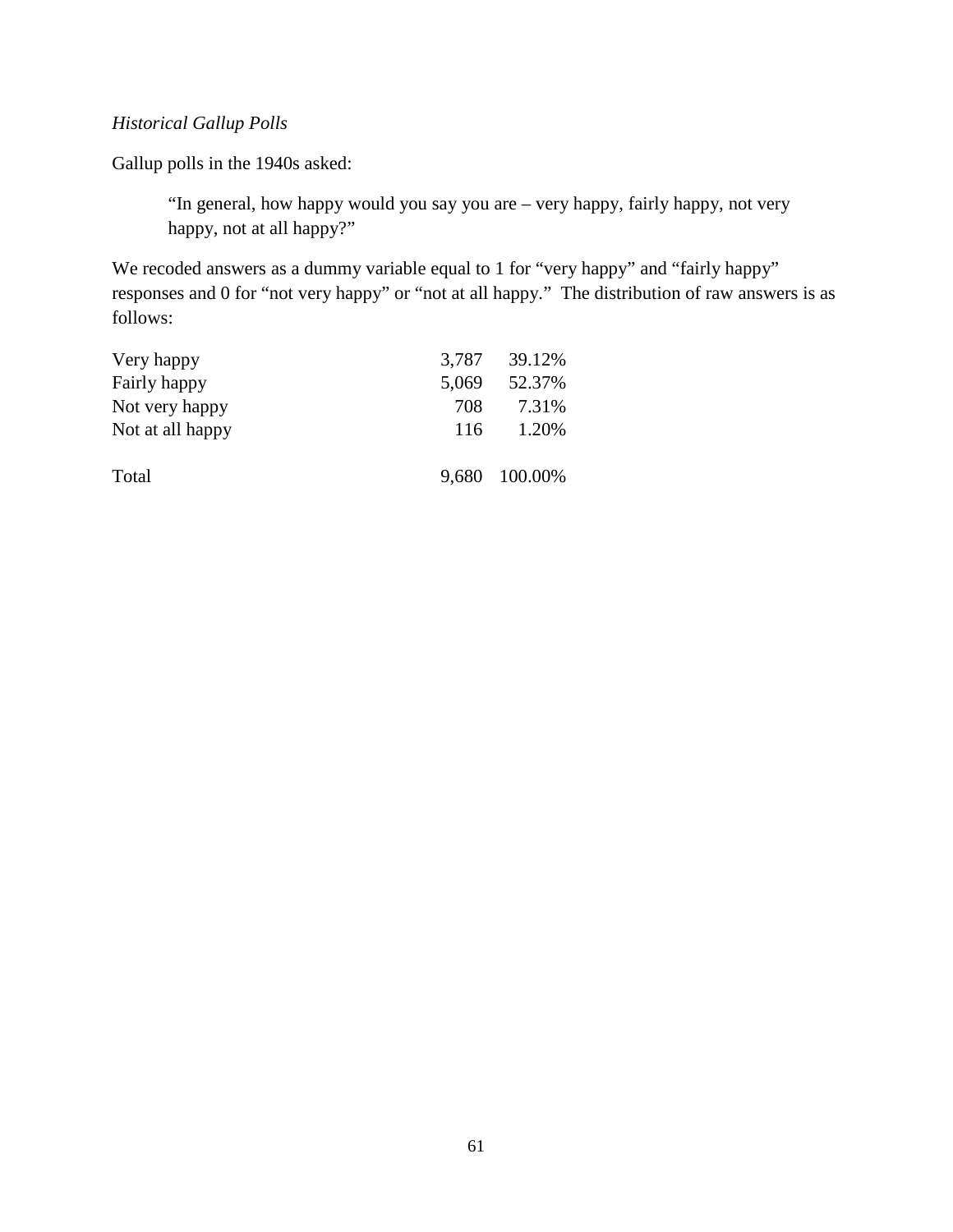*Historical Gallup Polls*

Gallup polls in the 1940s asked:

> "In general, how happy would you say you are – very happy, fairly happy, not very happy, not at all happy?"

We recoded answers as a dummy variable equal to 1 for "very happy" and "fairly happy" responses and 0 for "not very happy" or "not at all happy." The distribution of raw answers is as follows:

| | | |
|---|---|---|
| Very happy | 3,787 | 39.12% |
| Fairly happy | 5,069 | 52.37% |
| Not very happy | 708 | 7.31% |
| Not at all happy | 116 | 1.20% |
| | | |
| Total | 9,680 | 100.00% |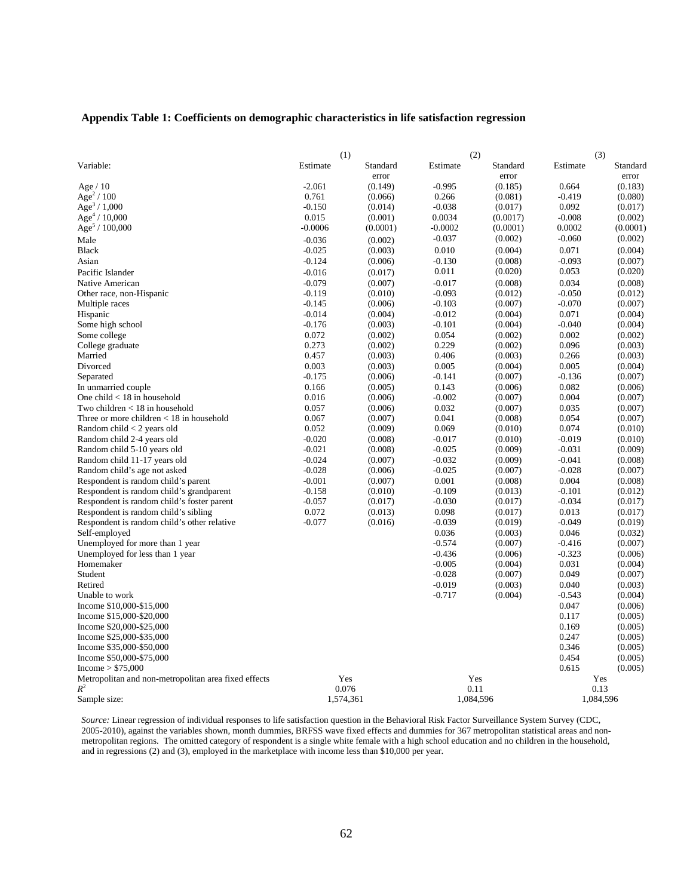**Appendix Table 1: Coefficients on demographic characteristics in life satisfaction regression**

| Variable: | (1) Estimate | (1) Standard error | (2) Estimate | (2) Standard error | (3) Estimate | (3) Standard error |
|---|---|---|---|---|---|---|
| Age / 10 | -2.061 | (0.149) | -0.995 | (0.185) | 0.664 | (0.183) |
| $Age^2$ / 100 | 0.761 | (0.066) | 0.266 | (0.081) | -0.419 | (0.080) |
| $Age^3$ / 1,000 | -0.150 | (0.014) | -0.038 | (0.017) | 0.092 | (0.017) |
| $Age^4$ / 10,000 | 0.015 | (0.001) | 0.0034 | (0.0017) | -0.008 | (0.002) |
| $Age^5$ / 100,000 | -0.0006 | (0.0001) | -0.0002 | (0.0001) | 0.0002 | (0.0001) |
| Male | -0.036 | (0.002) | -0.037 | (0.002) | -0.060 | (0.002) |
| Black | -0.025 | (0.003) | 0.010 | (0.004) | 0.071 | (0.004) |
| Asian | -0.124 | (0.006) | -0.130 | (0.008) | -0.093 | (0.007) |
| Pacific Islander | -0.016 | (0.017) | 0.011 | (0.020) | 0.053 | (0.020) |
| Native American | -0.079 | (0.007) | -0.017 | (0.008) | 0.034 | (0.008) |
| Other race, non-Hispanic | -0.119 | (0.010) | -0.093 | (0.012) | -0.050 | (0.012) |
| Multiple races | -0.145 | (0.006) | -0.103 | (0.007) | -0.070 | (0.007) |
| Hispanic | -0.014 | (0.004) | -0.012 | (0.004) | 0.071 | (0.004) |
| Some high school | -0.176 | (0.003) | -0.101 | (0.004) | -0.040 | (0.004) |
| Some college | 0.072 | (0.002) | 0.054 | (0.002) | 0.002 | (0.002) |
| College graduate | 0.273 | (0.002) | 0.229 | (0.002) | 0.096 | (0.003) |
| Married | 0.457 | (0.003) | 0.406 | (0.003) | 0.266 | (0.003) |
| Divorced | 0.003 | (0.003) | 0.005 | (0.004) | 0.005 | (0.004) |
| Separated | -0.175 | (0.006) | -0.141 | (0.007) | -0.136 | (0.007) |
| In unmarried couple | 0.166 | (0.005) | 0.143 | (0.006) | 0.082 | (0.006) |
| One child < 18 in household | 0.016 | (0.006) | -0.002 | (0.007) | 0.004 | (0.007) |
| Two children < 18 in household | 0.057 | (0.006) | 0.032 | (0.007) | 0.035 | (0.007) |
| Three or more children < 18 in household | 0.067 | (0.007) | 0.041 | (0.008) | 0.054 | (0.007) |
| Random child < 2 years old | 0.052 | (0.009) | 0.069 | (0.010) | 0.074 | (0.010) |
| Random child 2-4 years old | -0.020 | (0.008) | -0.017 | (0.010) | -0.019 | (0.010) |
| Random child 5-10 years old | -0.021 | (0.008) | -0.025 | (0.009) | -0.031 | (0.009) |
| Random child 11-17 years old | -0.024 | (0.007) | -0.032 | (0.009) | -0.041 | (0.008) |
| Random child's age not asked | -0.028 | (0.006) | -0.025 | (0.007) | -0.028 | (0.007) |
| Respondent is random child's parent | -0.001 | (0.007) | 0.001 | (0.008) | 0.004 | (0.008) |
| Respondent is random child's grandparent | -0.158 | (0.010) | -0.109 | (0.013) | -0.101 | (0.012) |
| Respondent is random child's foster parent | -0.057 | (0.017) | -0.030 | (0.017) | -0.034 | (0.017) |
| Respondent is random child's sibling | 0.072 | (0.013) | 0.098 | (0.017) | 0.013 | (0.017) |
| Respondent is random child's other relative | -0.077 | (0.016) | -0.039 | (0.019) | -0.049 | (0.019) |
| Self-employed | | | 0.036 | (0.003) | 0.046 | (0.032) |
| Unemployed for more than 1 year | | | -0.574 | (0.007) | -0.416 | (0.007) |
| Unemployed for less than 1 year | | | -0.436 | (0.006) | -0.323 | (0.006) |
| Homemaker | | | -0.005 | (0.004) | 0.031 | (0.004) |
| Student | | | -0.028 | (0.007) | 0.049 | (0.007) |
| Retired | | | -0.019 | (0.003) | 0.040 | (0.003) |
| Unable to work | | | -0.717 | (0.004) | -0.543 | (0.004) |
| Income \$10,000-\$15,000 | | | | | 0.047 | (0.006) |
| Income \$15,000-\$20,000 | | | | | 0.117 | (0.005) |
| Income \$20,000-\$25,000 | | | | | 0.169 | (0.005) |
| Income \$25,000-\$35,000 | | | | | 0.247 | (0.005) |
| Income \$35,000-\$50,000 | | | | | 0.346 | (0.005) |
| Income \$50,000-\$75,000 | | | | | 0.454 | (0.005) |
| Income > \$75,000 | | | | | 0.615 | (0.005) |
| Metropolitan and non-metropolitan area fixed effects | Yes | | Yes | | Yes | |
| $R^2$ | 0.076 | | 0.11 | | 0.13 | |
| Sample size: | 1,574,361 | | 1,084,596 | | 1,084,596 | |

*Source:* Linear regression of individual responses to life satisfaction question in the Behavioral Risk Factor Surveillance System Survey (CDC, 2005-2010), against the variables shown, month dummies, BRFSS wave fixed effects and dummies for 367 metropolitan statistical areas and non-metropolitan regions. The omitted category of respondent is a single white female with a high school education and no children in the household, and in regressions (2) and (3), employed in the marketplace with income less than $10,000 per year.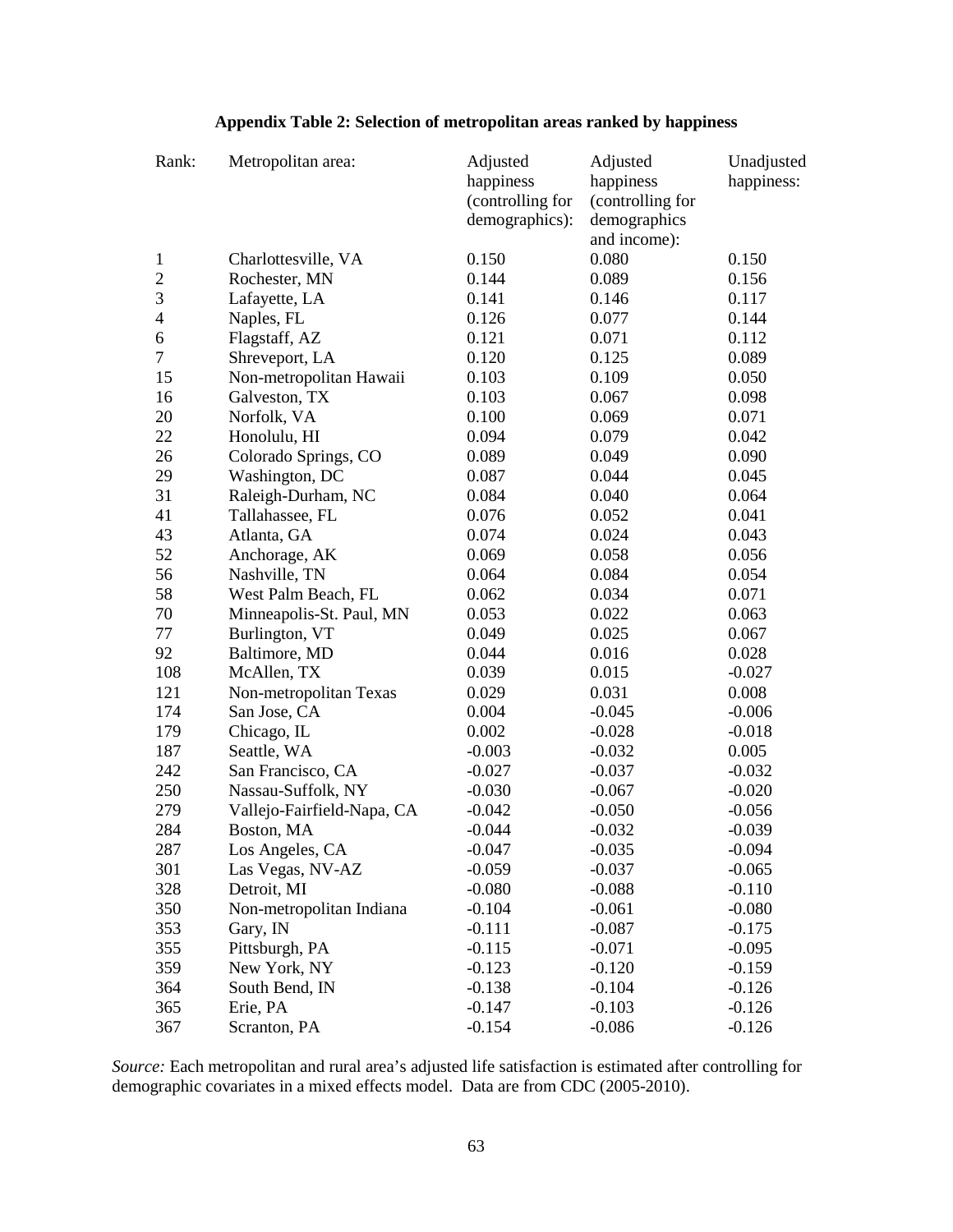**Appendix Table 2: Selection of metropolitan areas ranked by happiness**

| Rank: | Metropolitan area: | Adjusted happiness (controlling for demographics): | Adjusted happiness (controlling for demographics and income): | Unadjusted happiness: |
|---|---|---|---|---|
| 1 | Charlottesville, VA | 0.150 | 0.080 | 0.150 |
| 2 | Rochester, MN | 0.144 | 0.089 | 0.156 |
| 3 | Lafayette, LA | 0.141 | 0.146 | 0.117 |
| 4 | Naples, FL | 0.126 | 0.077 | 0.144 |
| 6 | Flagstaff, AZ | 0.121 | 0.071 | 0.112 |
| 7 | Shreveport, LA | 0.120 | 0.125 | 0.089 |
| 15 | Non-metropolitan Hawaii | 0.103 | 0.109 | 0.050 |
| 16 | Galveston, TX | 0.103 | 0.067 | 0.098 |
| 20 | Norfolk, VA | 0.100 | 0.069 | 0.071 |
| 22 | Honolulu, HI | 0.094 | 0.079 | 0.042 |
| 26 | Colorado Springs, CO | 0.089 | 0.049 | 0.090 |
| 29 | Washington, DC | 0.087 | 0.044 | 0.045 |
| 31 | Raleigh-Durham, NC | 0.084 | 0.040 | 0.064 |
| 41 | Tallahassee, FL | 0.076 | 0.052 | 0.041 |
| 43 | Atlanta, GA | 0.074 | 0.024 | 0.043 |
| 52 | Anchorage, AK | 0.069 | 0.058 | 0.056 |
| 56 | Nashville, TN | 0.064 | 0.084 | 0.054 |
| 58 | West Palm Beach, FL | 0.062 | 0.034 | 0.071 |
| 70 | Minneapolis-St. Paul, MN | 0.053 | 0.022 | 0.063 |
| 77 | Burlington, VT | 0.049 | 0.025 | 0.067 |
| 92 | Baltimore, MD | 0.044 | 0.016 | 0.028 |
| 108 | McAllen, TX | 0.039 | 0.015 | -0.027 |
| 121 | Non-metropolitan Texas | 0.029 | 0.031 | 0.008 |
| 174 | San Jose, CA | 0.004 | -0.045 | -0.006 |
| 179 | Chicago, IL | 0.002 | -0.028 | -0.018 |
| 187 | Seattle, WA | -0.003 | -0.032 | 0.005 |
| 242 | San Francisco, CA | -0.027 | -0.037 | -0.032 |
| 250 | Nassau-Suffolk, NY | -0.030 | -0.067 | -0.020 |
| 279 | Vallejo-Fairfield-Napa, CA | -0.042 | -0.050 | -0.056 |
| 284 | Boston, MA | -0.044 | -0.032 | -0.039 |
| 287 | Los Angeles, CA | -0.047 | -0.035 | -0.094 |
| 301 | Las Vegas, NV-AZ | -0.059 | -0.037 | -0.065 |
| 328 | Detroit, MI | -0.080 | -0.088 | -0.110 |
| 350 | Non-metropolitan Indiana | -0.104 | -0.061 | -0.080 |
| 353 | Gary, IN | -0.111 | -0.087 | -0.175 |
| 355 | Pittsburgh, PA | -0.115 | -0.071 | -0.095 |
| 359 | New York, NY | -0.123 | -0.120 | -0.159 |
| 364 | South Bend, IN | -0.138 | -0.104 | -0.126 |
| 365 | Erie, PA | -0.147 | -0.103 | -0.126 |
| 367 | Scranton, PA | -0.154 | -0.086 | -0.126 |

*Source:* Each metropolitan and rural area's adjusted life satisfaction is estimated after controlling for demographic covariates in a mixed effects model. Data are from CDC (2005-2010).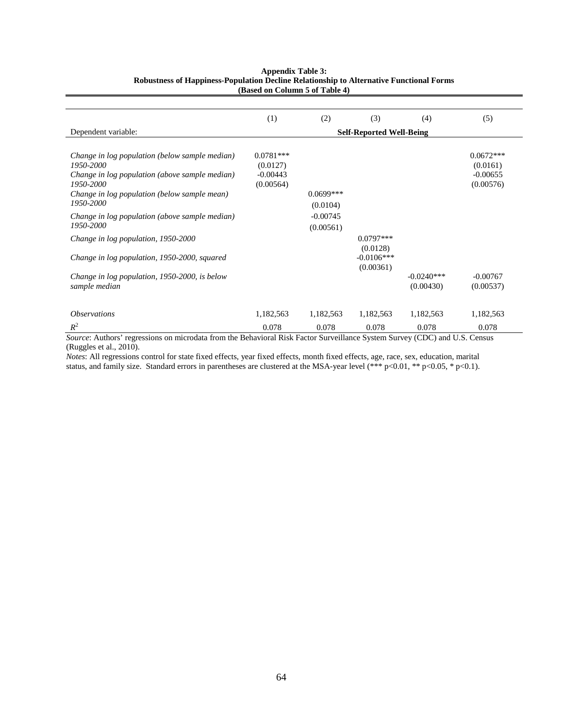**Appendix Table 3:**
**Robustness of Happiness-Population Decline Relationship to Alternative Functional Forms**
**(Based on Column 5 of Table 4)**

| | (1) | (2) | (3) | (4) | (5) |
|---|---|---|---|---|---|
| Dependent variable: | **Self-Reported Well-Being** | | | | |
| *Change in log population (below sample median) 1950-2000* | 0.0781*** | | | | 0.0672*** |
| | (0.0127) | | | | (0.0161) |
| *Change in log population (above sample median) 1950-2000* | -0.00443 | | | | -0.00655 |
| | (0.00564) | | | | (0.00576) |
| *Change in log population (below sample mean) 1950-2000* | | 0.0699*** | | | |
| | | (0.0104) | | | |
| *Change in log population (above sample median) 1950-2000* | | -0.00745 | | | |
| | | (0.00561) | | | |
| *Change in log population, 1950-2000* | | | 0.0797*** | | |
| | | | (0.0128) | | |
| *Change in log population, 1950-2000, squared* | | | -0.0106*** | | |
| | | | (0.00361) | | |
| *Change in log population, 1950-2000, is below sample median* | | | | -0.0240*** | -0.00767 |
| | | | | (0.00430) | (0.00537) |
| *Observations* | 1,182,563 | 1,182,563 | 1,182,563 | 1,182,563 | 1,182,563 |
| $R^2$ | 0.078 | 0.078 | 0.078 | 0.078 | 0.078 |

*Source*: Authors' regressions on microdata from the Behavioral Risk Factor Surveillance System Survey (CDC) and U.S. Census (Ruggles et al., 2010).

*Notes*: All regressions control for state fixed effects, year fixed effects, month fixed effects, age, race, sex, education, marital status, and family size. Standard errors in parentheses are clustered at the MSA-year level (*** p<0.01, ** p<0.05, * p<0.1).